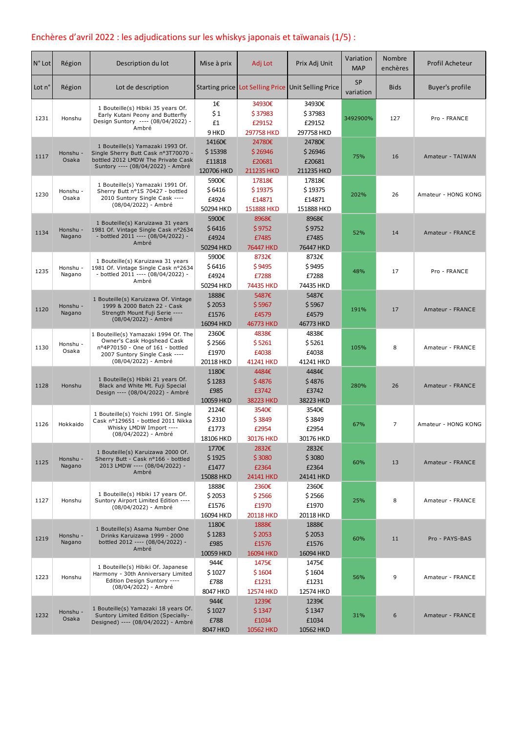# Enchères d'avril 2022 : les adjudications sur les whiskys japonais et taïwanais (1/5) :

| N° Lot | Région | Description du lot | Mise à prix | Adj Lot | Prix Adj Unit | Variation MAP | Nombre enchères | Profil Acheteur |
|---|---|---|---|---|---|---|---|---|
| Lot n° | Région | Lot de description | Starting price | Lot Selling Price | Unit Selling Price | SP variation | Bids | Buyer's profile |
| 1231 | Honshu | 1 Bouteille(s) Hibiki 35 years Of. Early Kutani Peony and Butterfly Design Suntory ---- (08/04/2022) - Ambré | 1€<br>$ 1<br>£1<br>9 HKD | 34930€<br>$ 37983<br>£29152<br>297758 HKD | 34930€<br>$ 37983<br>£29152<br>297758 HKD | 3492900% | 127 | Pro - FRANCE |
| 1117 | Honshu - Osaka | 1 Bouteille(s) Yamazaki 1993 Of. Single Sherry Butt Cask n°3T70070 - bottled 2012 LMDW The Private Cask Suntory ---- (08/04/2022) - Ambré | 14160€<br>$ 15398<br>£11818<br>120706 HKD | 24780€<br>$ 26946<br>£20681<br>211235 HKD | 24780€<br>$ 26946<br>£20681<br>211235 HKD | 75% | 16 | Amateur - TAIWAN |
| 1230 | Honshu - Osaka | 1 Bouteille(s) Yamazaki 1991 Of. Sherry Butt n°1S 70427 - bottled 2010 Suntory Single Cask ---- (08/04/2022) - Ambré | 5900€<br>$ 6416<br>£4924<br>50294 HKD | 17818€<br>$ 19375<br>£14871<br>151888 HKD | 17818€<br>$ 19375<br>£14871<br>151888 HKD | 202% | 26 | Amateur - HONG KONG |
| 1134 | Honshu - Nagano | 1 Bouteille(s) Karuizawa 31 years 1981 Of. Vintage Single Cask n°2634 - bottled 2011 ---- (08/04/2022) - Ambré | 5900€<br>$ 6416<br>£4924<br>50294 HKD | 8968€<br>$ 9752<br>£7485<br>76447 HKD | 8968€<br>$ 9752<br>£7485<br>76447 HKD | 52% | 14 | Amateur - FRANCE |
| 1235 | Honshu - Nagano | 1 Bouteille(s) Karuizawa 31 years 1981 Of. Vintage Single Cask n°2634 - bottled 2011 ---- (08/04/2022) - Ambré | 5900€<br>$ 6416<br>£4924<br>50294 HKD | 8732€<br>$ 9495<br>£7288<br>74435 HKD | 8732€<br>$ 9495<br>£7288<br>74435 HKD | 48% | 17 | Pro - FRANCE |
| 1120 | Honshu - Nagano | 1 Bouteille(s) Karuizawa Of. Vintage 1999 & 2000 Batch 22 - Cask Strength Mount Fuji Serie ---- (08/04/2022) - Ambré | 1888€<br>$ 2053<br>£1576<br>16094 HKD | 5487€<br>$ 5967<br>£4579<br>46773 HKD | 5487€<br>$ 5967<br>£4579<br>46773 HKD | 191% | 17 | Amateur - FRANCE |
| 1130 | Honshu - Osaka | 1 Bouteille(s) Yamazaki 1994 Of. The Owner's Cask Hogshead Cask n°4P70150 - One of 161 - bottled 2007 Suntory Single Cask ---- (08/04/2022) - Ambré | 2360€<br>$ 2566<br>£1970<br>20118 HKD | 4838€<br>$ 5261<br>£4038<br>41241 HKD | 4838€<br>$ 5261<br>£4038<br>41241 HKD | 105% | 8 | Amateur - FRANCE |
| 1128 | Honshu | 1 Bouteille(s) Hibiki 21 years Of. Black and White Mt. Fuji Special Design ---- (08/04/2022) - Ambré | 1180€<br>$ 1283<br>£985<br>10059 HKD | 4484€<br>$ 4876<br>£3742<br>38223 HKD | 4484€<br>$ 4876<br>£3742<br>38223 HKD | 280% | 26 | Amateur - FRANCE |
| 1126 | Hokkaido | 1 Bouteille(s) Yoichi 1991 Of. Single Cask n°129651 - bottled 2011 Nikka Whisky LMDW Import ---- (08/04/2022) - Ambré | 2124€<br>$ 2310<br>£1773<br>18106 HKD | 3540€<br>$ 3849<br>£2954<br>30176 HKD | 3540€<br>$ 3849<br>£2954<br>30176 HKD | 67% | 7 | Amateur - HONG KONG |
| 1125 | Honshu - Nagano | 1 Bouteille(s) Karuizawa 2000 Of. Sherry Butt - Cask n°166 - bottled 2013 LMDW ---- (08/04/2022) - Ambré | 1770€<br>$ 1925<br>£1477<br>15088 HKD | 2832€<br>$ 3080<br>£2364<br>24141 HKD | 2832€<br>$ 3080<br>£2364<br>24141 HKD | 60% | 13 | Amateur - FRANCE |
| 1127 | Honshu | 1 Bouteille(s) Hibiki 17 years Of. Suntory Airport Limited Edition ---- (08/04/2022) - Ambré | 1888€<br>$ 2053<br>£1576<br>16094 HKD | 2360€<br>$ 2566<br>£1970<br>20118 HKD | 2360€<br>$ 2566<br>£1970<br>20118 HKD | 25% | 8 | Amateur - FRANCE |
| 1219 | Honshu - Nagano | 1 Bouteille(s) Asama Number One Drinks Karuizawa 1999 - 2000 bottled 2012 ---- (08/04/2022) - Ambré | 1180€<br>$ 1283<br>£985<br>10059 HKD | 1888€<br>$ 2053<br>£1576<br>16094 HKD | 1888€<br>$ 2053<br>£1576<br>16094 HKD | 60% | 11 | Pro - PAYS-BAS |
| 1223 | Honshu | 1 Bouteille(s) Hibiki Of. Japanese Harmony - 30th Anniversary Limited Edition Design Suntory ---- (08/04/2022) - Ambré | 944€<br>$ 1027<br>£788<br>8047 HKD | 1475€<br>$ 1604<br>£1231<br>12574 HKD | 1475€<br>$ 1604<br>£1231<br>12574 HKD | 56% | 9 | Amateur - FRANCE |
| 1232 | Honshu - Osaka | 1 Bouteille(s) Yamazaki 18 years Of. Suntory Limited Edition (Specially-Designed) ---- (08/04/2022) - Ambré | 944€<br>$ 1027<br>£788<br>8047 HKD | 1239€<br>$ 1347<br>£1034<br>10562 HKD | 1239€<br>$ 1347<br>£1034<br>10562 HKD | 31% | 6 | Amateur - FRANCE |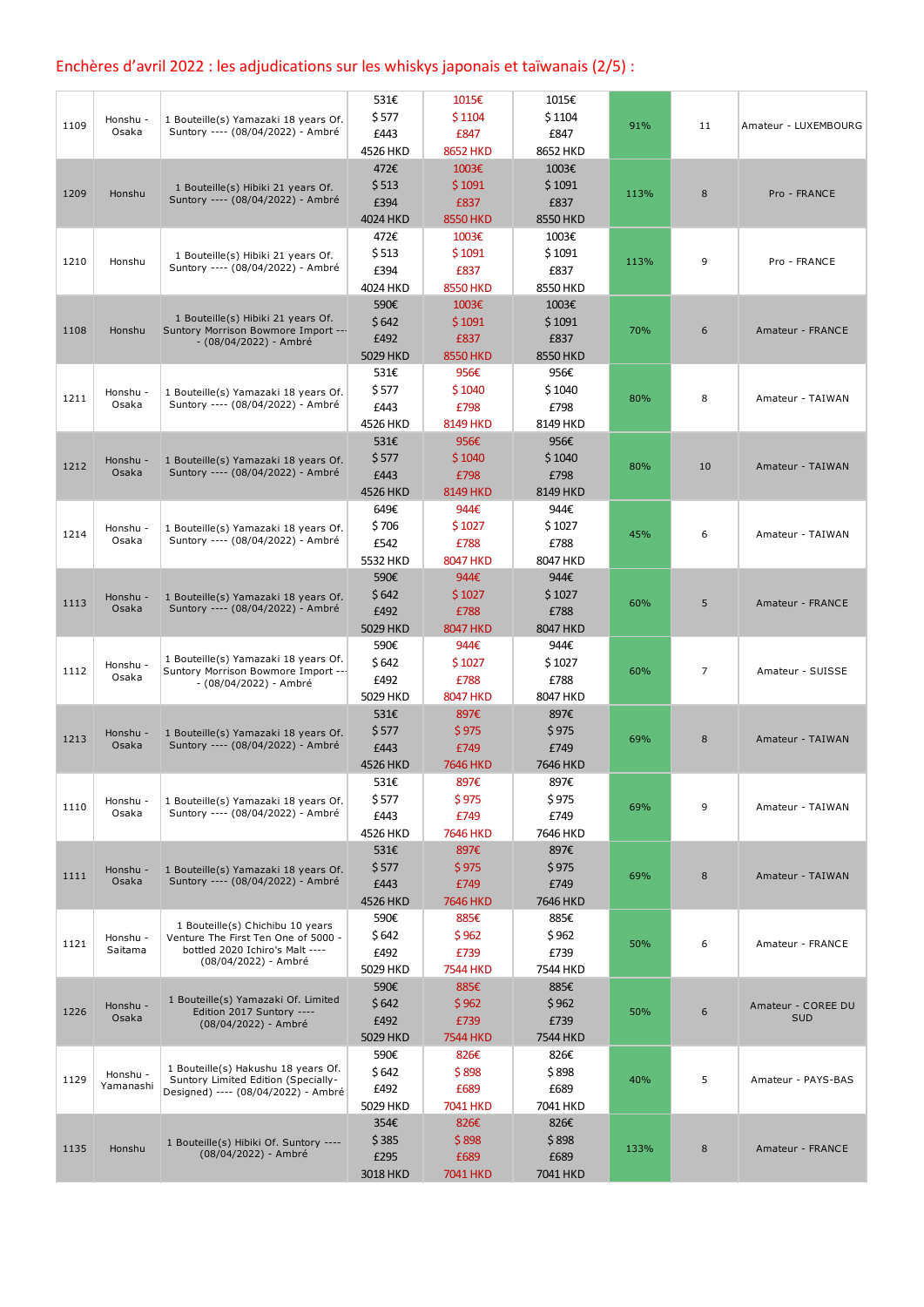## Enchères d'avril 2022 : les adjudications sur les whiskys japonais et taïwanais (2/5) :

| | | | | | | | | |
|---|---|---|---|---|---|---|---|---|
| 1109 | Honshu - Osaka | 1 Bouteille(s) Yamazaki 18 years Of. Suntory ---- (08/04/2022) - Ambré | 531€ $ 577 £443 4526 HKD | 1015€ $ 1104 £847 8652 HKD | 1015€ $ 1104 £847 8652 HKD | 91% | 11 | Amateur - LUXEMBOURG |
| 1209 | Honshu | 1 Bouteille(s) Hibiki 21 years Of. Suntory ---- (08/04/2022) - Ambré | 472€ $ 513 £394 4024 HKD | 1003€ $ 1091 £837 8550 HKD | 1003€ $ 1091 £837 8550 HKD | 113% | 8 | Pro - FRANCE |
| 1210 | Honshu | 1 Bouteille(s) Hibiki 21 years Of. Suntory ---- (08/04/2022) - Ambré | 472€ $ 513 £394 4024 HKD | 1003€ $ 1091 £837 8550 HKD | 1003€ $ 1091 £837 8550 HKD | 113% | 9 | Pro - FRANCE |
| 1108 | Honshu | 1 Bouteille(s) Hibiki 21 years Of. Suntory Morrison Bowmore Import ---- (08/04/2022) - Ambré | 590€ $ 642 £492 5029 HKD | 1003€ $ 1091 £837 8550 HKD | 1003€ $ 1091 £837 8550 HKD | 70% | 6 | Amateur - FRANCE |
| 1211 | Honshu - Osaka | 1 Bouteille(s) Yamazaki 18 years Of. Suntory ---- (08/04/2022) - Ambré | 531€ $ 577 £443 4526 HKD | 956€ $ 1040 £798 8149 HKD | 956€ $ 1040 £798 8149 HKD | 80% | 8 | Amateur - TAIWAN |
| 1212 | Honshu - Osaka | 1 Bouteille(s) Yamazaki 18 years Of. Suntory ---- (08/04/2022) - Ambré | 531€ $ 577 £443 4526 HKD | 956€ $ 1040 £798 8149 HKD | 956€ $ 1040 £798 8149 HKD | 80% | 10 | Amateur - TAIWAN |
| 1214 | Honshu - Osaka | 1 Bouteille(s) Yamazaki 18 years Of. Suntory ---- (08/04/2022) - Ambré | 649€ $ 706 £542 5532 HKD | 944€ $ 1027 £788 8047 HKD | 944€ $ 1027 £788 8047 HKD | 45% | 6 | Amateur - TAIWAN |
| 1113 | Honshu - Osaka | 1 Bouteille(s) Yamazaki 18 years Of. Suntory ---- (08/04/2022) - Ambré | 590€ $ 642 £492 5029 HKD | 944€ $ 1027 £788 8047 HKD | 944€ $ 1027 £788 8047 HKD | 60% | 5 | Amateur - FRANCE |
| 1112 | Honshu - Osaka | 1 Bouteille(s) Yamazaki 18 years Of. Suntory Morrison Bowmore Import ---- (08/04/2022) - Ambré | 590€ $ 642 £492 5029 HKD | 944€ $ 1027 £788 8047 HKD | 944€ $ 1027 £788 8047 HKD | 60% | 7 | Amateur - SUISSE |
| 1213 | Honshu - Osaka | 1 Bouteille(s) Yamazaki 18 years Of. Suntory ---- (08/04/2022) - Ambré | 531€ $ 577 £443 4526 HKD | 897€ $ 975 £749 7646 HKD | 897€ $ 975 £749 7646 HKD | 69% | 8 | Amateur - TAIWAN |
| 1110 | Honshu - Osaka | 1 Bouteille(s) Yamazaki 18 years Of. Suntory ---- (08/04/2022) - Ambré | 531€ $ 577 £443 4526 HKD | 897€ $ 975 £749 7646 HKD | 897€ $ 975 £749 7646 HKD | 69% | 9 | Amateur - TAIWAN |
| 1111 | Honshu - Osaka | 1 Bouteille(s) Yamazaki 18 years Of. Suntory ---- (08/04/2022) - Ambré | 531€ $ 577 £443 4526 HKD | 897€ $ 975 £749 7646 HKD | 897€ $ 975 £749 7646 HKD | 69% | 8 | Amateur - TAIWAN |
| 1121 | Honshu - Saitama | 1 Bouteille(s) Chichibu 10 years Venture The First Ten One of 5000 - bottled 2020 Ichiro's Malt ---- (08/04/2022) - Ambré | 590€ $ 642 £492 5029 HKD | 885€ $ 962 £739 7544 HKD | 885€ $ 962 £739 7544 HKD | 50% | 6 | Amateur - FRANCE |
| 1226 | Honshu - Osaka | 1 Bouteille(s) Yamazaki Of. Limited Edition 2017 Suntory ---- (08/04/2022) - Ambré | 590€ $ 642 £492 5029 HKD | 885€ $ 962 £739 7544 HKD | 885€ $ 962 £739 7544 HKD | 50% | 6 | Amateur - COREE DU SUD |
| 1129 | Honshu - Yamanashi | 1 Bouteille(s) Hakushu 18 years Of. Suntory Limited Edition (Specially-Designed) ---- (08/04/2022) - Ambré | 590€ $ 642 £492 5029 HKD | 826€ $ 898 £689 7041 HKD | 826€ $ 898 £689 7041 HKD | 40% | 5 | Amateur - PAYS-BAS |
| 1135 | Honshu | 1 Bouteille(s) Hibiki Of. Suntory ---- (08/04/2022) - Ambré | 354€ $ 385 £295 3018 HKD | 826€ $ 898 £689 7041 HKD | 826€ $ 898 £689 7041 HKD | 133% | 8 | Amateur - FRANCE |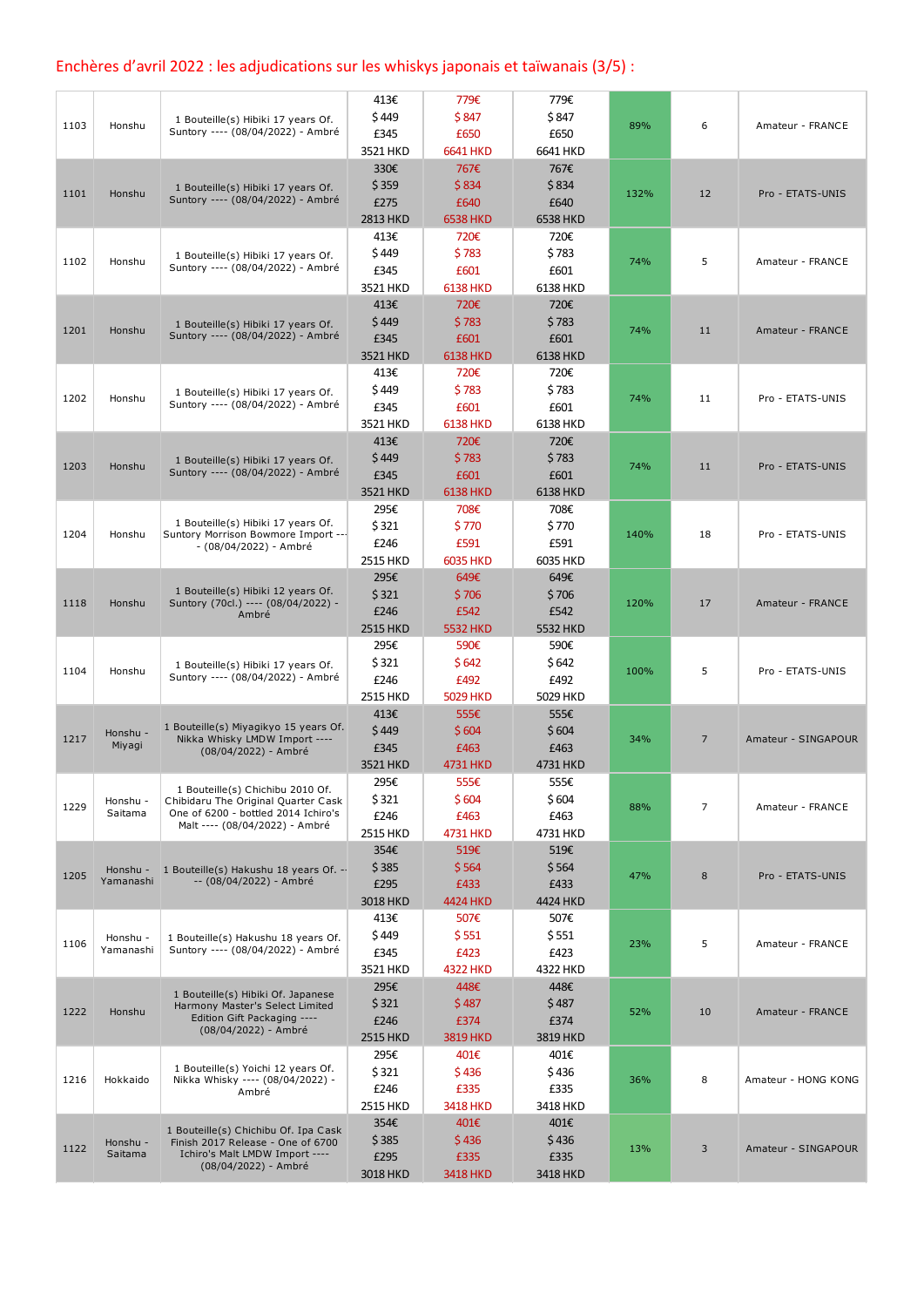## Enchères d'avril 2022 : les adjudications sur les whiskys japonais et taïwanais (3/5) :

| | | | | | | | | |
|---|---|---|---|---|---|---|---|---|
| 1103 | Honshu | 1 Bouteille(s) Hibiki 17 years Of. Suntory ---- (08/04/2022) - Ambré | 413€ $449 £345 3521 HKD | 779€ $847 £650 6641 HKD | 779€ $847 £650 6641 HKD | 89% | 6 | Amateur - FRANCE |
| 1101 | Honshu | 1 Bouteille(s) Hibiki 17 years Of. Suntory ---- (08/04/2022) - Ambré | 330€ $359 £275 2813 HKD | 767€ $834 £640 6538 HKD | 767€ $834 £640 6538 HKD | 132% | 12 | Pro - ETATS-UNIS |
| 1102 | Honshu | 1 Bouteille(s) Hibiki 17 years Of. Suntory ---- (08/04/2022) - Ambré | 413€ $449 £345 3521 HKD | 720€ $783 £601 6138 HKD | 720€ $783 £601 6138 HKD | 74% | 5 | Amateur - FRANCE |
| 1201 | Honshu | 1 Bouteille(s) Hibiki 17 years Of. Suntory ---- (08/04/2022) - Ambré | 413€ $449 £345 3521 HKD | 720€ $783 £601 6138 HKD | 720€ $783 £601 6138 HKD | 74% | 11 | Amateur - FRANCE |
| 1202 | Honshu | 1 Bouteille(s) Hibiki 17 years Of. Suntory ---- (08/04/2022) - Ambré | 413€ $449 £345 3521 HKD | 720€ $783 £601 6138 HKD | 720€ $783 £601 6138 HKD | 74% | 11 | Pro - ETATS-UNIS |
| 1203 | Honshu | 1 Bouteille(s) Hibiki 17 years Of. Suntory ---- (08/04/2022) - Ambré | 413€ $449 £345 3521 HKD | 720€ $783 £601 6138 HKD | 720€ $783 £601 6138 HKD | 74% | 11 | Pro - ETATS-UNIS |
| 1204 | Honshu | 1 Bouteille(s) Hibiki 17 years Of. Suntory Morrison Bowmore Import ---- (08/04/2022) - Ambré | 295€ $321 £246 2515 HKD | 708€ $770 £591 6035 HKD | 708€ $770 £591 6035 HKD | 140% | 18 | Pro - ETATS-UNIS |
| 1118 | Honshu | 1 Bouteille(s) Hibiki 12 years Of. Suntory (70cl.) ---- (08/04/2022) - Ambré | 295€ $321 £246 2515 HKD | 649€ $706 £542 5532 HKD | 649€ $706 £542 5532 HKD | 120% | 17 | Amateur - FRANCE |
| 1104 | Honshu | 1 Bouteille(s) Hibiki 17 years Of. Suntory ---- (08/04/2022) - Ambré | 295€ $321 £246 2515 HKD | 590€ $642 £492 5029 HKD | 590€ $642 £492 5029 HKD | 100% | 5 | Pro - ETATS-UNIS |
| 1217 | Honshu - Miyagi | 1 Bouteille(s) Miyagikyo 15 years Of. Nikka Whisky LMDW Import ---- (08/04/2022) - Ambré | 413€ $449 £345 3521 HKD | 555€ $604 £463 4731 HKD | 555€ $604 £463 4731 HKD | 34% | 7 | Amateur - SINGAPOUR |
| 1229 | Honshu - Saitama | 1 Bouteille(s) Chichibu 2010 Of. Chibidaru The Original Quarter Cask One of 6200 - bottled 2014 Ichiro's Malt ---- (08/04/2022) - Ambré | 295€ $321 £246 2515 HKD | 555€ $604 £463 4731 HKD | 555€ $604 £463 4731 HKD | 88% | 7 | Amateur - FRANCE |
| 1205 | Honshu - Yamanashi | 1 Bouteille(s) Hakushu 18 years Of. ---- (08/04/2022) - Ambré | 354€ $385 £295 3018 HKD | 519€ $564 £433 4424 HKD | 519€ $564 £433 4424 HKD | 47% | 8 | Pro - ETATS-UNIS |
| 1106 | Honshu - Yamanashi | 1 Bouteille(s) Hakushu 18 years Of. Suntory ---- (08/04/2022) - Ambré | 413€ $449 £345 3521 HKD | 507€ $551 £423 4322 HKD | 507€ $551 £423 4322 HKD | 23% | 5 | Amateur - FRANCE |
| 1222 | Honshu | 1 Bouteille(s) Hibiki Of. Japanese Harmony Master's Select Limited Edition Gift Packaging ---- (08/04/2022) - Ambré | 295€ $321 £246 2515 HKD | 448€ $487 £374 3819 HKD | 448€ $487 £374 3819 HKD | 52% | 10 | Amateur - FRANCE |
| 1216 | Hokkaido | 1 Bouteille(s) Yoichi 12 years Of. Nikka Whisky ---- (08/04/2022) - Ambré | 295€ $321 £246 2515 HKD | 401€ $436 £335 3418 HKD | 401€ $436 £335 3418 HKD | 36% | 8 | Amateur - HONG KONG |
| 1122 | Honshu - Saitama | 1 Bouteille(s) Chichibu Of. Ipa Cask Finish 2017 Release - One of 6700 Ichiro's Malt LMDW Import ---- (08/04/2022) - Ambré | 354€ $385 £295 3018 HKD | 401€ $436 £335 3418 HKD | 401€ $436 £335 3418 HKD | 13% | 3 | Amateur - SINGAPOUR |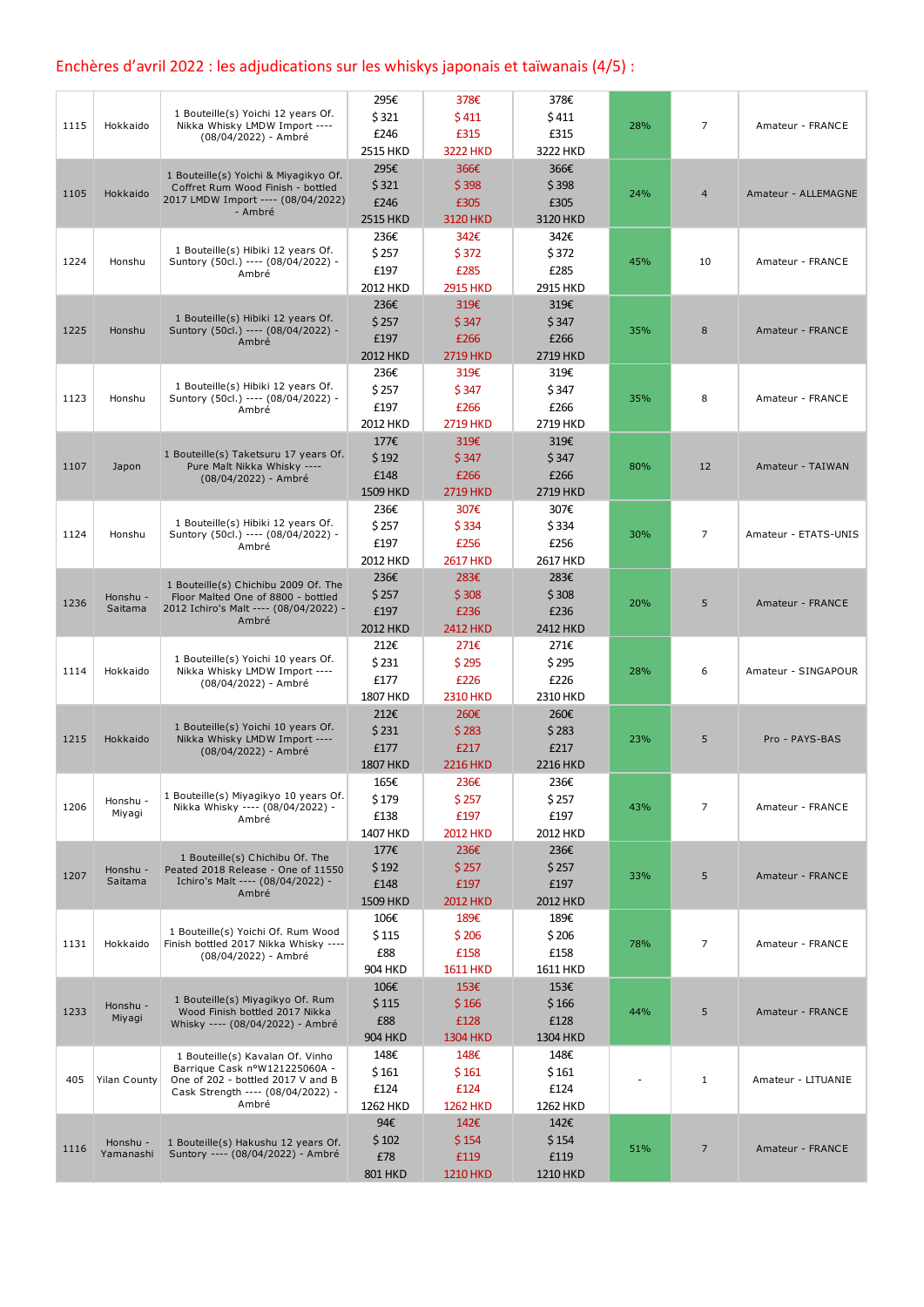## Enchères d'avril 2022 : les adjudications sur les whiskys japonais et taïwanais (4/5) :

| | | | | | | | | |
|---|---|---|---|---|---|---|---|---|
| 1115 | Hokkaido | 1 Bouteille(s) Yoichi 12 years Of. Nikka Whisky LMDW Import ---- (08/04/2022) - Ambré | 295€ $ 321 £246 2515 HKD | 378€ $ 411 £315 3222 HKD | 378€ $ 411 £315 3222 HKD | 28% | 7 | Amateur - FRANCE |
| 1105 | Hokkaido | 1 Bouteille(s) Yoichi & Miyagikyo Of. Coffret Rum Wood Finish - bottled 2017 LMDW Import ---- (08/04/2022) - Ambré | 295€ $ 321 £246 2515 HKD | 366€ $ 398 £305 3120 HKD | 366€ $ 398 £305 3120 HKD | 24% | 4 | Amateur - ALLEMAGNE |
| 1224 | Honshu | 1 Bouteille(s) Hibiki 12 years Of. Suntory (50cl.) ---- (08/04/2022) - Ambré | 236€ $ 257 £197 2012 HKD | 342€ $ 372 £285 2915 HKD | 342€ $ 372 £285 2915 HKD | 45% | 10 | Amateur - FRANCE |
| 1225 | Honshu | 1 Bouteille(s) Hibiki 12 years Of. Suntory (50cl.) ---- (08/04/2022) - Ambré | 236€ $ 257 £197 2012 HKD | 319€ $ 347 £266 2719 HKD | 319€ $ 347 £266 2719 HKD | 35% | 8 | Amateur - FRANCE |
| 1123 | Honshu | 1 Bouteille(s) Hibiki 12 years Of. Suntory (50cl.) ---- (08/04/2022) - Ambré | 236€ $ 257 £197 2012 HKD | 319€ $ 347 £266 2719 HKD | 319€ $ 347 £266 2719 HKD | 35% | 8 | Amateur - FRANCE |
| 1107 | Japon | 1 Bouteille(s) Taketsuru 17 years Of. Pure Malt Nikka Whisky ---- (08/04/2022) - Ambré | 177€ $ 192 £148 1509 HKD | 319€ $ 347 £266 2719 HKD | 319€ $ 347 £266 2719 HKD | 80% | 12 | Amateur - TAIWAN |
| 1124 | Honshu | 1 Bouteille(s) Hibiki 12 years Of. Suntory (50cl.) ---- (08/04/2022) - Ambré | 236€ $ 257 £197 2012 HKD | 307€ $ 334 £256 2617 HKD | 307€ $ 334 £256 2617 HKD | 30% | 7 | Amateur - ETATS-UNIS |
| 1236 | Honshu - Saitama | 1 Bouteille(s) Chichibu 2009 Of. The Floor Malted One of 8800 - bottled 2012 Ichiro's Malt ---- (08/04/2022) - Ambré | 236€ $ 257 £197 2012 HKD | 283€ $ 308 £236 2412 HKD | 283€ $ 308 £236 2412 HKD | 20% | 5 | Amateur - FRANCE |
| 1114 | Hokkaido | 1 Bouteille(s) Yoichi 10 years Of. Nikka Whisky LMDW Import ---- (08/04/2022) - Ambré | 212€ $ 231 £177 1807 HKD | 271€ $ 295 £226 2310 HKD | 271€ $ 295 £226 2310 HKD | 28% | 6 | Amateur - SINGAPOUR |
| 1215 | Hokkaido | 1 Bouteille(s) Yoichi 10 years Of. Nikka Whisky LMDW Import ---- (08/04/2022) - Ambré | 212€ $ 231 £177 1807 HKD | 260€ $ 283 £217 2216 HKD | 260€ $ 283 £217 2216 HKD | 23% | 5 | Pro - PAYS-BAS |
| 1206 | Honshu - Miyagi | 1 Bouteille(s) Miyagikyo 10 years Of. Nikka Whisky ---- (08/04/2022) - Ambré | 165€ $ 179 £138 1407 HKD | 236€ $ 257 £197 2012 HKD | 236€ $ 257 £197 2012 HKD | 43% | 7 | Amateur - FRANCE |
| 1207 | Honshu - Saitama | 1 Bouteille(s) Chichibu Of. The Peated 2018 Release - One of 11550 Ichiro's Malt ---- (08/04/2022) - Ambré | 177€ $ 192 £148 1509 HKD | 236€ $ 257 £197 2012 HKD | 236€ $ 257 £197 2012 HKD | 33% | 5 | Amateur - FRANCE |
| 1131 | Hokkaido | 1 Bouteille(s) Yoichi Of. Rum Wood Finish bottled 2017 Nikka Whisky ---- (08/04/2022) - Ambré | 106€ $ 115 £88 904 HKD | 189€ $ 206 £158 1611 HKD | 189€ $ 206 £158 1611 HKD | 78% | 7 | Amateur - FRANCE |
| 1233 | Honshu - Miyagi | 1 Bouteille(s) Miyagikyo Of. Rum Wood Finish bottled 2017 Nikka Whisky ---- (08/04/2022) - Ambré | 106€ $ 115 £88 904 HKD | 153€ $ 166 £128 1304 HKD | 153€ $ 166 £128 1304 HKD | 44% | 5 | Amateur - FRANCE |
| 405 | Yilan County | 1 Bouteille(s) Kavalan Of. Vinho Barrique Cask n°W121225060A - One of 202 - bottled 2017 V and B Cask Strength ---- (08/04/2022) - Ambré | 148€ $ 161 £124 1262 HKD | 148€ $ 161 £124 1262 HKD | 148€ $ 161 £124 1262 HKD | - | 1 | Amateur - LITUANIE |
| 1116 | Honshu - Yamanashi | 1 Bouteille(s) Hakushu 12 years Of. Suntory ---- (08/04/2022) - Ambré | 94€ $ 102 £78 801 HKD | 142€ $ 154 £119 1210 HKD | 142€ $ 154 £119 1210 HKD | 51% | 7 | Amateur - FRANCE |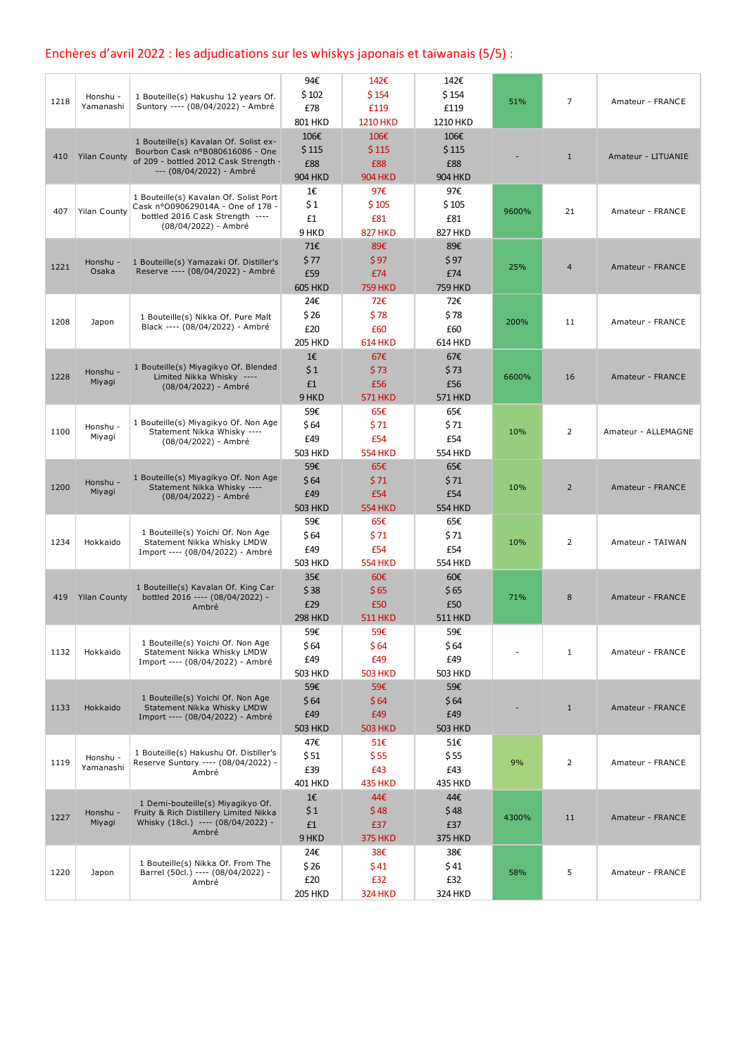## Enchères d'avril 2022 : les adjudications sur les whiskys japonais et taïwanais (5/5) :

| | | | | | | | | |
|---|---|---|---|---|---|---|---|---|
| 1218 | Honshu - Yamanashi | 1 Bouteille(s) Hakushu 12 years Of. Suntory ---- (08/04/2022) - Ambré | 94€ $ 102 £78 801 HKD | 142€ $ 154 £119 1210 HKD | 142€ $ 154 £119 1210 HKD | 51% | 7 | Amateur - FRANCE |
| 410 | Yilan County | 1 Bouteille(s) Kavalan Of. Solist ex-Bourbon Cask n°B080616086 - One of 209 - bottled 2012 Cask Strength - --- (08/04/2022) - Ambré | 106€ $ 115 £88 904 HKD | 106€ $ 115 £88 904 HKD | 106€ $ 115 £88 904 HKD | - | 1 | Amateur - LITUANIE |
| 407 | Yilan County | 1 Bouteille(s) Kavalan Of. Solist Port Cask n°O090629014A - One of 178 - bottled 2016 Cask Strength ---- (08/04/2022) - Ambré | 1€ $ 1 £1 9 HKD | 97€ $ 105 £81 827 HKD | 97€ $ 105 £81 827 HKD | 9600% | 21 | Amateur - FRANCE |
| 1221 | Honshu - Osaka | 1 Bouteille(s) Yamazaki Of. Distiller's Reserve ---- (08/04/2022) - Ambré | 71€ $ 77 £59 605 HKD | 89€ $ 97 £74 759 HKD | 89€ $ 97 £74 759 HKD | 25% | 4 | Amateur - FRANCE |
| 1208 | Japon | 1 Bouteille(s) Nikka Of. Pure Malt Black ---- (08/04/2022) - Ambré | 24€ $ 26 £20 205 HKD | 72€ $ 78 £60 614 HKD | 72€ $ 78 £60 614 HKD | 200% | 11 | Amateur - FRANCE |
| 1228 | Honshu - Miyagi | 1 Bouteille(s) Miyagikyo Of. Blended Limited Nikka Whisky ---- (08/04/2022) - Ambré | 1€ $ 1 £1 9 HKD | 67€ $ 73 £56 571 HKD | 67€ $ 73 £56 571 HKD | 6600% | 16 | Amateur - FRANCE |
| 1100 | Honshu - Miyagi | 1 Bouteille(s) Miyagikyo Of. Non Age Statement Nikka Whisky ---- (08/04/2022) - Ambré | 59€ $ 64 £49 503 HKD | 65€ $ 71 £54 554 HKD | 65€ $ 71 £54 554 HKD | 10% | 2 | Amateur - ALLEMAGNE |
| 1200 | Honshu - Miyagi | 1 Bouteille(s) Miyagikyo Of. Non Age Statement Nikka Whisky ---- (08/04/2022) - Ambré | 59€ $ 64 £49 503 HKD | 65€ $ 71 £54 554 HKD | 65€ $ 71 £54 554 HKD | 10% | 2 | Amateur - FRANCE |
| 1234 | Hokkaido | 1 Bouteille(s) Yoichi Of. Non Age Statement Nikka Whisky LMDW Import ---- (08/04/2022) - Ambré | 59€ $ 64 £49 503 HKD | 65€ $ 71 £54 554 HKD | 65€ $ 71 £54 554 HKD | 10% | 2 | Amateur - TAIWAN |
| 419 | Yilan County | 1 Bouteille(s) Kavalan Of. King Car bottled 2016 ---- (08/04/2022) - Ambré | 35€ $ 38 £29 298 HKD | 60€ $ 65 £50 511 HKD | 60€ $ 65 £50 511 HKD | 71% | 8 | Amateur - FRANCE |
| 1132 | Hokkaido | 1 Bouteille(s) Yoichi Of. Non Age Statement Nikka Whisky LMDW Import ---- (08/04/2022) - Ambré | 59€ $ 64 £49 503 HKD | 59€ $ 64 £49 503 HKD | 59€ $ 64 £49 503 HKD | - | 1 | Amateur - FRANCE |
| 1133 | Hokkaido | 1 Bouteille(s) Yoichi Of. Non Age Statement Nikka Whisky LMDW Import ---- (08/04/2022) - Ambré | 59€ $ 64 £49 503 HKD | 59€ $ 64 £49 503 HKD | 59€ $ 64 £49 503 HKD | - | 1 | Amateur - FRANCE |
| 1119 | Honshu - Yamanashi | 1 Bouteille(s) Hakushu Of. Distiller's Reserve Suntory ---- (08/04/2022) - Ambré | 47€ $ 51 £39 401 HKD | 51€ $ 55 £43 435 HKD | 51€ $ 55 £43 435 HKD | 9% | 2 | Amateur - FRANCE |
| 1227 | Honshu - Miyagi | 1 Demi-bouteille(s) Miyagikyo Of. Fruity & Rich Distillery Limited Nikka Whisky (18cl.) ---- (08/04/2022) - Ambré | 1€ $ 1 £1 9 HKD | 44€ $ 48 £37 375 HKD | 44€ $ 48 £37 375 HKD | 4300% | 11 | Amateur - FRANCE |
| 1220 | Japon | 1 Bouteille(s) Nikka Of. From The Barrel (50cl.) ---- (08/04/2022) - Ambré | 24€ $ 26 £20 205 HKD | 38€ $ 41 £32 324 HKD | 38€ $ 41 £32 324 HKD | 58% | 5 | Amateur - FRANCE |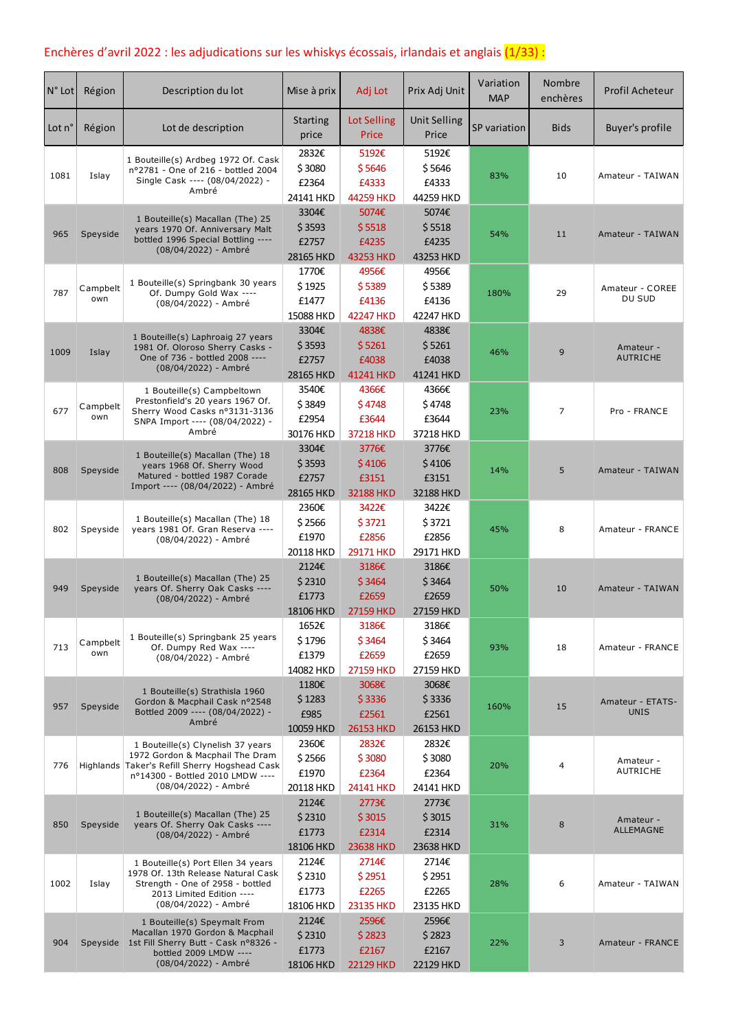Enchères d'avril 2022 : les adjudications sur les whiskys écossais, irlandais et anglais (1/33) :

| N° Lot | Région | Description du lot | Mise à prix | Adj Lot | Prix Adj Unit | Variation MAP | Nombre enchères | Profil Acheteur |
|---|---|---|---|---|---|---|---|---|
| Lot n° | Région | Lot de description | Starting price | Lot Selling Price | Unit Selling Price | SP variation | Bids | Buyer's profile |
| 1081 | Islay | 1 Bouteille(s) Ardbeg 1972 Of. Cask n°2781 - One of 216 - bottled 2004 Single Cask ---- (08/04/2022) - Ambré | 2832€ $ 3080 £2364 24141 HKD | 5192€ $ 5646 £4333 44259 HKD | 5192€ $ 5646 £4333 44259 HKD | 83% | 10 | Amateur - TAIWAN |
| 965 | Speyside | 1 Bouteille(s) Macallan (The) 25 years 1970 Of. Anniversary Malt bottled 1996 Special Bottling ---- (08/04/2022) - Ambré | 3304€ $ 3593 £2757 28165 HKD | 5074€ $ 5518 £4235 43253 HKD | 5074€ $ 5518 £4235 43253 HKD | 54% | 11 | Amateur - TAIWAN |
| 787 | Campbeltown | 1 Bouteille(s) Springbank 30 years Of. Dumpy Gold Wax ---- (08/04/2022) - Ambré | 1770€ $ 1925 £1477 15088 HKD | 4956€ $ 5389 £4136 42247 HKD | 4956€ $ 5389 £4136 42247 HKD | 180% | 29 | Amateur - COREE DU SUD |
| 1009 | Islay | 1 Bouteille(s) Laphroaig 27 years 1981 Of. Oloroso Sherry Casks - One of 736 - bottled 2008 ---- (08/04/2022) - Ambré | 3304€ $ 3593 £2757 28165 HKD | 4838€ $ 5261 £4038 41241 HKD | 4838€ $ 5261 £4038 41241 HKD | 46% | 9 | Amateur - AUTRICHE |
| 677 | Campbeltown | 1 Bouteille(s) Campbeltown Prestonfield's 20 years 1967 Of. Sherry Wood Casks n°3131-3136 SNPA Import ---- (08/04/2022) - Ambré | 3540€ $ 3849 £2954 30176 HKD | 4366€ $ 4748 £3644 37218 HKD | 4366€ $ 4748 £3644 37218 HKD | 23% | 7 | Pro - FRANCE |
| 808 | Speyside | 1 Bouteille(s) Macallan (The) 18 years 1968 Of. Sherry Wood Matured - bottled 1987 Corade Import ---- (08/04/2022) - Ambré | 3304€ $ 3593 £2757 28165 HKD | 3776€ $ 4106 £3151 32188 HKD | 3776€ $ 4106 £3151 32188 HKD | 14% | 5 | Amateur - TAIWAN |
| 802 | Speyside | 1 Bouteille(s) Macallan (The) 18 years 1981 Of. Gran Reserva ---- (08/04/2022) - Ambré | 2360€ $ 2566 £1970 20118 HKD | 3422€ $ 3721 £2856 29171 HKD | 3422€ $ 3721 £2856 29171 HKD | 45% | 8 | Amateur - FRANCE |
| 949 | Speyside | 1 Bouteille(s) Macallan (The) 25 years Of. Sherry Oak Casks ---- (08/04/2022) - Ambré | 2124€ $ 2310 £1773 18106 HKD | 3186€ $ 3464 £2659 27159 HKD | 3186€ $ 3464 £2659 27159 HKD | 50% | 10 | Amateur - TAIWAN |
| 713 | Campbeltown | 1 Bouteille(s) Springbank 25 years Of. Dumpy Red Wax ---- (08/04/2022) - Ambré | 1652€ $ 1796 £1379 14082 HKD | 3186€ $ 3464 £2659 27159 HKD | 3186€ $ 3464 £2659 27159 HKD | 93% | 18 | Amateur - FRANCE |
| 957 | Speyside | 1 Bouteille(s) Strathisla 1960 Gordon & Macphail Cask n°2548 Bottled 2009 ---- (08/04/2022) - Ambré | 1180€ $ 1283 £985 10059 HKD | 3068€ $ 3336 £2561 26153 HKD | 3068€ $ 3336 £2561 26153 HKD | 160% | 15 | Amateur - ETATS-UNIS |
| 776 | Highlands | 1 Bouteille(s) Clynelish 37 years 1972 Gordon & Macphail The Dram Taker's Refill Sherry Hogshead Cask n°14300 - Bottled 2010 LMDW ---- (08/04/2022) - Ambré | 2360€ $ 2566 £1970 20118 HKD | 2832€ $ 3080 £2364 24141 HKD | 2832€ $ 3080 £2364 24141 HKD | 20% | 4 | Amateur - AUTRICHE |
| 850 | Speyside | 1 Bouteille(s) Macallan (The) 25 years Of. Sherry Oak Casks ---- (08/04/2022) - Ambré | 2124€ $ 2310 £1773 18106 HKD | 2773€ $ 3015 £2314 23638 HKD | 2773€ $ 3015 £2314 23638 HKD | 31% | 8 | Amateur - ALLEMAGNE |
| 1002 | Islay | 1 Bouteille(s) Port Ellen 34 years 1978 Of. 13th Release Natural Cask Strength - One of 2958 - bottled 2013 Limited Edition ---- (08/04/2022) - Ambré | 2124€ $ 2310 £1773 18106 HKD | 2714€ $ 2951 £2265 23135 HKD | 2714€ $ 2951 £2265 23135 HKD | 28% | 6 | Amateur - TAIWAN |
| 904 | Speyside | 1 Bouteille(s) Speymalt From Macallan 1970 Gordon & Macphail 1st Fill Sherry Butt - Cask n°8326 - bottled 2009 LMDW ---- (08/04/2022) - Ambré | 2124€ $ 2310 £1773 18106 HKD | 2596€ $ 2823 £2167 22129 HKD | 2596€ $ 2823 £2167 22129 HKD | 22% | 3 | Amateur - FRANCE |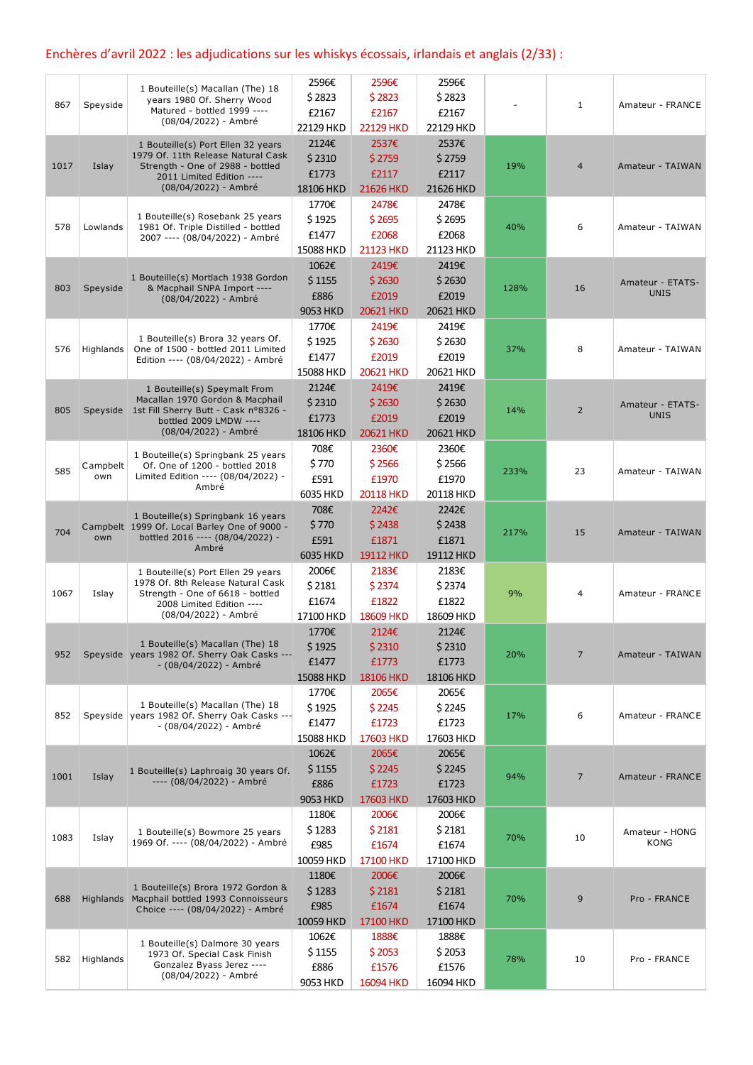Enchères d'avril 2022 : les adjudications sur les whiskys écossais, irlandais et anglais (2/33) :

| | | | | | | | | |
|---|---|---|---|---|---|---|---|---|
| 867 | Speyside | 1 Bouteille(s) Macallan (The) 18 years 1980 Of. Sherry Wood Matured - bottled 1999 ---- (08/04/2022) - Ambré | 2596€ $ 2823 £2167 22129 HKD | 2596€ $ 2823 £2167 22129 HKD | 2596€ $ 2823 £2167 22129 HKD | - | 1 | Amateur - FRANCE |
| 1017 | Islay | 1 Bouteille(s) Port Ellen 32 years 1979 Of. 11th Release Natural Cask Strength - One of 2988 - bottled 2011 Limited Edition ---- (08/04/2022) - Ambré | 2124€ $ 2310 £1773 18106 HKD | 2537€ $ 2759 £2117 21626 HKD | 2537€ $ 2759 £2117 21626 HKD | 19% | 4 | Amateur - TAIWAN |
| 578 | Lowlands | 1 Bouteille(s) Rosebank 25 years 1981 Of. Triple Distilled - bottled 2007 ---- (08/04/2022) - Ambré | 1770€ $ 1925 £1477 15088 HKD | 2478€ $ 2695 £2068 21123 HKD | 2478€ $ 2695 £2068 21123 HKD | 40% | 6 | Amateur - TAIWAN |
| 803 | Speyside | 1 Bouteille(s) Mortlach 1938 Gordon & Macphail SNPA Import ---- (08/04/2022) - Ambré | 1062€ $ 1155 £886 9053 HKD | 2419€ $ 2630 £2019 20621 HKD | 2419€ $ 2630 £2019 20621 HKD | 128% | 16 | Amateur - ETATS-UNIS |
| 576 | Highlands | 1 Bouteille(s) Brora 32 years Of. One of 1500 - bottled 2011 Limited Edition ---- (08/04/2022) - Ambré | 1770€ $ 1925 £1477 15088 HKD | 2419€ $ 2630 £2019 20621 HKD | 2419€ $ 2630 £2019 20621 HKD | 37% | 8 | Amateur - TAIWAN |
| 805 | Speyside | 1 Bouteille(s) Speymalt From Macallan 1970 Gordon & Macphail 1st Fill Sherry Butt - Cask n°8326 - bottled 2009 LMDW ---- (08/04/2022) - Ambré | 2124€ $ 2310 £1773 18106 HKD | 2419€ $ 2630 £2019 20621 HKD | 2419€ $ 2630 £2019 20621 HKD | 14% | 2 | Amateur - ETATS-UNIS |
| 585 | Campbeltown | 1 Bouteille(s) Springbank 25 years Of. One of 1200 - bottled 2018 Limited Edition ---- (08/04/2022) - Ambré | 708€ $ 770 £591 6035 HKD | 2360€ $ 2566 £1970 20118 HKD | 2360€ $ 2566 £1970 20118 HKD | 233% | 23 | Amateur - TAIWAN |
| 704 | Campbeltown | 1 Bouteille(s) Springbank 16 years 1999 Of. Local Barley One of 9000 - bottled 2016 ---- (08/04/2022) - Ambré | 708€ $ 770 £591 6035 HKD | 2242€ $ 2438 £1871 19112 HKD | 2242€ $ 2438 £1871 19112 HKD | 217% | 15 | Amateur - TAIWAN |
| 1067 | Islay | 1 Bouteille(s) Port Ellen 29 years 1978 Of. 8th Release Natural Cask Strength - One of 6618 - bottled 2008 Limited Edition ---- (08/04/2022) - Ambré | 2006€ $ 2181 £1674 17100 HKD | 2183€ $ 2374 £1822 18609 HKD | 2183€ $ 2374 £1822 18609 HKD | 9% | 4 | Amateur - FRANCE |
| 952 | Speyside | 1 Bouteille(s) Macallan (The) 18 years 1982 Of. Sherry Oak Casks ---- (08/04/2022) - Ambré | 1770€ $ 1925 £1477 15088 HKD | 2124€ $ 2310 £1773 18106 HKD | 2124€ $ 2310 £1773 18106 HKD | 20% | 7 | Amateur - TAIWAN |
| 852 | Speyside | 1 Bouteille(s) Macallan (The) 18 years 1982 Of. Sherry Oak Casks ---- (08/04/2022) - Ambré | 1770€ $ 1925 £1477 15088 HKD | 2065€ $ 2245 £1723 17603 HKD | 2065€ $ 2245 £1723 17603 HKD | 17% | 6 | Amateur - FRANCE |
| 1001 | Islay | 1 Bouteille(s) Laphroaig 30 years Of. ---- (08/04/2022) - Ambré | 1062€ $ 1155 £886 9053 HKD | 2065€ $ 2245 £1723 17603 HKD | 2065€ $ 2245 £1723 17603 HKD | 94% | 7 | Amateur - FRANCE |
| 1083 | Islay | 1 Bouteille(s) Bowmore 25 years 1969 Of. ---- (08/04/2022) - Ambré | 1180€ $ 1283 £985 10059 HKD | 2006€ $ 2181 £1674 17100 HKD | 2006€ $ 2181 £1674 17100 HKD | 70% | 10 | Amateur - HONG KONG |
| 688 | Highlands | 1 Bouteille(s) Brora 1972 Gordon & Macphail bottled 1993 Connoisseurs Choice ---- (08/04/2022) - Ambré | 1180€ $ 1283 £985 10059 HKD | 2006€ $ 2181 £1674 17100 HKD | 2006€ $ 2181 £1674 17100 HKD | 70% | 9 | Pro - FRANCE |
| 582 | Highlands | 1 Bouteille(s) Dalmore 30 years 1973 Of. Special Cask Finish Gonzalez Byass Jerez ---- (08/04/2022) - Ambré | 1062€ $ 1155 £886 9053 HKD | 1888€ $ 2053 £1576 16094 HKD | 1888€ $ 2053 £1576 16094 HKD | 78% | 10 | Pro - FRANCE |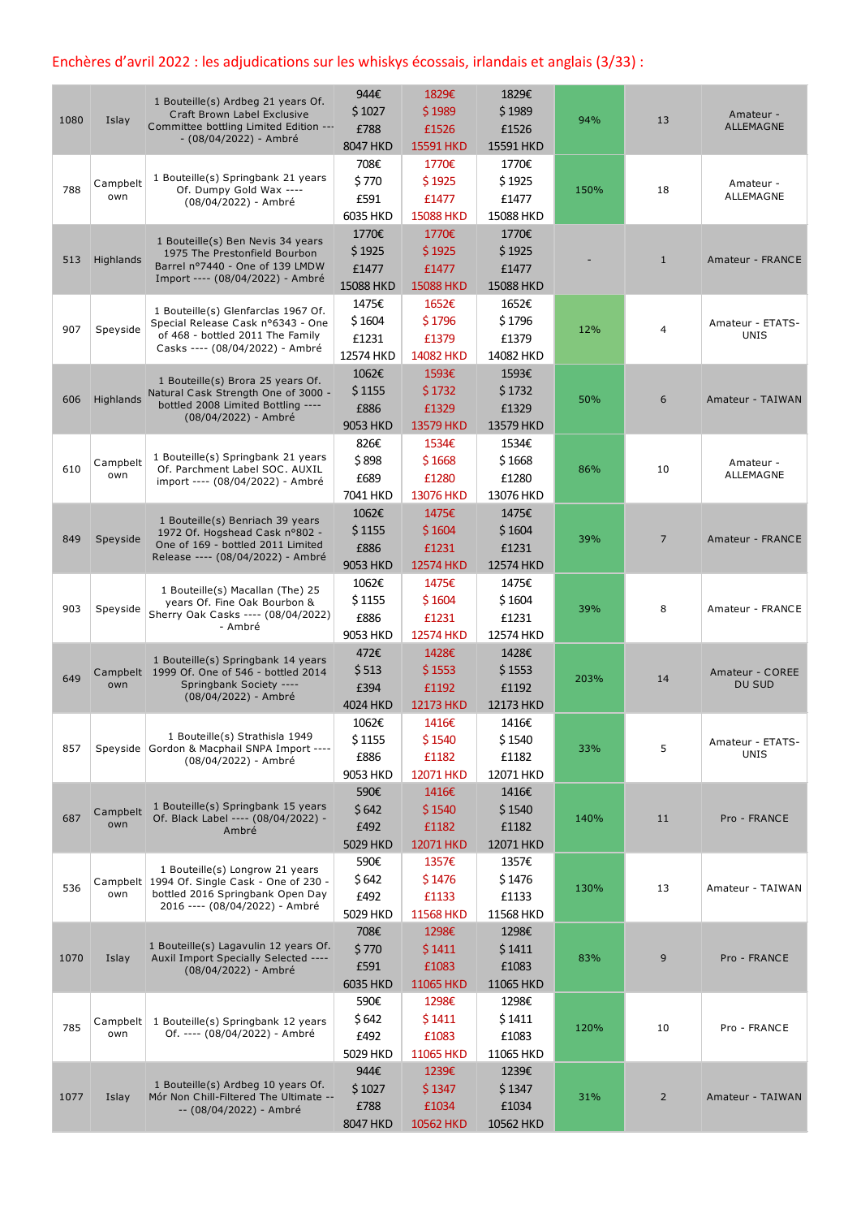Enchères d'avril 2022 : les adjudications sur les whiskys écossais, irlandais et anglais (3/33) :

| | | | | | | | | |
|---|---|---|---|---|---|---|---|---|
| 1080 | Islay | 1 Bouteille(s) Ardbeg 21 years Of. Craft Brown Label Exclusive Committee bottling Limited Edition ---- (08/04/2022) - Ambré | 944€ $ 1027 £788 8047 HKD | 1829€ $ 1989 £1526 15591 HKD | 1829€ $ 1989 £1526 15591 HKD | 94% | 13 | Amateur - ALLEMAGNE |
| 788 | Campbeltown | 1 Bouteille(s) Springbank 21 years Of. Dumpy Gold Wax ---- (08/04/2022) - Ambré | 708€ $ 770 £591 6035 HKD | 1770€ $ 1925 £1477 15088 HKD | 1770€ $ 1925 £1477 15088 HKD | 150% | 18 | Amateur - ALLEMAGNE |
| 513 | Highlands | 1 Bouteille(s) Ben Nevis 34 years 1975 The Prestonfield Bourbon Barrel n°7440 - One of 139 LMDW Import ---- (08/04/2022) - Ambré | 1770€ $ 1925 £1477 15088 HKD | 1770€ $ 1925 £1477 15088 HKD | 1770€ $ 1925 £1477 15088 HKD | - | 1 | Amateur - FRANCE |
| 907 | Speyside | 1 Bouteille(s) Glenfarclas 1967 Of. Special Release Cask n°6343 - One of 468 - bottled 2011 The Family Casks ---- (08/04/2022) - Ambré | 1475€ $ 1604 £1231 12574 HKD | 1652€ $ 1796 £1379 14082 HKD | 1652€ $ 1796 £1379 14082 HKD | 12% | 4 | Amateur - ETATS-UNIS |
| 606 | Highlands | 1 Bouteille(s) Brora 25 years Of. Natural Cask Strength One of 3000 - bottled 2008 Limited Bottling ---- (08/04/2022) - Ambré | 1062€ $ 1155 £886 9053 HKD | 1593€ $ 1732 £1329 13579 HKD | 1593€ $ 1732 £1329 13579 HKD | 50% | 6 | Amateur - TAIWAN |
| 610 | Campbeltown | 1 Bouteille(s) Springbank 21 years Of. Parchment Label SOC. AUXIL import ---- (08/04/2022) - Ambré | 826€ $ 898 £689 7041 HKD | 1534€ $ 1668 £1280 13076 HKD | 1534€ $ 1668 £1280 13076 HKD | 86% | 10 | Amateur - ALLEMAGNE |
| 849 | Speyside | 1 Bouteille(s) Benriach 39 years 1972 Of. Hogshead Cask n°802 - One of 169 - bottled 2011 Limited Release ---- (08/04/2022) - Ambré | 1062€ $ 1155 £886 9053 HKD | 1475€ $ 1604 £1231 12574 HKD | 1475€ $ 1604 £1231 12574 HKD | 39% | 7 | Amateur - FRANCE |
| 903 | Speyside | 1 Bouteille(s) Macallan (The) 25 years Of. Fine Oak Bourbon & Sherry Oak Casks ---- (08/04/2022) - Ambré | 1062€ $ 1155 £886 9053 HKD | 1475€ $ 1604 £1231 12574 HKD | 1475€ $ 1604 £1231 12574 HKD | 39% | 8 | Amateur - FRANCE |
| 649 | Campbeltown | 1 Bouteille(s) Springbank 14 years 1999 Of. One of 546 - bottled 2014 Springbank Society ---- (08/04/2022) - Ambré | 472€ $ 513 £394 4024 HKD | 1428€ $ 1553 £1192 12173 HKD | 1428€ $ 1553 £1192 12173 HKD | 203% | 14 | Amateur - COREE DU SUD |
| 857 | Speyside | 1 Bouteille(s) Strathisla 1949 Gordon & Macphail SNPA Import ---- (08/04/2022) - Ambré | 1062€ $ 1155 £886 9053 HKD | 1416€ $ 1540 £1182 12071 HKD | 1416€ $ 1540 £1182 12071 HKD | 33% | 5 | Amateur - ETATS-UNIS |
| 687 | Campbeltown | 1 Bouteille(s) Springbank 15 years Of. Black Label ---- (08/04/2022) - Ambré | 590€ $ 642 £492 5029 HKD | 1416€ $ 1540 £1182 12071 HKD | 1416€ $ 1540 £1182 12071 HKD | 140% | 11 | Pro - FRANCE |
| 536 | Campbeltown | 1 Bouteille(s) Longrow 21 years 1994 Of. Single Cask - One of 230 - bottled 2016 Springbank Open Day 2016 ---- (08/04/2022) - Ambré | 590€ $ 642 £492 5029 HKD | 1357€ $ 1476 £1133 11568 HKD | 1357€ $ 1476 £1133 11568 HKD | 130% | 13 | Amateur - TAIWAN |
| 1070 | Islay | 1 Bouteille(s) Lagavulin 12 years Of. Auxil Import Specially Selected ---- (08/04/2022) - Ambré | 708€ $ 770 £591 6035 HKD | 1298€ $ 1411 £1083 11065 HKD | 1298€ $ 1411 £1083 11065 HKD | 83% | 9 | Pro - FRANCE |
| 785 | Campbeltown | 1 Bouteille(s) Springbank 12 years Of. ---- (08/04/2022) - Ambré | 590€ $ 642 £492 5029 HKD | 1298€ $ 1411 £1083 11065 HKD | 1298€ $ 1411 £1083 11065 HKD | 120% | 10 | Pro - FRANCE |
| 1077 | Islay | 1 Bouteille(s) Ardbeg 10 years Of. Mór Non Chill-Filtered The Ultimate ---- (08/04/2022) - Ambré | 944€ $ 1027 £788 8047 HKD | 1239€ $ 1347 £1034 10562 HKD | 1239€ $ 1347 £1034 10562 HKD | 31% | 2 | Amateur - TAIWAN |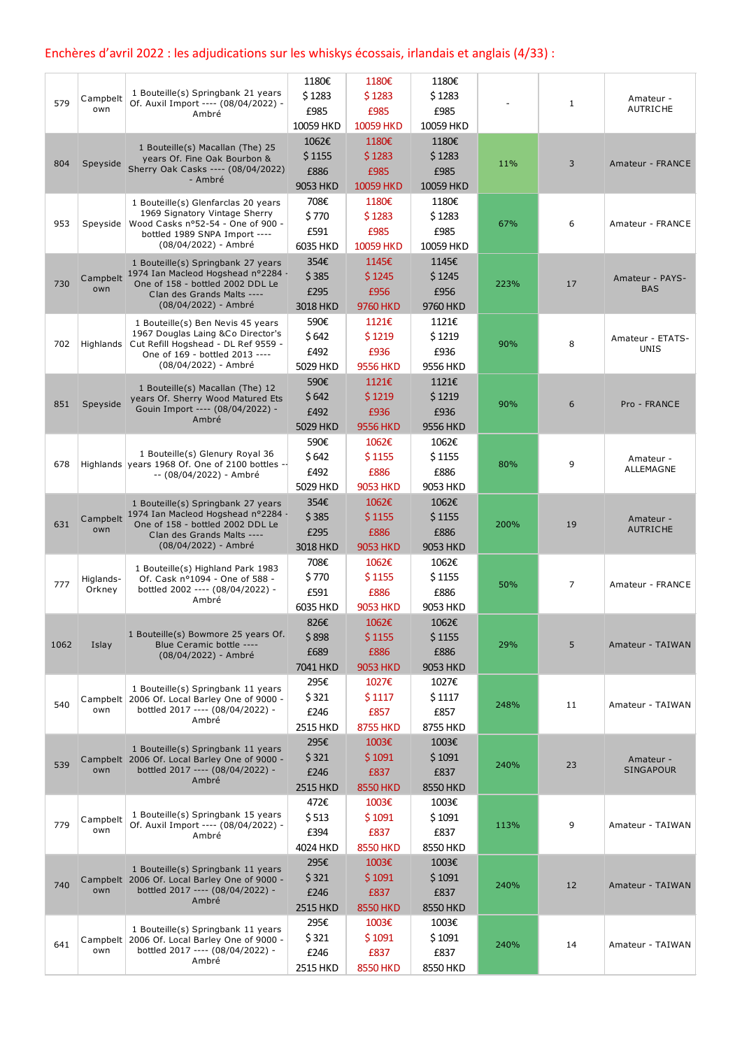Enchères d'avril 2022 : les adjudications sur les whiskys écossais, irlandais et anglais (4/33) :

| | | | | | | | | |
|---|---|---|---|---|---|---|---|---|
| 579 | Campbeltown | 1 Bouteille(s) Springbank 21 years Of. Auxil Import ---- (08/04/2022) - Ambré | 1180€ $ 1283 £985 10059 HKD | 1180€ $ 1283 £985 10059 HKD | 1180€ $ 1283 £985 10059 HKD | - | 1 | Amateur - AUTRICHE |
| 804 | Speyside | 1 Bouteille(s) Macallan (The) 25 years Of. Fine Oak Bourbon & Sherry Oak Casks ---- (08/04/2022) - Ambré | 1062€ $ 1155 £886 9053 HKD | 1180€ $ 1283 £985 10059 HKD | 1180€ $ 1283 £985 10059 HKD | 11% | 3 | Amateur - FRANCE |
| 953 | Speyside | 1 Bouteille(s) Glenfarclas 20 years 1969 Signatory Vintage Sherry Wood Casks n°52-54 - One of 900 - bottled 1989 SNPA Import ---- (08/04/2022) - Ambré | 708€ $ 770 £591 6035 HKD | 1180€ $ 1283 £985 10059 HKD | 1180€ $ 1283 £985 10059 HKD | 67% | 6 | Amateur - FRANCE |
| 730 | Campbeltown | 1 Bouteille(s) Springbank 27 years 1974 Ian Macleod Hogshead n°2284 - One of 158 - bottled 2002 DDL Le Clan des Grands Malts ---- (08/04/2022) - Ambré | 354€ $ 385 £295 3018 HKD | 1145€ $ 1245 £956 9760 HKD | 1145€ $ 1245 £956 9760 HKD | 223% | 17 | Amateur - PAYS-BAS |
| 702 | Highlands | 1 Bouteille(s) Ben Nevis 45 years 1967 Douglas Laing &Co Director's Cut Refill Hogshead - DL Ref 9559 - One of 169 - bottled 2013 ---- (08/04/2022) - Ambré | 590€ $ 642 £492 5029 HKD | 1121€ $ 1219 £936 9556 HKD | 1121€ $ 1219 £936 9556 HKD | 90% | 8 | Amateur - ETATS-UNIS |
| 851 | Speyside | 1 Bouteille(s) Macallan (The) 12 years Of. Sherry Wood Matured Ets Gouin Import ---- (08/04/2022) - Ambré | 590€ $ 642 £492 5029 HKD | 1121€ $ 1219 £936 9556 HKD | 1121€ $ 1219 £936 9556 HKD | 90% | 6 | Pro - FRANCE |
| 678 | Highlands | 1 Bouteille(s) Glenury Royal 36 years 1968 Of. One of 2100 bottles ---- (08/04/2022) - Ambré | 590€ $ 642 £492 5029 HKD | 1062€ $ 1155 £886 9053 HKD | 1062€ $ 1155 £886 9053 HKD | 80% | 9 | Amateur - ALLEMAGNE |
| 631 | Campbeltown | 1 Bouteille(s) Springbank 27 years 1974 Ian Macleod Hogshead n°2284 - One of 158 - bottled 2002 DDL Le Clan des Grands Malts ---- (08/04/2022) - Ambré | 354€ $ 385 £295 3018 HKD | 1062€ $ 1155 £886 9053 HKD | 1062€ $ 1155 £886 9053 HKD | 200% | 19 | Amateur - AUTRICHE |
| 777 | Higlands-Orkney | 1 Bouteille(s) Highland Park 1983 Of. Cask n°1094 - One of 588 - bottled 2002 ---- (08/04/2022) - Ambré | 708€ $ 770 £591 6035 HKD | 1062€ $ 1155 £886 9053 HKD | 1062€ $ 1155 £886 9053 HKD | 50% | 7 | Amateur - FRANCE |
| 1062 | Islay | 1 Bouteille(s) Bowmore 25 years Of. Blue Ceramic bottle ---- (08/04/2022) - Ambré | 826€ $ 898 £689 7041 HKD | 1062€ $ 1155 £886 9053 HKD | 1062€ $ 1155 £886 9053 HKD | 29% | 5 | Amateur - TAIWAN |
| 540 | Campbeltown | 1 Bouteille(s) Springbank 11 years 2006 Of. Local Barley One of 9000 - bottled 2017 ---- (08/04/2022) - Ambré | 295€ $ 321 £246 2515 HKD | 1027€ $ 1117 £857 8755 HKD | 1027€ $ 1117 £857 8755 HKD | 248% | 11 | Amateur - TAIWAN |
| 539 | Campbeltown | 1 Bouteille(s) Springbank 11 years 2006 Of. Local Barley One of 9000 - bottled 2017 ---- (08/04/2022) - Ambré | 295€ $ 321 £246 2515 HKD | 1003€ $ 1091 £837 8550 HKD | 1003€ $ 1091 £837 8550 HKD | 240% | 23 | Amateur - SINGAPOUR |
| 779 | Campbeltown | 1 Bouteille(s) Springbank 15 years Of. Auxil Import ---- (08/04/2022) - Ambré | 472€ $ 513 £394 4024 HKD | 1003€ $ 1091 £837 8550 HKD | 1003€ $ 1091 £837 8550 HKD | 113% | 9 | Amateur - TAIWAN |
| 740 | Campbeltown | 1 Bouteille(s) Springbank 11 years 2006 Of. Local Barley One of 9000 - bottled 2017 ---- (08/04/2022) - Ambré | 295€ $ 321 £246 2515 HKD | 1003€ $ 1091 £837 8550 HKD | 1003€ $ 1091 £837 8550 HKD | 240% | 12 | Amateur - TAIWAN |
| 641 | Campbeltown | 1 Bouteille(s) Springbank 11 years 2006 Of. Local Barley One of 9000 - bottled 2017 ---- (08/04/2022) - Ambré | 295€ $ 321 £246 2515 HKD | 1003€ $ 1091 £837 8550 HKD | 1003€ $ 1091 £837 8550 HKD | 240% | 14 | Amateur - TAIWAN |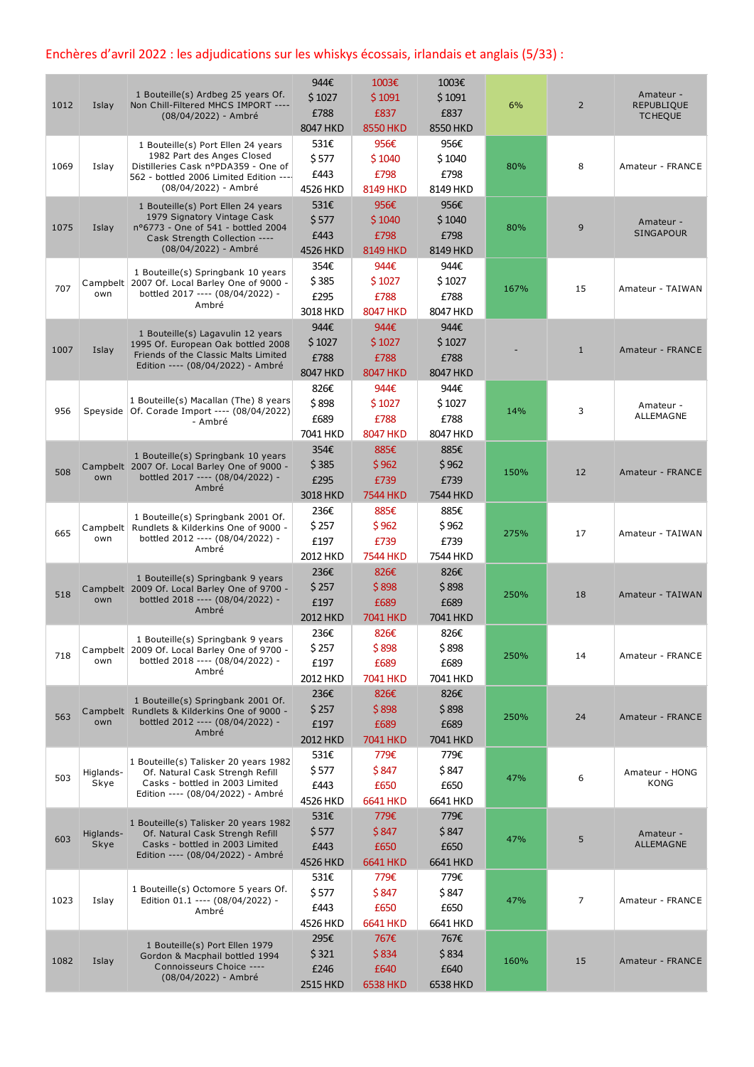Enchères d'avril 2022 : les adjudications sur les whiskys écossais, irlandais et anglais (5/33) :

| | | | | | | | | |
|---|---|---|---|---|---|---|---|---|
| 1012 | Islay | 1 Bouteille(s) Ardbeg 25 years Of. Non Chill-Filtered MHCS IMPORT ---- (08/04/2022) - Ambré | 944€<br>$ 1027<br>£788<br>8047 HKD | 1003€<br>$ 1091<br>£837<br>8550 HKD | 1003€<br>$ 1091<br>£837<br>8550 HKD | 6% | 2 | Amateur - REPUBLIQUE TCHEQUE |
| 1069 | Islay | 1 Bouteille(s) Port Ellen 24 years 1982 Part des Anges Closed Distilleries Cask n°PDA359 - One of 562 - bottled 2006 Limited Edition ---- (08/04/2022) - Ambré | 531€<br>$ 577<br>£443<br>4526 HKD | 956€<br>$ 1040<br>£798<br>8149 HKD | 956€<br>$ 1040<br>£798<br>8149 HKD | 80% | 8 | Amateur - FRANCE |
| 1075 | Islay | 1 Bouteille(s) Port Ellen 24 years 1979 Signatory Vintage Cask n°6773 - One of 541 - bottled 2004 Cask Strength Collection ---- (08/04/2022) - Ambré | 531€<br>$ 577<br>£443<br>4526 HKD | 956€<br>$ 1040<br>£798<br>8149 HKD | 956€<br>$ 1040<br>£798<br>8149 HKD | 80% | 9 | Amateur - SINGAPOUR |
| 707 | Campbeltown | 1 Bouteille(s) Springbank 10 years 2007 Of. Local Barley One of 9000 - bottled 2017 ---- (08/04/2022) - Ambré | 354€<br>$ 385<br>£295<br>3018 HKD | 944€<br>$ 1027<br>£788<br>8047 HKD | 944€<br>$ 1027<br>£788<br>8047 HKD | 167% | 15 | Amateur - TAIWAN |
| 1007 | Islay | 1 Bouteille(s) Lagavulin 12 years 1995 Of. European Oak bottled 2008 Friends of the Classic Malts Limited Edition ---- (08/04/2022) - Ambré | 944€<br>$ 1027<br>£788<br>8047 HKD | 944€<br>$ 1027<br>£788<br>8047 HKD | 944€<br>$ 1027<br>£788<br>8047 HKD | - | 1 | Amateur - FRANCE |
| 956 | Speyside | 1 Bouteille(s) Macallan (The) 8 years Of. Corade Import ---- (08/04/2022) - Ambré | 826€<br>$ 898<br>£689<br>7041 HKD | 944€<br>$ 1027<br>£788<br>8047 HKD | 944€<br>$ 1027<br>£788<br>8047 HKD | 14% | 3 | Amateur - ALLEMAGNE |
| 508 | Campbeltown | 1 Bouteille(s) Springbank 10 years 2007 Of. Local Barley One of 9000 - bottled 2017 ---- (08/04/2022) - Ambré | 354€<br>$ 385<br>£295<br>3018 HKD | 885€<br>$ 962<br>£739<br>7544 HKD | 885€<br>$ 962<br>£739<br>7544 HKD | 150% | 12 | Amateur - FRANCE |
| 665 | Campbeltown | 1 Bouteille(s) Springbank 2001 Of. Rundlets & Kilderkins One of 9000 - bottled 2012 ---- (08/04/2022) - Ambré | 236€<br>$ 257<br>£197<br>2012 HKD | 885€<br>$ 962<br>£739<br>7544 HKD | 885€<br>$ 962<br>£739<br>7544 HKD | 275% | 17 | Amateur - TAIWAN |
| 518 | Campbeltown | 1 Bouteille(s) Springbank 9 years 2009 Of. Local Barley One of 9700 - bottled 2018 ---- (08/04/2022) - Ambré | 236€<br>$ 257<br>£197<br>2012 HKD | 826€<br>$ 898<br>£689<br>7041 HKD | 826€<br>$ 898<br>£689<br>7041 HKD | 250% | 18 | Amateur - TAIWAN |
| 718 | Campbeltown | 1 Bouteille(s) Springbank 9 years 2009 Of. Local Barley One of 9700 - bottled 2018 ---- (08/04/2022) - Ambré | 236€<br>$ 257<br>£197<br>2012 HKD | 826€<br>$ 898<br>£689<br>7041 HKD | 826€<br>$ 898<br>£689<br>7041 HKD | 250% | 14 | Amateur - FRANCE |
| 563 | Campbeltown | 1 Bouteille(s) Springbank 2001 Of. Rundlets & Kilderkins One of 9000 - bottled 2012 ---- (08/04/2022) - Ambré | 236€<br>$ 257<br>£197<br>2012 HKD | 826€<br>$ 898<br>£689<br>7041 HKD | 826€<br>$ 898<br>£689<br>7041 HKD | 250% | 24 | Amateur - FRANCE |
| 503 | Higlands-Skye | 1 Bouteille(s) Talisker 20 years 1982 Of. Natural Cask Strengh Refill Casks - bottled in 2003 Limited Edition ---- (08/04/2022) - Ambré | 531€<br>$ 577<br>£443<br>4526 HKD | 779€<br>$ 847<br>£650<br>6641 HKD | 779€<br>$ 847<br>£650<br>6641 HKD | 47% | 6 | Amateur - HONG KONG |
| 603 | Higlands-Skye | 1 Bouteille(s) Talisker 20 years 1982 Of. Natural Cask Strengh Refill Casks - bottled in 2003 Limited Edition ---- (08/04/2022) - Ambré | 531€<br>$ 577<br>£443<br>4526 HKD | 779€<br>$ 847<br>£650<br>6641 HKD | 779€<br>$ 847<br>£650<br>6641 HKD | 47% | 5 | Amateur - ALLEMAGNE |
| 1023 | Islay | 1 Bouteille(s) Octomore 5 years Of. Edition 01.1 ---- (08/04/2022) - Ambré | 531€<br>$ 577<br>£443<br>4526 HKD | 779€<br>$ 847<br>£650<br>6641 HKD | 779€<br>$ 847<br>£650<br>6641 HKD | 47% | 7 | Amateur - FRANCE |
| 1082 | Islay | 1 Bouteille(s) Port Ellen 1979 Gordon & Macphail bottled 1994 Connoisseurs Choice ---- (08/04/2022) - Ambré | 295€<br>$ 321<br>£246<br>2515 HKD | 767€<br>$ 834<br>£640<br>6538 HKD | 767€<br>$ 834<br>£640<br>6538 HKD | 160% | 15 | Amateur - FRANCE |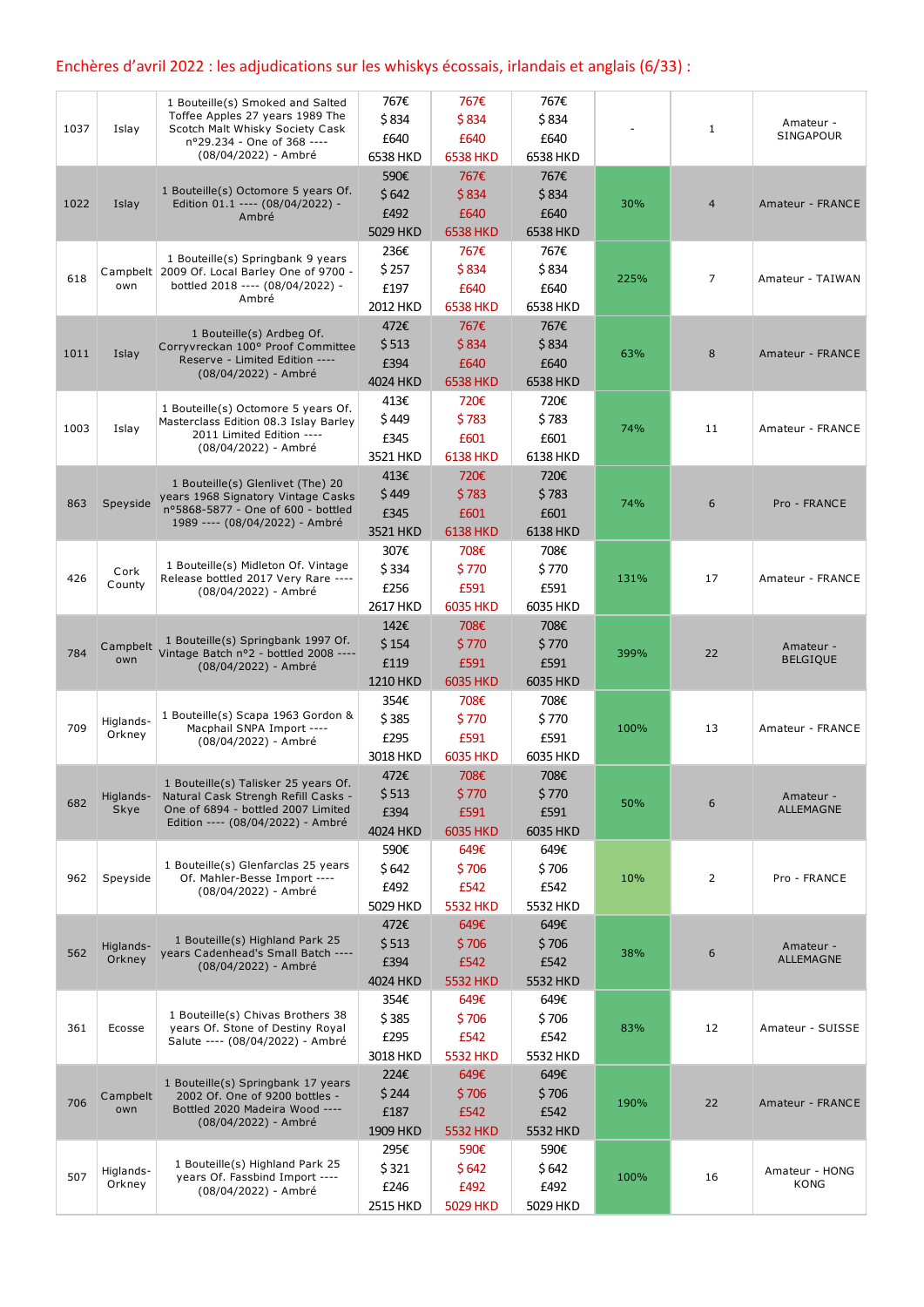Enchères d'avril 2022 : les adjudications sur les whiskys écossais, irlandais et anglais (6/33) :

| | | | | | | | | |
|---|---|---|---|---|---|---|---|---|
| 1037 | Islay | 1 Bouteille(s) Smoked and Salted Toffee Apples 27 years 1989 The Scotch Malt Whisky Society Cask n°29.234 - One of 368 ---- (08/04/2022) - Ambré | 767€ $ 834 £640 6538 HKD | 767€ $ 834 £640 6538 HKD | 767€ $ 834 £640 6538 HKD | - | 1 | Amateur - SINGAPOUR |
| 1022 | Islay | 1 Bouteille(s) Octomore 5 years Of. Edition 01.1 ---- (08/04/2022) - Ambré | 590€ $ 642 £492 5029 HKD | 767€ $ 834 £640 6538 HKD | 767€ $ 834 £640 6538 HKD | 30% | 4 | Amateur - FRANCE |
| 618 | Campbeltown | 1 Bouteille(s) Springbank 9 years 2009 Of. Local Barley One of 9700 - bottled 2018 ---- (08/04/2022) - Ambré | 236€ $ 257 £197 2012 HKD | 767€ $ 834 £640 6538 HKD | 767€ $ 834 £640 6538 HKD | 225% | 7 | Amateur - TAIWAN |
| 1011 | Islay | 1 Bouteille(s) Ardbeg Of. Corryvreckan 100° Proof Committee Reserve - Limited Edition ---- (08/04/2022) - Ambré | 472€ $ 513 £394 4024 HKD | 767€ $ 834 £640 6538 HKD | 767€ $ 834 £640 6538 HKD | 63% | 8 | Amateur - FRANCE |
| 1003 | Islay | 1 Bouteille(s) Octomore 5 years Of. Masterclass Edition 08.3 Islay Barley 2011 Limited Edition ---- (08/04/2022) - Ambré | 413€ $ 449 £345 3521 HKD | 720€ $ 783 £601 6138 HKD | 720€ $ 783 £601 6138 HKD | 74% | 11 | Amateur - FRANCE |
| 863 | Speyside | 1 Bouteille(s) Glenlivet (The) 20 years 1968 Signatory Vintage Casks n°5868-5877 - One of 600 - bottled 1989 ---- (08/04/2022) - Ambré | 413€ $ 449 £345 3521 HKD | 720€ $ 783 £601 6138 HKD | 720€ $ 783 £601 6138 HKD | 74% | 6 | Pro - FRANCE |
| 426 | Cork County | 1 Bouteille(s) Midleton Of. Vintage Release bottled 2017 Very Rare ---- (08/04/2022) - Ambré | 307€ $ 334 £256 2617 HKD | 708€ $ 770 £591 6035 HKD | 708€ $ 770 £591 6035 HKD | 131% | 17 | Amateur - FRANCE |
| 784 | Campbeltown | 1 Bouteille(s) Springbank 1997 Of. Vintage Batch n°2 - bottled 2008 ---- (08/04/2022) - Ambré | 142€ $ 154 £119 1210 HKD | 708€ $ 770 £591 6035 HKD | 708€ $ 770 £591 6035 HKD | 399% | 22 | Amateur - BELGIQUE |
| 709 | Higlands-Orkney | 1 Bouteille(s) Scapa 1963 Gordon & Macphail SNPA Import ---- (08/04/2022) - Ambré | 354€ $ 385 £295 3018 HKD | 708€ $ 770 £591 6035 HKD | 708€ $ 770 £591 6035 HKD | 100% | 13 | Amateur - FRANCE |
| 682 | Higlands-Skye | 1 Bouteille(s) Talisker 25 years Of. Natural Cask Strengh Refill Casks - One of 6894 - bottled 2007 Limited Edition ---- (08/04/2022) - Ambré | 472€ $ 513 £394 4024 HKD | 708€ $ 770 £591 6035 HKD | 708€ $ 770 £591 6035 HKD | 50% | 6 | Amateur - ALLEMAGNE |
| 962 | Speyside | 1 Bouteille(s) Glenfarclas 25 years Of. Mahler-Besse Import ---- (08/04/2022) - Ambré | 590€ $ 642 £492 5029 HKD | 649€ $ 706 £542 5532 HKD | 649€ $ 706 £542 5532 HKD | 10% | 2 | Pro - FRANCE |
| 562 | Higlands-Orkney | 1 Bouteille(s) Highland Park 25 years Cadenhead's Small Batch ---- (08/04/2022) - Ambré | 472€ $ 513 £394 4024 HKD | 649€ $ 706 £542 5532 HKD | 649€ $ 706 £542 5532 HKD | 38% | 6 | Amateur - ALLEMAGNE |
| 361 | Ecosse | 1 Bouteille(s) Chivas Brothers 38 years Of. Stone of Destiny Royal Salute ---- (08/04/2022) - Ambré | 354€ $ 385 £295 3018 HKD | 649€ $ 706 £542 5532 HKD | 649€ $ 706 £542 5532 HKD | 83% | 12 | Amateur - SUISSE |
| 706 | Campbeltown | 1 Bouteille(s) Springbank 17 years 2002 Of. One of 9200 bottles - Bottled 2020 Madeira Wood ---- (08/04/2022) - Ambré | 224€ $ 244 £187 1909 HKD | 649€ $ 706 £542 5532 HKD | 649€ $ 706 £542 5532 HKD | 190% | 22 | Amateur - FRANCE |
| 507 | Higlands-Orkney | 1 Bouteille(s) Highland Park 25 years Of. Fassbind Import ---- (08/04/2022) - Ambré | 295€ $ 321 £246 2515 HKD | 590€ $ 642 £492 5029 HKD | 590€ $ 642 £492 5029 HKD | 100% | 16 | Amateur - HONG KONG |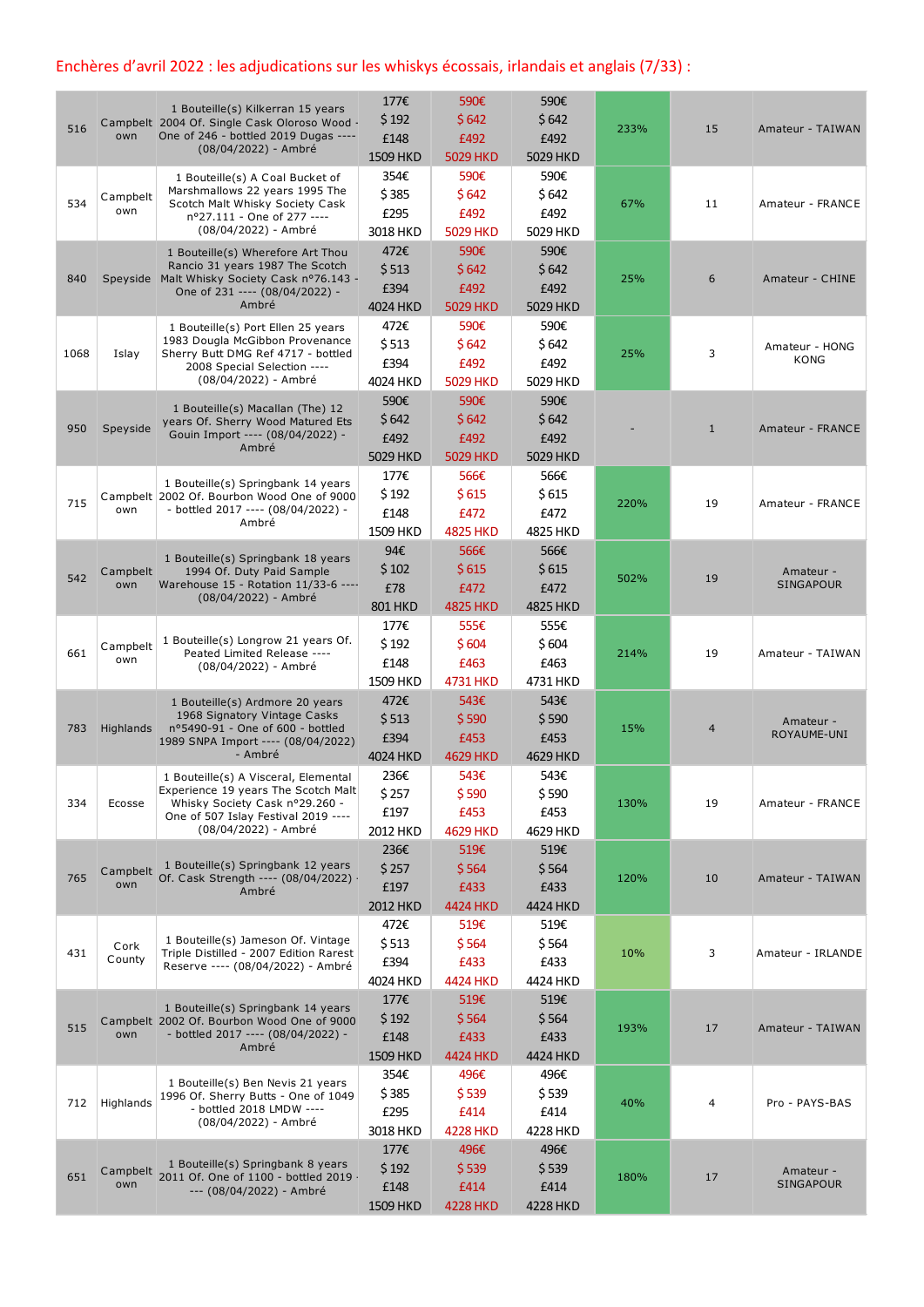## Enchères d'avril 2022 : les adjudications sur les whiskys écossais, irlandais et anglais (7/33) :

| | | | | | | | | |
|---|---|---|---|---|---|---|---|---|
| 516 | Campbeltown | 1 Bouteille(s) Kilkerran 15 years 2004 Of. Single Cask Oloroso Wood - One of 246 - bottled 2019 Dugas ---- (08/04/2022) - Ambré | 177€ $ 192 £148 1509 HKD | 590€ $ 642 £492 5029 HKD | 590€ $ 642 £492 5029 HKD | 233% | 15 | Amateur - TAIWAN |
| 534 | Campbeltown | 1 Bouteille(s) A Coal Bucket of Marshmallows 22 years 1995 The Scotch Malt Whisky Society Cask n°27.111 - One of 277 ---- (08/04/2022) - Ambré | 354€ $ 385 £295 3018 HKD | 590€ $ 642 £492 5029 HKD | 590€ $ 642 £492 5029 HKD | 67% | 11 | Amateur - FRANCE |
| 840 | Speyside | 1 Bouteille(s) Wherefore Art Thou Rancio 31 years 1987 The Scotch Malt Whisky Society Cask n°76.143 - One of 231 ---- (08/04/2022) - Ambré | 472€ $ 513 £394 4024 HKD | 590€ $ 642 £492 5029 HKD | 590€ $ 642 £492 5029 HKD | 25% | 6 | Amateur - CHINE |
| 1068 | Islay | 1 Bouteille(s) Port Ellen 25 years 1983 Dougla McGibbon Provenance Sherry Butt DMG Ref 4717 - bottled 2008 Special Selection ---- (08/04/2022) - Ambré | 472€ $ 513 £394 4024 HKD | 590€ $ 642 £492 5029 HKD | 590€ $ 642 £492 5029 HKD | 25% | 3 | Amateur - HONG KONG |
| 950 | Speyside | 1 Bouteille(s) Macallan (The) 12 years Of. Sherry Wood Matured Ets Gouin Import ---- (08/04/2022) - Ambré | 590€ $ 642 £492 5029 HKD | 590€ $ 642 £492 5029 HKD | 590€ $ 642 £492 5029 HKD | - | 1 | Amateur - FRANCE |
| 715 | Campbeltown | 1 Bouteille(s) Springbank 14 years 2002 Of. Bourbon Wood One of 9000 - bottled 2017 ---- (08/04/2022) - Ambré | 177€ $ 192 £148 1509 HKD | 566€ $ 615 £472 4825 HKD | 566€ $ 615 £472 4825 HKD | 220% | 19 | Amateur - FRANCE |
| 542 | Campbeltown | 1 Bouteille(s) Springbank 18 years 1994 Of. Duty Paid Sample Warehouse 15 - Rotation 11/33-6 ---- (08/04/2022) - Ambré | 94€ $ 102 £78 801 HKD | 566€ $ 615 £472 4825 HKD | 566€ $ 615 £472 4825 HKD | 502% | 19 | Amateur - SINGAPOUR |
| 661 | Campbeltown | 1 Bouteille(s) Longrow 21 years Of. Peated Limited Release ---- (08/04/2022) - Ambré | 177€ $ 192 £148 1509 HKD | 555€ $ 604 £463 4731 HKD | 555€ $ 604 £463 4731 HKD | 214% | 19 | Amateur - TAIWAN |
| 783 | Highlands | 1 Bouteille(s) Ardmore 20 years 1968 Signatory Vintage Casks n°5490-91 - One of 600 - bottled 1989 SNPA Import ---- (08/04/2022) - Ambré | 472€ $ 513 £394 4024 HKD | 543€ $ 590 £453 4629 HKD | 543€ $ 590 £453 4629 HKD | 15% | 4 | Amateur - ROYAUME-UNI |
| 334 | Ecosse | 1 Bouteille(s) A Visceral, Elemental Experience 19 years The Scotch Malt Whisky Society Cask n°29.260 - One of 507 Islay Festival 2019 ---- (08/04/2022) - Ambré | 236€ $ 257 £197 2012 HKD | 543€ $ 590 £453 4629 HKD | 543€ $ 590 £453 4629 HKD | 130% | 19 | Amateur - FRANCE |
| 765 | Campbeltown | 1 Bouteille(s) Springbank 12 years Of. Cask Strength ---- (08/04/2022) - Ambré | 236€ $ 257 £197 2012 HKD | 519€ $ 564 £433 4424 HKD | 519€ $ 564 £433 4424 HKD | 120% | 10 | Amateur - TAIWAN |
| 431 | Cork County | 1 Bouteille(s) Jameson Of. Vintage Triple Distilled - 2007 Edition Rarest Reserve ---- (08/04/2022) - Ambré | 472€ $ 513 £394 4024 HKD | 519€ $ 564 £433 4424 HKD | 519€ $ 564 £433 4424 HKD | 10% | 3 | Amateur - IRLANDE |
| 515 | Campbeltown | 1 Bouteille(s) Springbank 14 years 2002 Of. Bourbon Wood One of 9000 - bottled 2017 ---- (08/04/2022) - Ambré | 177€ $ 192 £148 1509 HKD | 519€ $ 564 £433 4424 HKD | 519€ $ 564 £433 4424 HKD | 193% | 17 | Amateur - TAIWAN |
| 712 | Highlands | 1 Bouteille(s) Ben Nevis 21 years 1996 Of. Sherry Butts - One of 1049 - bottled 2018 LMDW ---- (08/04/2022) - Ambré | 354€ $ 385 £295 3018 HKD | 496€ $ 539 £414 4228 HKD | 496€ $ 539 £414 4228 HKD | 40% | 4 | Pro - PAYS-BAS |
| 651 | Campbeltown | 1 Bouteille(s) Springbank 8 years 2011 Of. One of 1100 - bottled 2019 ---- (08/04/2022) - Ambré | 177€ $ 192 £148 1509 HKD | 496€ $ 539 £414 4228 HKD | 496€ $ 539 £414 4228 HKD | 180% | 17 | Amateur - SINGAPOUR |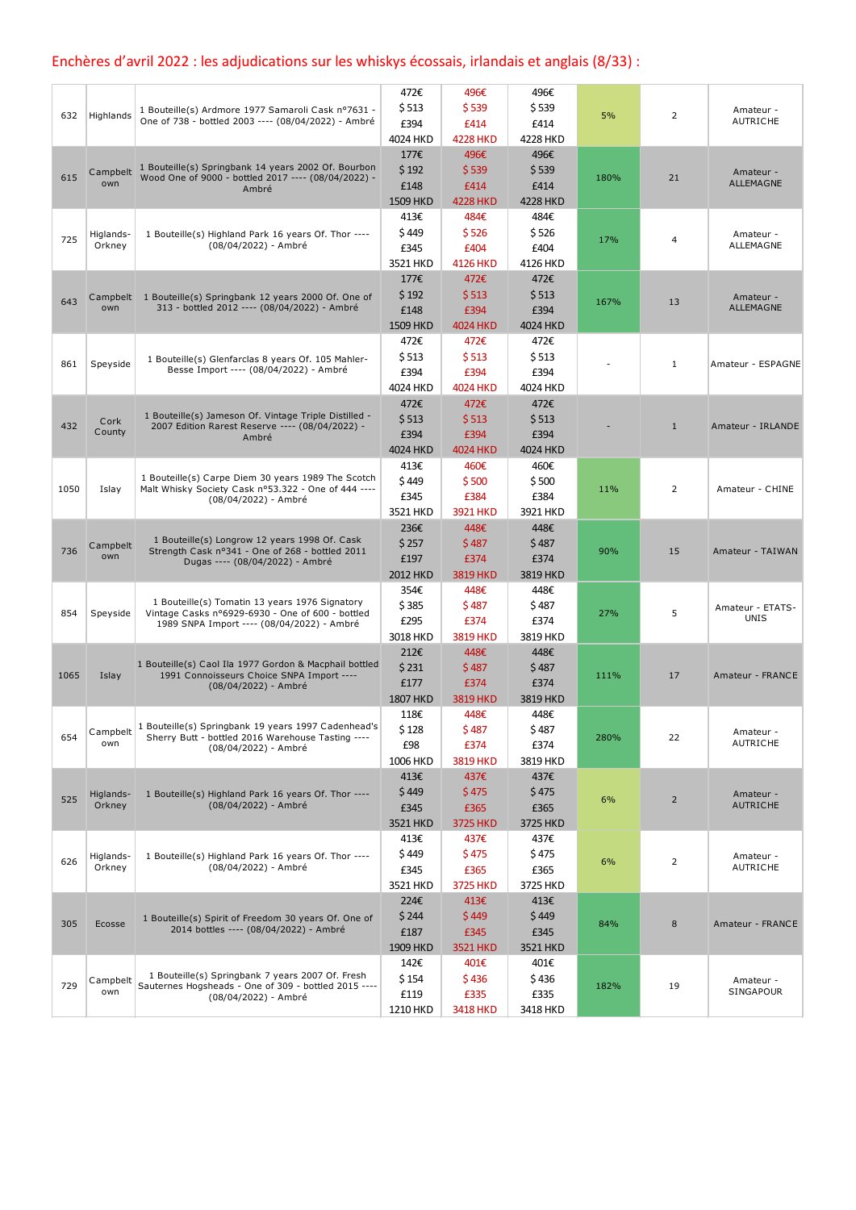## Enchères d'avril 2022 : les adjudications sur les whiskys écossais, irlandais et anglais (8/33) :

| | | | | | | | | |
|---|---|---|---|---|---|---|---|---|
| 632 | Highlands | 1 Bouteille(s) Ardmore 1977 Samaroli Cask n°7631 - One of 738 - bottled 2003 ---- (08/04/2022) - Ambré | 472€ $ 513 £394 4024 HKD | 496€ $ 539 £414 4228 HKD | 496€ $ 539 £414 4228 HKD | 5% | 2 | Amateur - AUTRICHE |
| 615 | Campbeltown | 1 Bouteille(s) Springbank 14 years 2002 Of. Bourbon Wood One of 9000 - bottled 2017 ---- (08/04/2022) - Ambré | 177€ $ 192 £148 1509 HKD | 496€ $ 539 £414 4228 HKD | 496€ $ 539 £414 4228 HKD | 180% | 21 | Amateur - ALLEMAGNE |
| 725 | Higlands-Orkney | 1 Bouteille(s) Highland Park 16 years Of. Thor ---- (08/04/2022) - Ambré | 413€ $ 449 £345 3521 HKD | 484€ $ 526 £404 4126 HKD | 484€ $ 526 £404 4126 HKD | 17% | 4 | Amateur - ALLEMAGNE |
| 643 | Campbeltown | 1 Bouteille(s) Springbank 12 years 2000 Of. One of 313 - bottled 2012 ---- (08/04/2022) - Ambré | 177€ $ 192 £148 1509 HKD | 472€ $ 513 £394 4024 HKD | 472€ $ 513 £394 4024 HKD | 167% | 13 | Amateur - ALLEMAGNE |
| 861 | Speyside | 1 Bouteille(s) Glenfarclas 8 years Of. 105 Mahler-Besse Import ---- (08/04/2022) - Ambré | 472€ $ 513 £394 4024 HKD | 472€ $ 513 £394 4024 HKD | 472€ $ 513 £394 4024 HKD | - | 1 | Amateur - ESPAGNE |
| 432 | Cork County | 1 Bouteille(s) Jameson Of. Vintage Triple Distilled - 2007 Edition Rarest Reserve ---- (08/04/2022) - Ambré | 472€ $ 513 £394 4024 HKD | 472€ $ 513 £394 4024 HKD | 472€ $ 513 £394 4024 HKD | - | 1 | Amateur - IRLANDE |
| 1050 | Islay | 1 Bouteille(s) Carpe Diem 30 years 1989 The Scotch Malt Whisky Society Cask n°53.322 - One of 444 ---- (08/04/2022) - Ambré | 413€ $ 449 £345 3521 HKD | 460€ $ 500 £384 3921 HKD | 460€ $ 500 £384 3921 HKD | 11% | 2 | Amateur - CHINE |
| 736 | Campbeltown | 1 Bouteille(s) Longrow 12 years 1998 Of. Cask Strength Cask n°341 - One of 268 - bottled 2011 Dugas ---- (08/04/2022) - Ambré | 236€ $ 257 £197 2012 HKD | 448€ $ 487 £374 3819 HKD | 448€ $ 487 £374 3819 HKD | 90% | 15 | Amateur - TAIWAN |
| 854 | Speyside | 1 Bouteille(s) Tomatin 13 years 1976 Signatory Vintage Casks n°6929-6930 - One of 600 - bottled 1989 SNPA Import ---- (08/04/2022) - Ambré | 354€ $ 385 £295 3018 HKD | 448€ $ 487 £374 3819 HKD | 448€ $ 487 £374 3819 HKD | 27% | 5 | Amateur - ETATS-UNIS |
| 1065 | Islay | 1 Bouteille(s) Caol Ila 1977 Gordon & Macphail bottled 1991 Connoisseurs Choice SNPA Import ---- (08/04/2022) - Ambré | 212€ $ 231 £177 1807 HKD | 448€ $ 487 £374 3819 HKD | 448€ $ 487 £374 3819 HKD | 111% | 17 | Amateur - FRANCE |
| 654 | Campbeltown | 1 Bouteille(s) Springbank 19 years 1997 Cadenhead's Sherry Butt - bottled 2016 Warehouse Tasting ---- (08/04/2022) - Ambré | 118€ $ 128 £98 1006 HKD | 448€ $ 487 £374 3819 HKD | 448€ $ 487 £374 3819 HKD | 280% | 22 | Amateur - AUTRICHE |
| 525 | Higlands-Orkney | 1 Bouteille(s) Highland Park 16 years Of. Thor ---- (08/04/2022) - Ambré | 413€ $ 449 £345 3521 HKD | 437€ $ 475 £365 3725 HKD | 437€ $ 475 £365 3725 HKD | 6% | 2 | Amateur - AUTRICHE |
| 626 | Higlands-Orkney | 1 Bouteille(s) Highland Park 16 years Of. Thor ---- (08/04/2022) - Ambré | 413€ $ 449 £345 3521 HKD | 437€ $ 475 £365 3725 HKD | 437€ $ 475 £365 3725 HKD | 6% | 2 | Amateur - AUTRICHE |
| 305 | Ecosse | 1 Bouteille(s) Spirit of Freedom 30 years Of. One of 2014 bottles ---- (08/04/2022) - Ambré | 224€ $ 244 £187 1909 HKD | 413€ $ 449 £345 3521 HKD | 413€ $ 449 £345 3521 HKD | 84% | 8 | Amateur - FRANCE |
| 729 | Campbeltown | 1 Bouteille(s) Springbank 7 years 2007 Of. Fresh Sauternes Hogsheads - One of 309 - bottled 2015 ---- (08/04/2022) - Ambré | 142€ $ 154 £119 1210 HKD | 401€ $ 436 £335 3418 HKD | 401€ $ 436 £335 3418 HKD | 182% | 19 | Amateur - SINGAPOUR |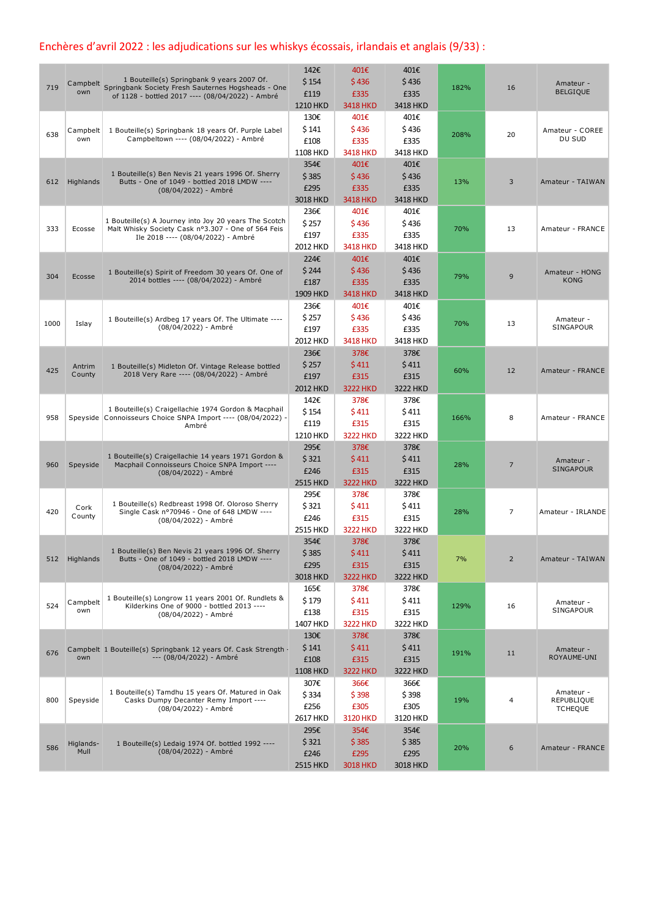## Enchères d'avril 2022 : les adjudications sur les whiskys écossais, irlandais et anglais (9/33) :

| | | | | | | | | |
|---|---|---|---|---|---|---|---|---|
| 719 | Campbeltown | 1 Bouteille(s) Springbank 9 years 2007 Of. Springbank Society Fresh Sauternes Hogsheads - One of 1128 - bottled 2017 ---- (08/04/2022) - Ambré | 142€<br>$ 154<br>£119<br>1210 HKD | 401€<br>$ 436<br>£335<br>3418 HKD | 401€<br>$ 436<br>£335<br>3418 HKD | 182% | 16 | Amateur - BELGIQUE |
| 638 | Campbeltown | 1 Bouteille(s) Springbank 18 years Of. Purple Label Campbeltown ---- (08/04/2022) - Ambré | 130€<br>$ 141<br>£108<br>1108 HKD | 401€<br>$ 436<br>£335<br>3418 HKD | 401€<br>$ 436<br>£335<br>3418 HKD | 208% | 20 | Amateur - COREE DU SUD |
| 612 | Highlands | 1 Bouteille(s) Ben Nevis 21 years 1996 Of. Sherry Butts - One of 1049 - bottled 2018 LMDW ---- (08/04/2022) - Ambré | 354€<br>$ 385<br>£295<br>3018 HKD | 401€<br>$ 436<br>£335<br>3418 HKD | 401€<br>$ 436<br>£335<br>3418 HKD | 13% | 3 | Amateur - TAIWAN |
| 333 | Ecosse | 1 Bouteille(s) A Journey into Joy 20 years The Scotch Malt Whisky Society Cask n°3.307 - One of 564 Feis Ile 2018 ---- (08/04/2022) - Ambré | 236€<br>$ 257<br>£197<br>2012 HKD | 401€<br>$ 436<br>£335<br>3418 HKD | 401€<br>$ 436<br>£335<br>3418 HKD | 70% | 13 | Amateur - FRANCE |
| 304 | Ecosse | 1 Bouteille(s) Spirit of Freedom 30 years Of. One of 2014 bottles ---- (08/04/2022) - Ambré | 224€<br>$ 244<br>£187<br>1909 HKD | 401€<br>$ 436<br>£335<br>3418 HKD | 401€<br>$ 436<br>£335<br>3418 HKD | 79% | 9 | Amateur - HONG KONG |
| 1000 | Islay | 1 Bouteille(s) Ardbeg 17 years Of. The Ultimate ---- (08/04/2022) - Ambré | 236€<br>$ 257<br>£197<br>2012 HKD | 401€<br>$ 436<br>£335<br>3418 HKD | 401€<br>$ 436<br>£335<br>3418 HKD | 70% | 13 | Amateur - SINGAPOUR |
| 425 | Antrim County | 1 Bouteille(s) Midleton Of. Vintage Release bottled 2018 Very Rare ---- (08/04/2022) - Ambré | 236€<br>$ 257<br>£197<br>2012 HKD | 378€<br>$ 411<br>£315<br>3222 HKD | 378€<br>$ 411<br>£315<br>3222 HKD | 60% | 12 | Amateur - FRANCE |
| 958 | Speyside | 1 Bouteille(s) Craigellachie 1974 Gordon & Macphail Connoisseurs Choice SNPA Import ---- (08/04/2022) - Ambré | 142€<br>$ 154<br>£119<br>1210 HKD | 378€<br>$ 411<br>£315<br>3222 HKD | 378€<br>$ 411<br>£315<br>3222 HKD | 166% | 8 | Amateur - FRANCE |
| 960 | Speyside | 1 Bouteille(s) Craigellachie 14 years 1971 Gordon & Macphail Connoisseurs Choice SNPA Import ---- (08/04/2022) - Ambré | 295€<br>$ 321<br>£246<br>2515 HKD | 378€<br>$ 411<br>£315<br>3222 HKD | 378€<br>$ 411<br>£315<br>3222 HKD | 28% | 7 | Amateur - SINGAPOUR |
| 420 | Cork County | 1 Bouteille(s) Redbreast 1998 Of. Oloroso Sherry Single Cask n°70946 - One of 648 LMDW ---- (08/04/2022) - Ambré | 295€<br>$ 321<br>£246<br>2515 HKD | 378€<br>$ 411<br>£315<br>3222 HKD | 378€<br>$ 411<br>£315<br>3222 HKD | 28% | 7 | Amateur - IRLANDE |
| 512 | Highlands | 1 Bouteille(s) Ben Nevis 21 years 1996 Of. Sherry Butts - One of 1049 - bottled 2018 LMDW ---- (08/04/2022) - Ambré | 354€<br>$ 385<br>£295<br>3018 HKD | 378€<br>$ 411<br>£315<br>3222 HKD | 378€<br>$ 411<br>£315<br>3222 HKD | 7% | 2 | Amateur - TAIWAN |
| 524 | Campbeltown | 1 Bouteille(s) Longrow 11 years 2001 Of. Rundlets & Kilderkins One of 9000 - bottled 2013 ---- (08/04/2022) - Ambré | 165€<br>$ 179<br>£138<br>1407 HKD | 378€<br>$ 411<br>£315<br>3222 HKD | 378€<br>$ 411<br>£315<br>3222 HKD | 129% | 16 | Amateur - SINGAPOUR |
| 676 | Campbeltown | 1 Bouteille(s) Springbank 12 years Of. Cask Strength ---- (08/04/2022) - Ambré | 130€<br>$ 141<br>£108<br>1108 HKD | 378€<br>$ 411<br>£315<br>3222 HKD | 378€<br>$ 411<br>£315<br>3222 HKD | 191% | 11 | Amateur - ROYAUME-UNI |
| 800 | Speyside | 1 Bouteille(s) Tamdhu 15 years Of. Matured in Oak Casks Dumpy Decanter Remy Import ---- (08/04/2022) - Ambré | 307€<br>$ 334<br>£256<br>2617 HKD | 366€<br>$ 398<br>£305<br>3120 HKD | 366€<br>$ 398<br>£305<br>3120 HKD | 19% | 4 | Amateur - REPUBLIQUE TCHEQUE |
| 586 | Higlands-Mull | 1 Bouteille(s) Ledaig 1974 Of. bottled 1992 ---- (08/04/2022) - Ambré | 295€<br>$ 321<br>£246<br>2515 HKD | 354€<br>$ 385<br>£295<br>3018 HKD | 354€<br>$ 385<br>£295<br>3018 HKD | 20% | 6 | Amateur - FRANCE |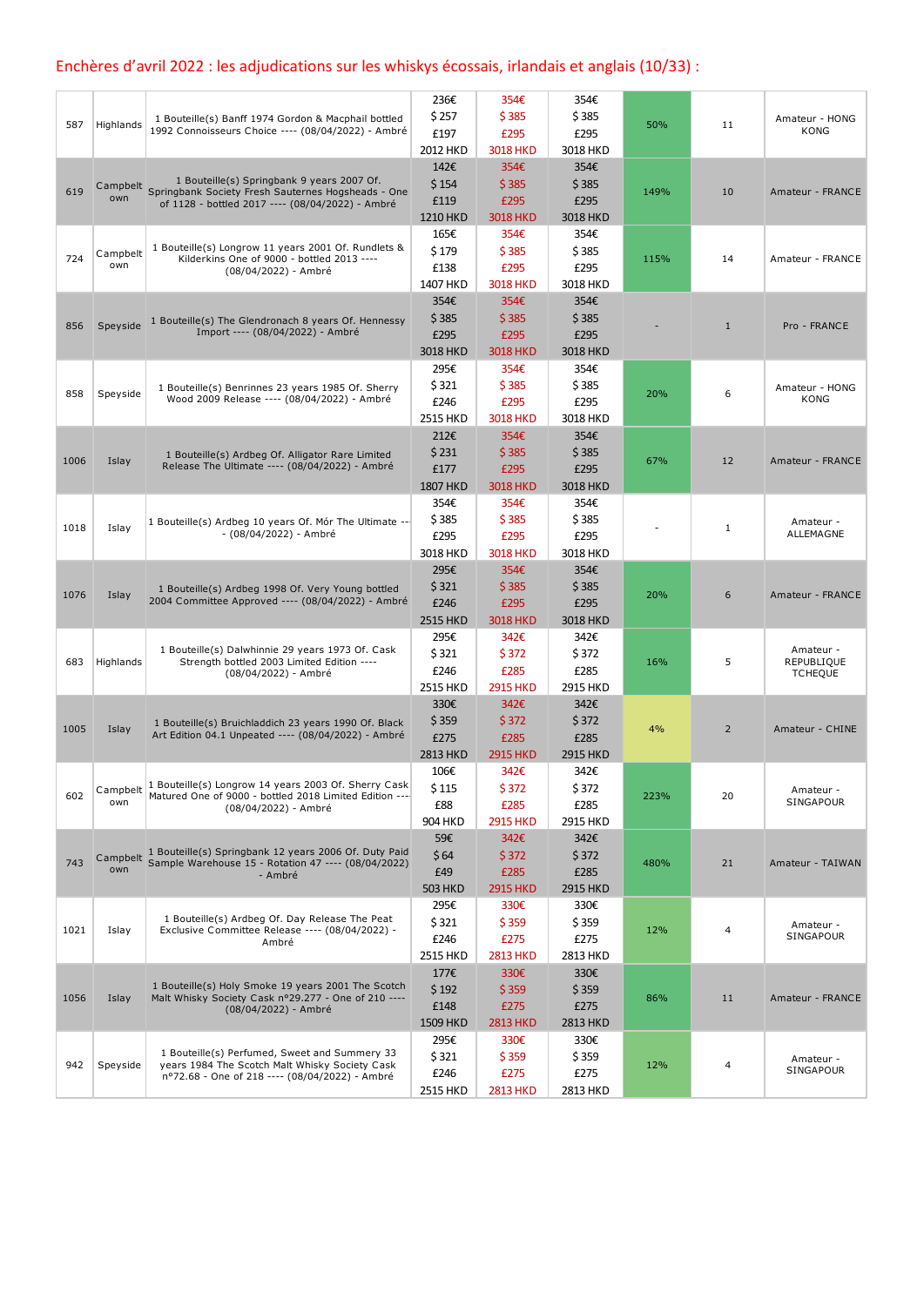## Enchères d'avril 2022 : les adjudications sur les whiskys écossais, irlandais et anglais (10/33) :

| | | | | | | | | |
|---|---|---|---|---|---|---|---|---|
| 587 | Highlands | 1 Bouteille(s) Banff 1974 Gordon & Macphail bottled 1992 Connoisseurs Choice ---- (08/04/2022) - Ambré | 236€ $ 257 £197 2012 HKD | 354€ $ 385 £295 3018 HKD | 354€ $ 385 £295 3018 HKD | 50% | 11 | Amateur - HONG KONG |
| 619 | Campbeltown | 1 Bouteille(s) Springbank 9 years 2007 Of. Springbank Society Fresh Sauternes Hogsheads - One of 1128 - bottled 2017 ---- (08/04/2022) - Ambré | 142€ $ 154 £119 1210 HKD | 354€ $ 385 £295 3018 HKD | 354€ $ 385 £295 3018 HKD | 149% | 10 | Amateur - FRANCE |
| 724 | Campbeltown | 1 Bouteille(s) Longrow 11 years 2001 Of. Rundlets & Kilderkins One of 9000 - bottled 2013 ---- (08/04/2022) - Ambré | 165€ $ 179 £138 1407 HKD | 354€ $ 385 £295 3018 HKD | 354€ $ 385 £295 3018 HKD | 115% | 14 | Amateur - FRANCE |
| 856 | Speyside | 1 Bouteille(s) The Glendronach 8 years Of. Hennessy Import ---- (08/04/2022) - Ambré | 354€ $ 385 £295 3018 HKD | 354€ $ 385 £295 3018 HKD | 354€ $ 385 £295 3018 HKD | - | 1 | Pro - FRANCE |
| 858 | Speyside | 1 Bouteille(s) Benrinnes 23 years 1985 Of. Sherry Wood 2009 Release ---- (08/04/2022) - Ambré | 295€ $ 321 £246 2515 HKD | 354€ $ 385 £295 3018 HKD | 354€ $ 385 £295 3018 HKD | 20% | 6 | Amateur - HONG KONG |
| 1006 | Islay | 1 Bouteille(s) Ardbeg Of. Alligator Rare Limited Release The Ultimate ---- (08/04/2022) - Ambré | 212€ $ 231 £177 1807 HKD | 354€ $ 385 £295 3018 HKD | 354€ $ 385 £295 3018 HKD | 67% | 12 | Amateur - FRANCE |
| 1018 | Islay | 1 Bouteille(s) Ardbeg 10 years Of. Mór The Ultimate ---- (08/04/2022) - Ambré | 354€ $ 385 £295 3018 HKD | 354€ $ 385 £295 3018 HKD | 354€ $ 385 £295 3018 HKD | - | 1 | Amateur - ALLEMAGNE |
| 1076 | Islay | 1 Bouteille(s) Ardbeg 1998 Of. Very Young bottled 2004 Committee Approved ---- (08/04/2022) - Ambré | 295€ $ 321 £246 2515 HKD | 354€ $ 385 £295 3018 HKD | 354€ $ 385 £295 3018 HKD | 20% | 6 | Amateur - FRANCE |
| 683 | Highlands | 1 Bouteille(s) Dalwhinnie 29 years 1973 Of. Cask Strength bottled 2003 Limited Edition ---- (08/04/2022) - Ambré | 295€ $ 321 £246 2515 HKD | 342€ $ 372 £285 2915 HKD | 342€ $ 372 £285 2915 HKD | 16% | 5 | Amateur - REPUBLIQUE TCHEQUE |
| 1005 | Islay | 1 Bouteille(s) Bruichladdich 23 years 1990 Of. Black Art Edition 04.1 Unpeated ---- (08/04/2022) - Ambré | 330€ $ 359 £275 2813 HKD | 342€ $ 372 £285 2915 HKD | 342€ $ 372 £285 2915 HKD | 4% | 2 | Amateur - CHINE |
| 602 | Campbeltown | 1 Bouteille(s) Longrow 14 years 2003 Of. Sherry Cask Matured One of 9000 - bottled 2018 Limited Edition ---- (08/04/2022) - Ambré | 106€ $ 115 £88 904 HKD | 342€ $ 372 £285 2915 HKD | 342€ $ 372 £285 2915 HKD | 223% | 20 | Amateur - SINGAPOUR |
| 743 | Campbeltown | 1 Bouteille(s) Springbank 12 years 2006 Of. Duty Paid Sample Warehouse 15 - Rotation 47 ---- (08/04/2022) - Ambré | 59€ $ 64 £49 503 HKD | 342€ $ 372 £285 2915 HKD | 342€ $ 372 £285 2915 HKD | 480% | 21 | Amateur - TAIWAN |
| 1021 | Islay | 1 Bouteille(s) Ardbeg Of. Day Release The Peat Exclusive Committee Release ---- (08/04/2022) - Ambré | 295€ $ 321 £246 2515 HKD | 330€ $ 359 £275 2813 HKD | 330€ $ 359 £275 2813 HKD | 12% | 4 | Amateur - SINGAPOUR |
| 1056 | Islay | 1 Bouteille(s) Holy Smoke 19 years 2001 The Scotch Malt Whisky Society Cask n°29.277 - One of 210 ---- (08/04/2022) - Ambré | 177€ $ 192 £148 1509 HKD | 330€ $ 359 £275 2813 HKD | 330€ $ 359 £275 2813 HKD | 86% | 11 | Amateur - FRANCE |
| 942 | Speyside | 1 Bouteille(s) Perfumed, Sweet and Summery 33 years 1984 The Scotch Malt Whisky Society Cask n°72.68 - One of 218 ---- (08/04/2022) - Ambré | 295€ $ 321 £246 2515 HKD | 330€ $ 359 £275 2813 HKD | 330€ $ 359 £275 2813 HKD | 12% | 4 | Amateur - SINGAPOUR |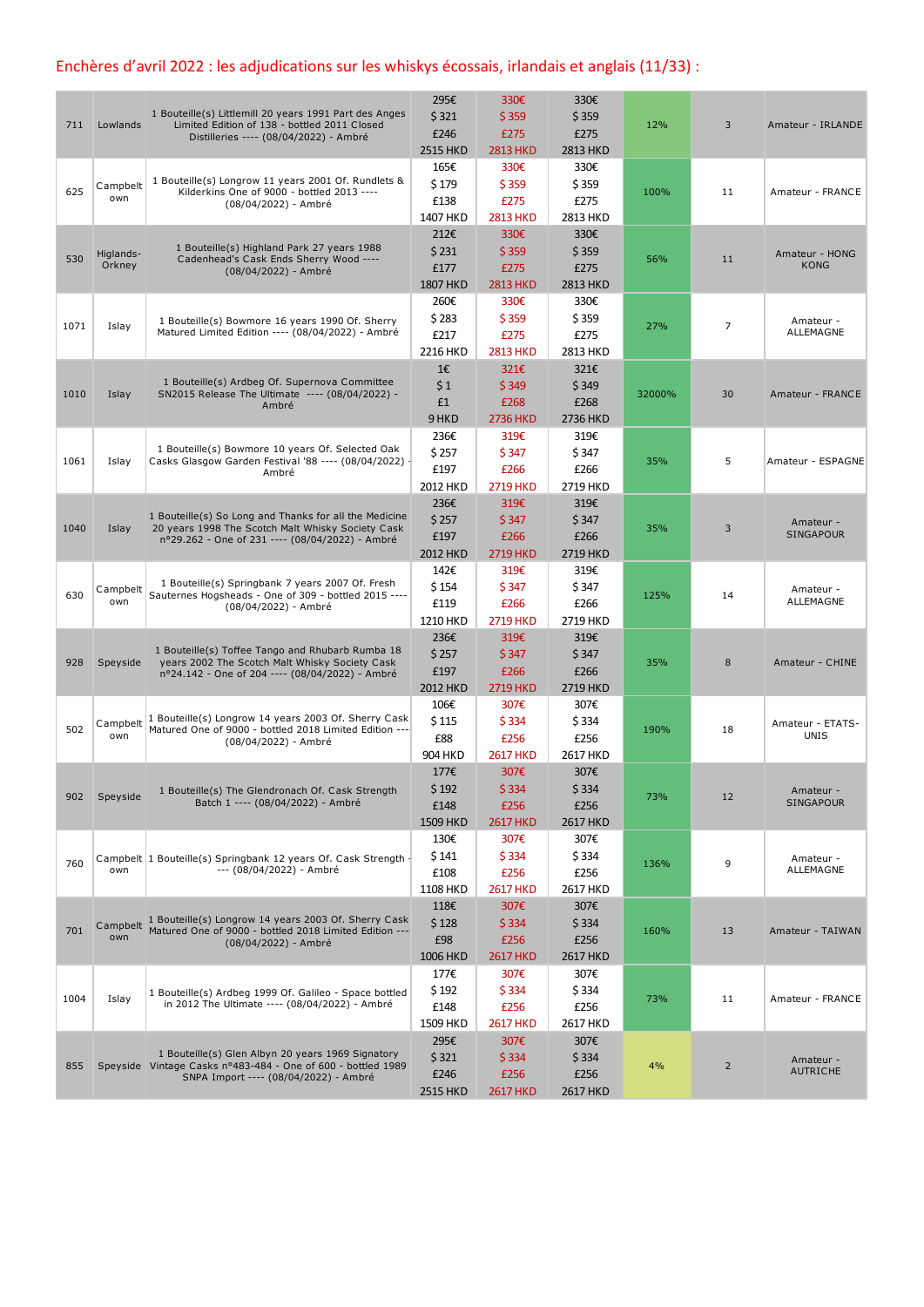## Enchères d'avril 2022 : les adjudications sur les whiskys écossais, irlandais et anglais (11/33) :

| | | | | | | | | |
|---|---|---|---|---|---|---|---|---|
| 711 | Lowlands | 1 Bouteille(s) Littlemill 20 years 1991 Part des Anges Limited Edition of 138 - bottled 2011 Closed Distilleries ---- (08/04/2022) - Ambré | 295€ $ 321 £246 2515 HKD | 330€ $ 359 £275 2813 HKD | 330€ $ 359 £275 2813 HKD | 12% | 3 | Amateur - IRLANDE |
| 625 | Campbeltown | 1 Bouteille(s) Longrow 11 years 2001 Of. Rundlets & Kilderkins One of 9000 - bottled 2013 ---- (08/04/2022) - Ambré | 165€ $ 179 £138 1407 HKD | 330€ $ 359 £275 2813 HKD | 330€ $ 359 £275 2813 HKD | 100% | 11 | Amateur - FRANCE |
| 530 | Higlands-Orkney | 1 Bouteille(s) Highland Park 27 years 1988 Cadenhead's Cask Ends Sherry Wood ---- (08/04/2022) - Ambré | 212€ $ 231 £177 1807 HKD | 330€ $ 359 £275 2813 HKD | 330€ $ 359 £275 2813 HKD | 56% | 11 | Amateur - HONG KONG |
| 1071 | Islay | 1 Bouteille(s) Bowmore 16 years 1990 Of. Sherry Matured Limited Edition ---- (08/04/2022) - Ambré | 260€ $ 283 £217 2216 HKD | 330€ $ 359 £275 2813 HKD | 330€ $ 359 £275 2813 HKD | 27% | 7 | Amateur - ALLEMAGNE |
| 1010 | Islay | 1 Bouteille(s) Ardbeg Of. Supernova Committee SN2015 Release The Ultimate ---- (08/04/2022) - Ambré | 1€ $ 1 £1 9 HKD | 321€ $ 349 £268 2736 HKD | 321€ $ 349 £268 2736 HKD | 32000% | 30 | Amateur - FRANCE |
| 1061 | Islay | 1 Bouteille(s) Bowmore 10 years Of. Selected Oak Casks Glasgow Garden Festival '88 ---- (08/04/2022) - Ambré | 236€ $ 257 £197 2012 HKD | 319€ $ 347 £266 2719 HKD | 319€ $ 347 £266 2719 HKD | 35% | 5 | Amateur - ESPAGNE |
| 1040 | Islay | 1 Bouteille(s) So Long and Thanks for all the Medicine 20 years 1998 The Scotch Malt Whisky Society Cask n°29.262 - One of 231 ---- (08/04/2022) - Ambré | 236€ $ 257 £197 2012 HKD | 319€ $ 347 £266 2719 HKD | 319€ $ 347 £266 2719 HKD | 35% | 3 | Amateur - SINGAPOUR |
| 630 | Campbeltown | 1 Bouteille(s) Springbank 7 years 2007 Of. Fresh Sauternes Hogsheads - One of 309 - bottled 2015 ---- (08/04/2022) - Ambré | 142€ $ 154 £119 1210 HKD | 319€ $ 347 £266 2719 HKD | 319€ $ 347 £266 2719 HKD | 125% | 14 | Amateur - ALLEMAGNE |
| 928 | Speyside | 1 Bouteille(s) Toffee Tango and Rhubarb Rumba 18 years 2002 The Scotch Malt Whisky Society Cask n°24.142 - One of 204 ---- (08/04/2022) - Ambré | 236€ $ 257 £197 2012 HKD | 319€ $ 347 £266 2719 HKD | 319€ $ 347 £266 2719 HKD | 35% | 8 | Amateur - CHINE |
| 502 | Campbeltown | 1 Bouteille(s) Longrow 14 years 2003 Of. Sherry Cask Matured One of 9000 - bottled 2018 Limited Edition ---- (08/04/2022) - Ambré | 106€ $ 115 £88 904 HKD | 307€ $ 334 £256 2617 HKD | 307€ $ 334 £256 2617 HKD | 190% | 18 | Amateur - ETATS-UNIS |
| 902 | Speyside | 1 Bouteille(s) The Glendronach Of. Cask Strength Batch 1 ---- (08/04/2022) - Ambré | 177€ $ 192 £148 1509 HKD | 307€ $ 334 £256 2617 HKD | 307€ $ 334 £256 2617 HKD | 73% | 12 | Amateur - SINGAPOUR |
| 760 | Campbeltown | 1 Bouteille(s) Springbank 12 years Of. Cask Strength ---- (08/04/2022) - Ambré | 130€ $ 141 £108 1108 HKD | 307€ $ 334 £256 2617 HKD | 307€ $ 334 £256 2617 HKD | 136% | 9 | Amateur - ALLEMAGNE |
| 701 | Campbeltown | 1 Bouteille(s) Longrow 14 years 2003 Of. Sherry Cask Matured One of 9000 - bottled 2018 Limited Edition ---- (08/04/2022) - Ambré | 118€ $ 128 £98 1006 HKD | 307€ $ 334 £256 2617 HKD | 307€ $ 334 £256 2617 HKD | 160% | 13 | Amateur - TAIWAN |
| 1004 | Islay | 1 Bouteille(s) Ardbeg 1999 Of. Galileo - Space bottled in 2012 The Ultimate ---- (08/04/2022) - Ambré | 177€ $ 192 £148 1509 HKD | 307€ $ 334 £256 2617 HKD | 307€ $ 334 £256 2617 HKD | 73% | 11 | Amateur - FRANCE |
| 855 | Speyside | 1 Bouteille(s) Glen Albyn 20 years 1969 Signatory Vintage Casks n°483-484 - One of 600 - bottled 1989 SNPA Import ---- (08/04/2022) - Ambré | 295€ $ 321 £246 2515 HKD | 307€ $ 334 £256 2617 HKD | 307€ $ 334 £256 2617 HKD | 4% | 2 | Amateur - AUTRICHE |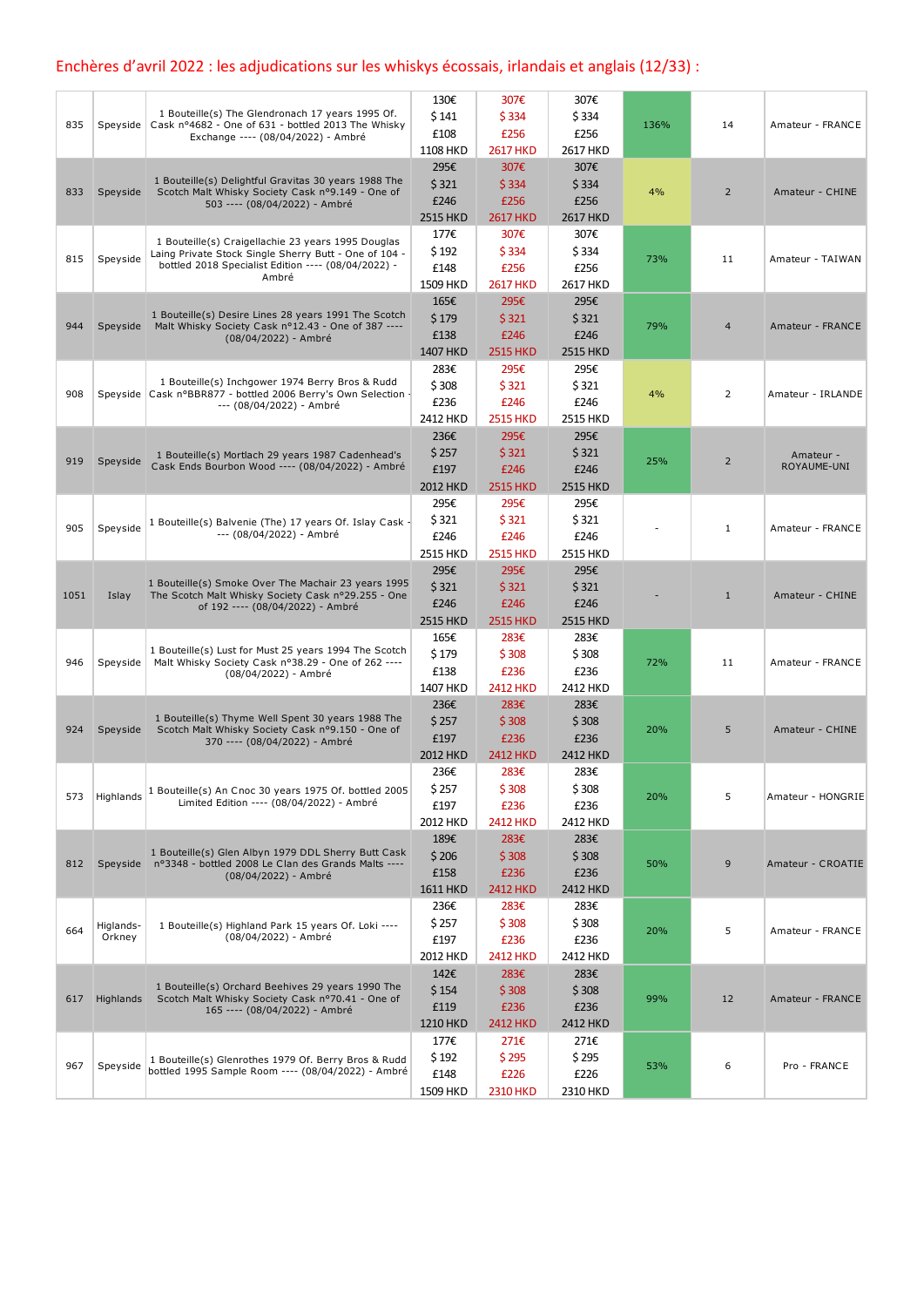## Enchères d'avril 2022 : les adjudications sur les whiskys écossais, irlandais et anglais (12/33) :

| | | | | | | | | |
|---|---|---|---|---|---|---|---|---|
| 835 | Speyside | 1 Bouteille(s) The Glendronach 17 years 1995 Of. Cask n°4682 - One of 631 - bottled 2013 The Whisky Exchange ---- (08/04/2022) - Ambré | 130€ $ 141 £108 1108 HKD | 307€ $ 334 £256 2617 HKD | 307€ $ 334 £256 2617 HKD | 136% | 14 | Amateur - FRANCE |
| 833 | Speyside | 1 Bouteille(s) Delightful Gravitas 30 years 1988 The Scotch Malt Whisky Society Cask n°9.149 - One of 503 ---- (08/04/2022) - Ambré | 295€ $ 321 £246 2515 HKD | 307€ $ 334 £256 2617 HKD | 307€ $ 334 £256 2617 HKD | 4% | 2 | Amateur - CHINE |
| 815 | Speyside | 1 Bouteille(s) Craigellachie 23 years 1995 Douglas Laing Private Stock Single Sherry Butt - One of 104 - bottled 2018 Specialist Edition ---- (08/04/2022) - Ambré | 177€ $ 192 £148 1509 HKD | 307€ $ 334 £256 2617 HKD | 307€ $ 334 £256 2617 HKD | 73% | 11 | Amateur - TAIWAN |
| 944 | Speyside | 1 Bouteille(s) Desire Lines 28 years 1991 The Scotch Malt Whisky Society Cask n°12.43 - One of 387 ---- (08/04/2022) - Ambré | 165€ $ 179 £138 1407 HKD | 295€ $ 321 £246 2515 HKD | 295€ $ 321 £246 2515 HKD | 79% | 4 | Amateur - FRANCE |
| 908 | Speyside | 1 Bouteille(s) Inchgower 1974 Berry Bros & Rudd Cask n°BBR877 - bottled 2006 Berry's Own Selection ---- (08/04/2022) - Ambré | 283€ $ 308 £236 2412 HKD | 295€ $ 321 £246 2515 HKD | 295€ $ 321 £246 2515 HKD | 4% | 2 | Amateur - IRLANDE |
| 919 | Speyside | 1 Bouteille(s) Mortlach 29 years 1987 Cadenhead's Cask Ends Bourbon Wood ---- (08/04/2022) - Ambré | 236€ $ 257 £197 2012 HKD | 295€ $ 321 £246 2515 HKD | 295€ $ 321 £246 2515 HKD | 25% | 2 | Amateur - ROYAUME-UNI |
| 905 | Speyside | 1 Bouteille(s) Balvenie (The) 17 years Of. Islay Cask ---- (08/04/2022) - Ambré | 295€ $ 321 £246 2515 HKD | 295€ $ 321 £246 2515 HKD | 295€ $ 321 £246 2515 HKD | - | 1 | Amateur - FRANCE |
| 1051 | Islay | 1 Bouteille(s) Smoke Over The Machair 23 years 1995 The Scotch Malt Whisky Society Cask n°29.255 - One of 192 ---- (08/04/2022) - Ambré | 295€ $ 321 £246 2515 HKD | 295€ $ 321 £246 2515 HKD | 295€ $ 321 £246 2515 HKD | - | 1 | Amateur - CHINE |
| 946 | Speyside | 1 Bouteille(s) Lust for Must 25 years 1994 The Scotch Malt Whisky Society Cask n°38.29 - One of 262 ---- (08/04/2022) - Ambré | 165€ $ 179 £138 1407 HKD | 283€ $ 308 £236 2412 HKD | 283€ $ 308 £236 2412 HKD | 72% | 11 | Amateur - FRANCE |
| 924 | Speyside | 1 Bouteille(s) Thyme Well Spent 30 years 1988 The Scotch Malt Whisky Society Cask n°9.150 - One of 370 ---- (08/04/2022) - Ambré | 236€ $ 257 £197 2012 HKD | 283€ $ 308 £236 2412 HKD | 283€ $ 308 £236 2412 HKD | 20% | 5 | Amateur - CHINE |
| 573 | Highlands | 1 Bouteille(s) An Cnoc 30 years 1975 Of. bottled 2005 Limited Edition ---- (08/04/2022) - Ambré | 236€ $ 257 £197 2012 HKD | 283€ $ 308 £236 2412 HKD | 283€ $ 308 £236 2412 HKD | 20% | 5 | Amateur - HONGRIE |
| 812 | Speyside | 1 Bouteille(s) Glen Albyn 1979 DDL Sherry Butt Cask n°3348 - bottled 2008 Le Clan des Grands Malts ---- (08/04/2022) - Ambré | 189€ $ 206 £158 1611 HKD | 283€ $ 308 £236 2412 HKD | 283€ $ 308 £236 2412 HKD | 50% | 9 | Amateur - CROATIE |
| 664 | Higlands-Orkney | 1 Bouteille(s) Highland Park 15 years Of. Loki ---- (08/04/2022) - Ambré | 236€ $ 257 £197 2012 HKD | 283€ $ 308 £236 2412 HKD | 283€ $ 308 £236 2412 HKD | 20% | 5 | Amateur - FRANCE |
| 617 | Highlands | 1 Bouteille(s) Orchard Beehives 29 years 1990 The Scotch Malt Whisky Society Cask n°70.41 - One of 165 ---- (08/04/2022) - Ambré | 142€ $ 154 £119 1210 HKD | 283€ $ 308 £236 2412 HKD | 283€ $ 308 £236 2412 HKD | 99% | 12 | Amateur - FRANCE |
| 967 | Speyside | 1 Bouteille(s) Glenrothes 1979 Of. Berry Bros & Rudd bottled 1995 Sample Room ---- (08/04/2022) - Ambré | 177€ $ 192 £148 1509 HKD | 271€ $ 295 £226 2310 HKD | 271€ $ 295 £226 2310 HKD | 53% | 6 | Pro - FRANCE |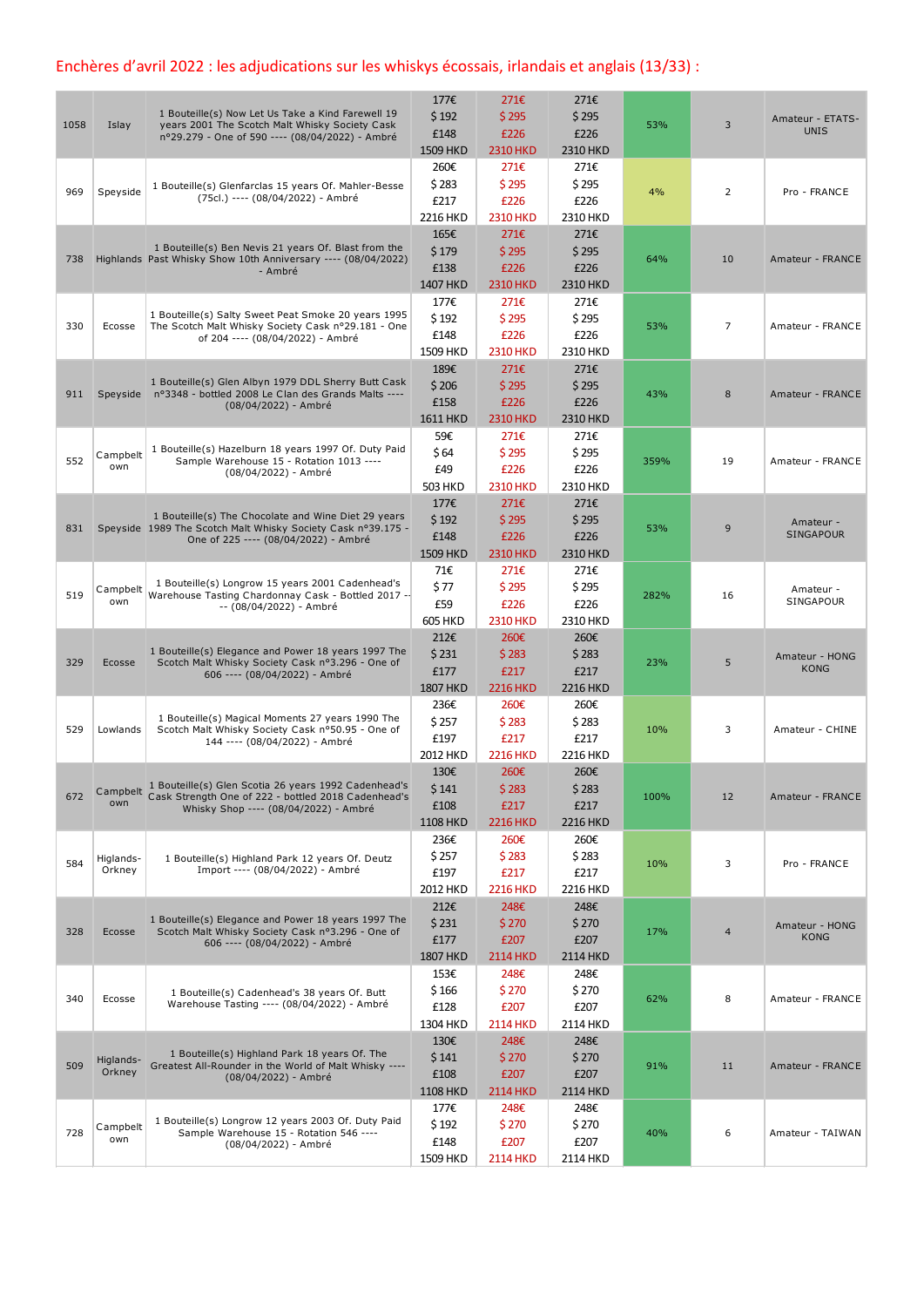## Enchères d'avril 2022 : les adjudications sur les whiskys écossais, irlandais et anglais (13/33) :

| | | | | | | | | |
|---|---|---|---|---|---|---|---|---|
| 1058 | Islay | 1 Bouteille(s) Now Let Us Take a Kind Farewell 19 years 2001 The Scotch Malt Whisky Society Cask n°29.279 - One of 590 ---- (08/04/2022) - Ambré | 177€ $ 192 £148 1509 HKD | 271€ $ 295 £226 2310 HKD | 271€ $ 295 £226 2310 HKD | 53% | 3 | Amateur - ETATS-UNIS |
| 969 | Speyside | 1 Bouteille(s) Glenfarclas 15 years Of. Mahler-Besse (75cl.) ---- (08/04/2022) - Ambré | 260€ $ 283 £217 2216 HKD | 271€ $ 295 £226 2310 HKD | 271€ $ 295 £226 2310 HKD | 4% | 2 | Pro - FRANCE |
| 738 | Highlands | 1 Bouteille(s) Ben Nevis 21 years Of. Blast from the Past Whisky Show 10th Anniversary ---- (08/04/2022) - Ambré | 165€ $ 179 £138 1407 HKD | 271€ $ 295 £226 2310 HKD | 271€ $ 295 £226 2310 HKD | 64% | 10 | Amateur - FRANCE |
| 330 | Ecosse | 1 Bouteille(s) Salty Sweet Peat Smoke 20 years 1995 The Scotch Malt Whisky Society Cask n°29.181 - One of 204 ---- (08/04/2022) - Ambré | 177€ $ 192 £148 1509 HKD | 271€ $ 295 £226 2310 HKD | 271€ $ 295 £226 2310 HKD | 53% | 7 | Amateur - FRANCE |
| 911 | Speyside | 1 Bouteille(s) Glen Albyn 1979 DDL Sherry Butt Cask n°3348 - bottled 2008 Le Clan des Grands Malts ---- (08/04/2022) - Ambré | 189€ $ 206 £158 1611 HKD | 271€ $ 295 £226 2310 HKD | 271€ $ 295 £226 2310 HKD | 43% | 8 | Amateur - FRANCE |
| 552 | Campbeltown | 1 Bouteille(s) Hazelburn 18 years 1997 Of. Duty Paid Sample Warehouse 15 - Rotation 1013 ---- (08/04/2022) - Ambré | 59€ $ 64 £49 503 HKD | 271€ $ 295 £226 2310 HKD | 271€ $ 295 £226 2310 HKD | 359% | 19 | Amateur - FRANCE |
| 831 | Speyside | 1 Bouteille(s) The Chocolate and Wine Diet 29 years 1989 The Scotch Malt Whisky Society Cask n°39.175 - One of 225 ---- (08/04/2022) - Ambré | 177€ $ 192 £148 1509 HKD | 271€ $ 295 £226 2310 HKD | 271€ $ 295 £226 2310 HKD | 53% | 9 | Amateur - SINGAPOUR |
| 519 | Campbeltown | 1 Bouteille(s) Longrow 15 years 2001 Cadenhead's Warehouse Tasting Chardonnay Cask - Bottled 2017 ---- (08/04/2022) - Ambré | 71€ $ 77 £59 605 HKD | 271€ $ 295 £226 2310 HKD | 271€ $ 295 £226 2310 HKD | 282% | 16 | Amateur - SINGAPOUR |
| 329 | Ecosse | 1 Bouteille(s) Elegance and Power 18 years 1997 The Scotch Malt Whisky Society Cask n°3.296 - One of 606 ---- (08/04/2022) - Ambré | 212€ $ 231 £177 1807 HKD | 260€ $ 283 £217 2216 HKD | 260€ $ 283 £217 2216 HKD | 23% | 5 | Amateur - HONG KONG |
| 529 | Lowlands | 1 Bouteille(s) Magical Moments 27 years 1990 The Scotch Malt Whisky Society Cask n°50.95 - One of 144 ---- (08/04/2022) - Ambré | 236€ $ 257 £197 2012 HKD | 260€ $ 283 £217 2216 HKD | 260€ $ 283 £217 2216 HKD | 10% | 3 | Amateur - CHINE |
| 672 | Campbeltown | 1 Bouteille(s) Glen Scotia 26 years 1992 Cadenhead's Cask Strength One of 222 - bottled 2018 Cadenhead's Whisky Shop ---- (08/04/2022) - Ambré | 130€ $ 141 £108 1108 HKD | 260€ $ 283 £217 2216 HKD | 260€ $ 283 £217 2216 HKD | 100% | 12 | Amateur - FRANCE |
| 584 | Higlands-Orkney | 1 Bouteille(s) Highland Park 12 years Of. Deutz Import ---- (08/04/2022) - Ambré | 236€ $ 257 £197 2012 HKD | 260€ $ 283 £217 2216 HKD | 260€ $ 283 £217 2216 HKD | 10% | 3 | Pro - FRANCE |
| 328 | Ecosse | 1 Bouteille(s) Elegance and Power 18 years 1997 The Scotch Malt Whisky Society Cask n°3.296 - One of 606 ---- (08/04/2022) - Ambré | 212€ $ 231 £177 1807 HKD | 248€ $ 270 £207 2114 HKD | 248€ $ 270 £207 2114 HKD | 17% | 4 | Amateur - HONG KONG |
| 340 | Ecosse | 1 Bouteille(s) Cadenhead's 38 years Of. Butt Warehouse Tasting ---- (08/04/2022) - Ambré | 153€ $ 166 £128 1304 HKD | 248€ $ 270 £207 2114 HKD | 248€ $ 270 £207 2114 HKD | 62% | 8 | Amateur - FRANCE |
| 509 | Higlands-Orkney | 1 Bouteille(s) Highland Park 18 years Of. The Greatest All-Rounder in the World of Malt Whisky ---- (08/04/2022) - Ambré | 130€ $ 141 £108 1108 HKD | 248€ $ 270 £207 2114 HKD | 248€ $ 270 £207 2114 HKD | 91% | 11 | Amateur - FRANCE |
| 728 | Campbeltown | 1 Bouteille(s) Longrow 12 years 2003 Of. Duty Paid Sample Warehouse 15 - Rotation 546 ---- (08/04/2022) - Ambré | 177€ $ 192 £148 1509 HKD | 248€ $ 270 £207 2114 HKD | 248€ $ 270 £207 2114 HKD | 40% | 6 | Amateur - TAIWAN |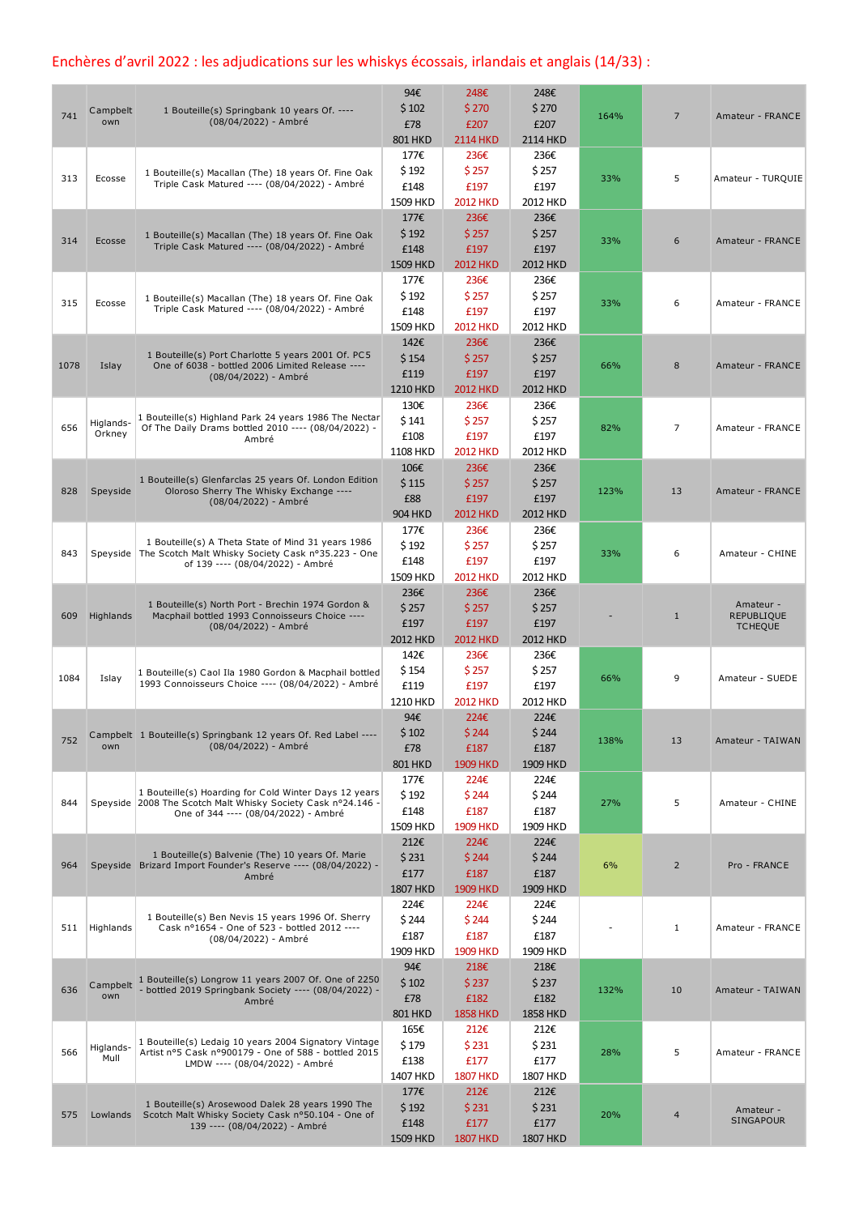## Enchères d'avril 2022 : les adjudications sur les whiskys écossais, irlandais et anglais (14/33) :

| | | | | | | | | |
|---|---|---|---|---|---|---|---|---|
| 741 | Campbeltown | 1 Bouteille(s) Springbank 10 years Of. ---- (08/04/2022) - Ambré | 94€<br>$ 102<br>£78<br>801 HKD | 248€<br>$ 270<br>£207<br>2114 HKD | 248€<br>$ 270<br>£207<br>2114 HKD | 164% | 7 | Amateur - FRANCE |
| 313 | Ecosse | 1 Bouteille(s) Macallan (The) 18 years Of. Fine Oak Triple Cask Matured ---- (08/04/2022) - Ambré | 177€<br>$ 192<br>£148<br>1509 HKD | 236€<br>$ 257<br>£197<br>2012 HKD | 236€<br>$ 257<br>£197<br>2012 HKD | 33% | 5 | Amateur - TURQUIE |
| 314 | Ecosse | 1 Bouteille(s) Macallan (The) 18 years Of. Fine Oak Triple Cask Matured ---- (08/04/2022) - Ambré | 177€<br>$ 192<br>£148<br>1509 HKD | 236€<br>$ 257<br>£197<br>2012 HKD | 236€<br>$ 257<br>£197<br>2012 HKD | 33% | 6 | Amateur - FRANCE |
| 315 | Ecosse | 1 Bouteille(s) Macallan (The) 18 years Of. Fine Oak Triple Cask Matured ---- (08/04/2022) - Ambré | 177€<br>$ 192<br>£148<br>1509 HKD | 236€<br>$ 257<br>£197<br>2012 HKD | 236€<br>$ 257<br>£197<br>2012 HKD | 33% | 6 | Amateur - FRANCE |
| 1078 | Islay | 1 Bouteille(s) Port Charlotte 5 years 2001 Of. PC5 One of 6038 - bottled 2006 Limited Release ---- (08/04/2022) - Ambré | 142€<br>$ 154<br>£119<br>1210 HKD | 236€<br>$ 257<br>£197<br>2012 HKD | 236€<br>$ 257<br>£197<br>2012 HKD | 66% | 8 | Amateur - FRANCE |
| 656 | Higlands-Orkney | 1 Bouteille(s) Highland Park 24 years 1986 The Nectar Of The Daily Drams bottled 2010 ---- (08/04/2022) - Ambré | 130€<br>$ 141<br>£108<br>1108 HKD | 236€<br>$ 257<br>£197<br>2012 HKD | 236€<br>$ 257<br>£197<br>2012 HKD | 82% | 7 | Amateur - FRANCE |
| 828 | Speyside | 1 Bouteille(s) Glenfarclas 25 years Of. London Edition Oloroso Sherry The Whisky Exchange ---- (08/04/2022) - Ambré | 106€<br>$ 115<br>£88<br>904 HKD | 236€<br>$ 257<br>£197<br>2012 HKD | 236€<br>$ 257<br>£197<br>2012 HKD | 123% | 13 | Amateur - FRANCE |
| 843 | Speyside | 1 Bouteille(s) A Theta State of Mind 31 years 1986 The Scotch Malt Whisky Society Cask n°35.223 - One of 139 ---- (08/04/2022) - Ambré | 177€<br>$ 192<br>£148<br>1509 HKD | 236€<br>$ 257<br>£197<br>2012 HKD | 236€<br>$ 257<br>£197<br>2012 HKD | 33% | 6 | Amateur - CHINE |
| 609 | Highlands | 1 Bouteille(s) North Port - Brechin 1974 Gordon & Macphail bottled 1993 Connoisseurs Choice ---- (08/04/2022) - Ambré | 236€<br>$ 257<br>£197<br>2012 HKD | 236€<br>$ 257<br>£197<br>2012 HKD | 236€<br>$ 257<br>£197<br>2012 HKD | - | 1 | Amateur - REPUBLIQUE TCHEQUE |
| 1084 | Islay | 1 Bouteille(s) Caol Ila 1980 Gordon & Macphail bottled 1993 Connoisseurs Choice ---- (08/04/2022) - Ambré | 142€<br>$ 154<br>£119<br>1210 HKD | 236€<br>$ 257<br>£197<br>2012 HKD | 236€<br>$ 257<br>£197<br>2012 HKD | 66% | 9 | Amateur - SUEDE |
| 752 | Campbeltown | 1 Bouteille(s) Springbank 12 years Of. Red Label ---- (08/04/2022) - Ambré | 94€<br>$ 102<br>£78<br>801 HKD | 224€<br>$ 244<br>£187<br>1909 HKD | 224€<br>$ 244<br>£187<br>1909 HKD | 138% | 13 | Amateur - TAIWAN |
| 844 | Speyside | 1 Bouteille(s) Hoarding for Cold Winter Days 12 years 2008 The Scotch Malt Whisky Society Cask n°24.146 - One of 344 ---- (08/04/2022) - Ambré | 177€<br>$ 192<br>£148<br>1509 HKD | 224€<br>$ 244<br>£187<br>1909 HKD | 224€<br>$ 244<br>£187<br>1909 HKD | 27% | 5 | Amateur - CHINE |
| 964 | Speyside | 1 Bouteille(s) Balvenie (The) 10 years Of. Marie Brizard Import Founder's Reserve ---- (08/04/2022) - Ambré | 212€<br>$ 231<br>£177<br>1807 HKD | 224€<br>$ 244<br>£187<br>1909 HKD | 224€<br>$ 244<br>£187<br>1909 HKD | 6% | 2 | Pro - FRANCE |
| 511 | Highlands | 1 Bouteille(s) Ben Nevis 15 years 1996 Of. Sherry Cask n°1654 - One of 523 - bottled 2012 ---- (08/04/2022) - Ambré | 224€<br>$ 244<br>£187<br>1909 HKD | 224€<br>$ 244<br>£187<br>1909 HKD | 224€<br>$ 244<br>£187<br>1909 HKD | - | 1 | Amateur - FRANCE |
| 636 | Campbeltown | 1 Bouteille(s) Longrow 11 years 2007 Of. One of 2250 - bottled 2019 Springbank Society ---- (08/04/2022) - Ambré | 94€<br>$ 102<br>£78<br>801 HKD | 218€<br>$ 237<br>£182<br>1858 HKD | 218€<br>$ 237<br>£182<br>1858 HKD | 132% | 10 | Amateur - TAIWAN |
| 566 | Higlands-Mull | 1 Bouteille(s) Ledaig 10 years 2004 Signatory Vintage Artist n°5 Cask n°900179 - One of 588 - bottled 2015 LMDW ---- (08/04/2022) - Ambré | 165€<br>$ 179<br>£138<br>1407 HKD | 212€<br>$ 231<br>£177<br>1807 HKD | 212€<br>$ 231<br>£177<br>1807 HKD | 28% | 5 | Amateur - FRANCE |
| 575 | Lowlands | 1 Bouteille(s) Arosewood Dalek 28 years 1990 The Scotch Malt Whisky Society Cask n°50.104 - One of 139 ---- (08/04/2022) - Ambré | 177€<br>$ 192<br>£148<br>1509 HKD | 212€<br>$ 231<br>£177<br>1807 HKD | 212€<br>$ 231<br>£177<br>1807 HKD | 20% | 4 | Amateur - SINGAPOUR |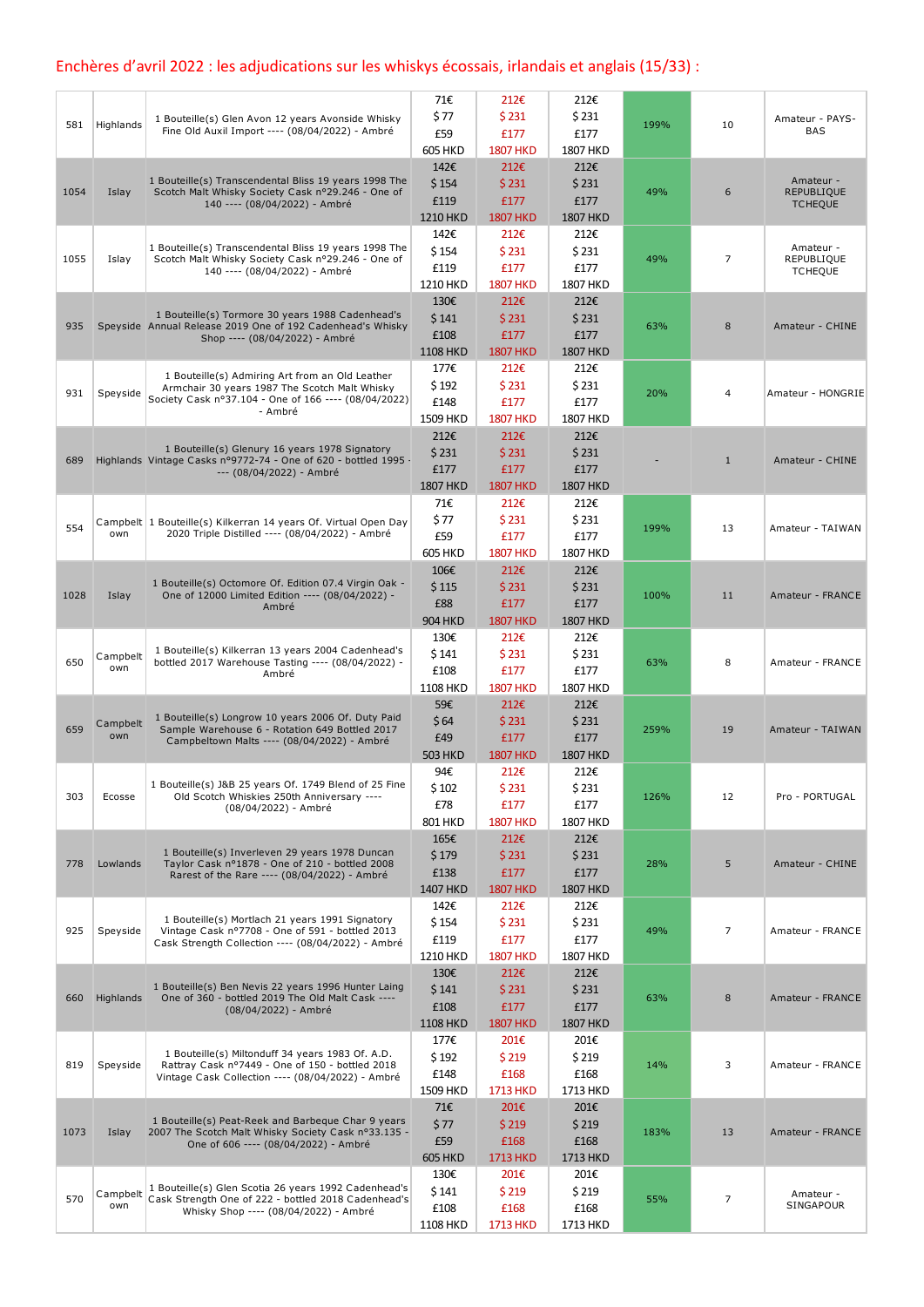## Enchères d'avril 2022 : les adjudications sur les whiskys écossais, irlandais et anglais (15/33) :

| | | | | | | | | |
|---|---|---|---|---|---|---|---|---|
| 581 | Highlands | 1 Bouteille(s) Glen Avon 12 years Avonside Whisky Fine Old Auxil Import ---- (08/04/2022) - Ambré | 71€<br>$ 77<br>£59<br>605 HKD | 212€<br>$ 231<br>£177<br>1807 HKD | 212€<br>$ 231<br>£177<br>1807 HKD | 199% | 10 | Amateur - PAYS-BAS |
| 1054 | Islay | 1 Bouteille(s) Transcendental Bliss 19 years 1998 The Scotch Malt Whisky Society Cask n°29.246 - One of 140 ---- (08/04/2022) - Ambré | 142€<br>$ 154<br>£119<br>1210 HKD | 212€<br>$ 231<br>£177<br>1807 HKD | 212€<br>$ 231<br>£177<br>1807 HKD | 49% | 6 | Amateur - REPUBLIQUE TCHEQUE |
| 1055 | Islay | 1 Bouteille(s) Transcendental Bliss 19 years 1998 The Scotch Malt Whisky Society Cask n°29.246 - One of 140 ---- (08/04/2022) - Ambré | 142€<br>$ 154<br>£119<br>1210 HKD | 212€<br>$ 231<br>£177<br>1807 HKD | 212€<br>$ 231<br>£177<br>1807 HKD | 49% | 7 | Amateur - REPUBLIQUE TCHEQUE |
| 935 | Speyside | 1 Bouteille(s) Tormore 30 years 1988 Cadenhead's Annual Release 2019 One of 192 Cadenhead's Whisky Shop ---- (08/04/2022) - Ambré | 130€<br>$ 141<br>£108<br>1108 HKD | 212€<br>$ 231<br>£177<br>1807 HKD | 212€<br>$ 231<br>£177<br>1807 HKD | 63% | 8 | Amateur - CHINE |
| 931 | Speyside | 1 Bouteille(s) Admiring Art from an Old Leather Armchair 30 years 1987 The Scotch Malt Whisky Society Cask n°37.104 - One of 166 ---- (08/04/2022) - Ambré | 177€<br>$ 192<br>£148<br>1509 HKD | 212€<br>$ 231<br>£177<br>1807 HKD | 212€<br>$ 231<br>£177<br>1807 HKD | 20% | 4 | Amateur - HONGRIE |
| 689 | Highlands | 1 Bouteille(s) Glenury 16 years 1978 Signatory Vintage Casks n°9772-74 - One of 620 - bottled 1995 ---- (08/04/2022) - Ambré | 212€<br>$ 231<br>£177<br>1807 HKD | 212€<br>$ 231<br>£177<br>1807 HKD | 212€<br>$ 231<br>£177<br>1807 HKD | - | 1 | Amateur - CHINE |
| 554 | Campbeltown | 1 Bouteille(s) Kilkerran 14 years Of. Virtual Open Day 2020 Triple Distilled ---- (08/04/2022) - Ambré | 71€<br>$ 77<br>£59<br>605 HKD | 212€<br>$ 231<br>£177<br>1807 HKD | 212€<br>$ 231<br>£177<br>1807 HKD | 199% | 13 | Amateur - TAIWAN |
| 1028 | Islay | 1 Bouteille(s) Octomore Of. Edition 07.4 Virgin Oak - One of 12000 Limited Edition ---- (08/04/2022) - Ambré | 106€<br>$ 115<br>£88<br>904 HKD | 212€<br>$ 231<br>£177<br>1807 HKD | 212€<br>$ 231<br>£177<br>1807 HKD | 100% | 11 | Amateur - FRANCE |
| 650 | Campbeltown | 1 Bouteille(s) Kilkerran 13 years 2004 Cadenhead's bottled 2017 Warehouse Tasting ---- (08/04/2022) - Ambré | 130€<br>$ 141<br>£108<br>1108 HKD | 212€<br>$ 231<br>£177<br>1807 HKD | 212€<br>$ 231<br>£177<br>1807 HKD | 63% | 8 | Amateur - FRANCE |
| 659 | Campbeltown | 1 Bouteille(s) Longrow 10 years 2006 Of. Duty Paid Sample Warehouse 6 - Rotation 649 Bottled 2017 Campbeltown Malts ---- (08/04/2022) - Ambré | 59€<br>$ 64<br>£49<br>503 HKD | 212€<br>$ 231<br>£177<br>1807 HKD | 212€<br>$ 231<br>£177<br>1807 HKD | 259% | 19 | Amateur - TAIWAN |
| 303 | Ecosse | 1 Bouteille(s) J&B 25 years Of. 1749 Blend of 25 Fine Old Scotch Whiskies 250th Anniversary ---- (08/04/2022) - Ambré | 94€<br>$ 102<br>£78<br>801 HKD | 212€<br>$ 231<br>£177<br>1807 HKD | 212€<br>$ 231<br>£177<br>1807 HKD | 126% | 12 | Pro - PORTUGAL |
| 778 | Lowlands | 1 Bouteille(s) Inverleven 29 years 1978 Duncan Taylor Cask n°1878 - One of 210 - bottled 2008 Rarest of the Rare ---- (08/04/2022) - Ambré | 165€<br>$ 179<br>£138<br>1407 HKD | 212€<br>$ 231<br>£177<br>1807 HKD | 212€<br>$ 231<br>£177<br>1807 HKD | 28% | 5 | Amateur - CHINE |
| 925 | Speyside | 1 Bouteille(s) Mortlach 21 years 1991 Signatory Vintage Cask n°7708 - One of 591 - bottled 2013 Cask Strength Collection ---- (08/04/2022) - Ambré | 142€<br>$ 154<br>£119<br>1210 HKD | 212€<br>$ 231<br>£177<br>1807 HKD | 212€<br>$ 231<br>£177<br>1807 HKD | 49% | 7 | Amateur - FRANCE |
| 660 | Highlands | 1 Bouteille(s) Ben Nevis 22 years 1996 Hunter Laing One of 360 - bottled 2019 The Old Malt Cask ---- (08/04/2022) - Ambré | 130€<br>$ 141<br>£108<br>1108 HKD | 212€<br>$ 231<br>£177<br>1807 HKD | 212€<br>$ 231<br>£177<br>1807 HKD | 63% | 8 | Amateur - FRANCE |
| 819 | Speyside | 1 Bouteille(s) Miltonduff 34 years 1983 Of. A.D. Rattray Cask n°7449 - One of 150 - bottled 2018 Vintage Cask Collection ---- (08/04/2022) - Ambré | 177€<br>$ 192<br>£148<br>1509 HKD | 201€<br>$ 219<br>£168<br>1713 HKD | 201€<br>$ 219<br>£168<br>1713 HKD | 14% | 3 | Amateur - FRANCE |
| 1073 | Islay | 1 Bouteille(s) Peat-Reek and Barbeque Char 9 years 2007 The Scotch Malt Whisky Society Cask n°33.135 - One of 606 ---- (08/04/2022) - Ambré | 71€<br>$ 77<br>£59<br>605 HKD | 201€<br>$ 219<br>£168<br>1713 HKD | 201€<br>$ 219<br>£168<br>1713 HKD | 183% | 13 | Amateur - FRANCE |
| 570 | Campbeltown | 1 Bouteille(s) Glen Scotia 26 years 1992 Cadenhead's Cask Strength One of 222 - bottled 2018 Cadenhead's Whisky Shop ---- (08/04/2022) - Ambré | 130€<br>$ 141<br>£108<br>1108 HKD | 201€<br>$ 219<br>£168<br>1713 HKD | 201€<br>$ 219<br>£168<br>1713 HKD | 55% | 7 | Amateur - SINGAPOUR |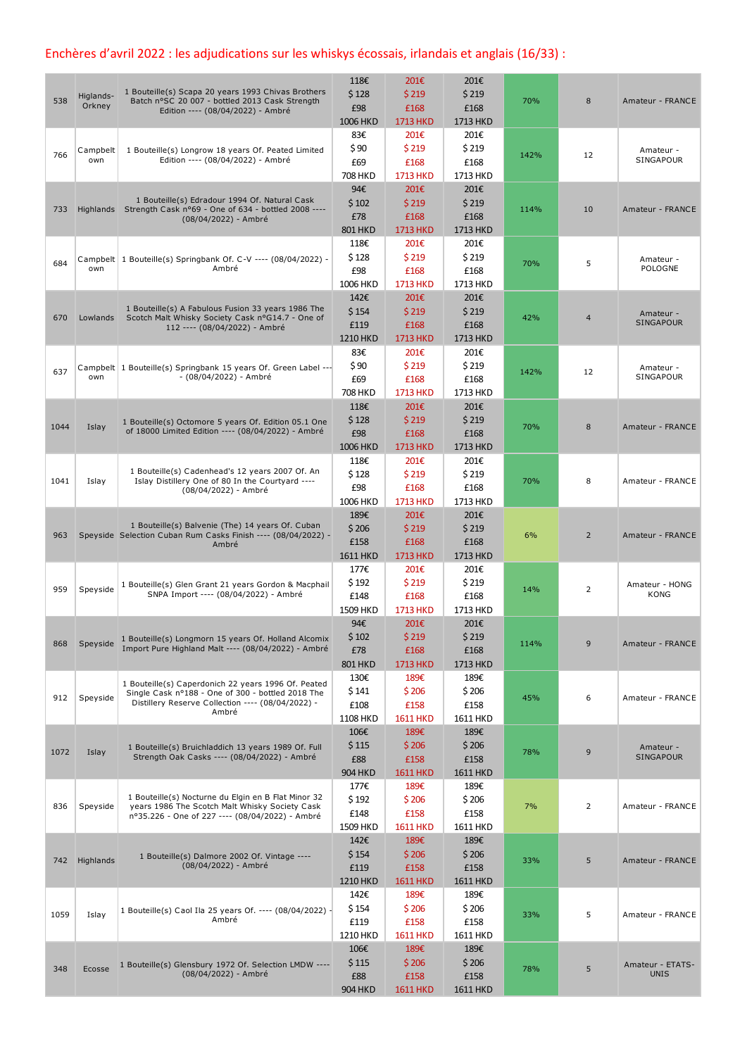## Enchères d'avril 2022 : les adjudications sur les whiskys écossais, irlandais et anglais (16/33) :

| | | | | | | | | |
|---|---|---|---|---|---|---|---|---|
| 538 | Higlands-Orkney | 1 Bouteille(s) Scapa 20 years 1993 Chivas Brothers Batch n°SC 20 007 - bottled 2013 Cask Strength Edition ---- (08/04/2022) - Ambré | 118€ $ 128 £98 1006 HKD | 201€ $ 219 £168 1713 HKD | 201€ $ 219 £168 1713 HKD | 70% | 8 | Amateur - FRANCE |
| 766 | Campbeltown | 1 Bouteille(s) Longrow 18 years Of. Peated Limited Edition ---- (08/04/2022) - Ambré | 83€ $ 90 £69 708 HKD | 201€ $ 219 £168 1713 HKD | 201€ $ 219 £168 1713 HKD | 142% | 12 | Amateur - SINGAPOUR |
| 733 | Highlands | 1 Bouteille(s) Edradour 1994 Of. Natural Cask Strength Cask n°69 - One of 634 - bottled 2008 ---- (08/04/2022) - Ambré | 94€ $ 102 £78 801 HKD | 201€ $ 219 £168 1713 HKD | 201€ $ 219 £168 1713 HKD | 114% | 10 | Amateur - FRANCE |
| 684 | Campbeltown | 1 Bouteille(s) Springbank Of. C-V ---- (08/04/2022) - Ambré | 118€ $ 128 £98 1006 HKD | 201€ $ 219 £168 1713 HKD | 201€ $ 219 £168 1713 HKD | 70% | 5 | Amateur - POLOGNE |
| 670 | Lowlands | 1 Bouteille(s) A Fabulous Fusion 33 years 1986 The Scotch Malt Whisky Society Cask n°G14.7 - One of 112 ---- (08/04/2022) - Ambré | 142€ $ 154 £119 1210 HKD | 201€ $ 219 £168 1713 HKD | 201€ $ 219 £168 1713 HKD | 42% | 4 | Amateur - SINGAPOUR |
| 637 | Campbeltown | 1 Bouteille(s) Springbank 15 years Of. Green Label ---- (08/04/2022) - Ambré | 83€ $ 90 £69 708 HKD | 201€ $ 219 £168 1713 HKD | 201€ $ 219 £168 1713 HKD | 142% | 12 | Amateur - SINGAPOUR |
| 1044 | Islay | 1 Bouteille(s) Octomore 5 years Of. Edition 05.1 One of 18000 Limited Edition ---- (08/04/2022) - Ambré | 118€ $ 128 £98 1006 HKD | 201€ $ 219 £168 1713 HKD | 201€ $ 219 £168 1713 HKD | 70% | 8 | Amateur - FRANCE |
| 1041 | Islay | 1 Bouteille(s) Cadenhead's 12 years 2007 Of. An Islay Distillery One of 80 In the Courtyard ---- (08/04/2022) - Ambré | 118€ $ 128 £98 1006 HKD | 201€ $ 219 £168 1713 HKD | 201€ $ 219 £168 1713 HKD | 70% | 8 | Amateur - FRANCE |
| 963 | Speyside | 1 Bouteille(s) Balvenie (The) 14 years Of. Cuban Selection Cuban Rum Casks Finish ---- (08/04/2022) - Ambré | 189€ $ 206 £158 1611 HKD | 201€ $ 219 £168 1713 HKD | 201€ $ 219 £168 1713 HKD | 6% | 2 | Amateur - FRANCE |
| 959 | Speyside | 1 Bouteille(s) Glen Grant 21 years Gordon & Macphail SNPA Import ---- (08/04/2022) - Ambré | 177€ $ 192 £148 1509 HKD | 201€ $ 219 £168 1713 HKD | 201€ $ 219 £168 1713 HKD | 14% | 2 | Amateur - HONG KONG |
| 868 | Speyside | 1 Bouteille(s) Longmorn 15 years Of. Holland Alcomix Import Pure Highland Malt ---- (08/04/2022) - Ambré | 94€ $ 102 £78 801 HKD | 201€ $ 219 £168 1713 HKD | 201€ $ 219 £168 1713 HKD | 114% | 9 | Amateur - FRANCE |
| 912 | Speyside | 1 Bouteille(s) Caperdonich 22 years 1996 Of. Peated Single Cask n°188 - One of 300 - bottled 2018 The Distillery Reserve Collection ---- (08/04/2022) - Ambré | 130€ $ 141 £108 1108 HKD | 189€ $ 206 £158 1611 HKD | 189€ $ 206 £158 1611 HKD | 45% | 6 | Amateur - FRANCE |
| 1072 | Islay | 1 Bouteille(s) Bruichladdich 13 years 1989 Of. Full Strength Oak Casks ---- (08/04/2022) - Ambré | 106€ $ 115 £88 904 HKD | 189€ $ 206 £158 1611 HKD | 189€ $ 206 £158 1611 HKD | 78% | 9 | Amateur - SINGAPOUR |
| 836 | Speyside | 1 Bouteille(s) Nocturne du Elgin en B Flat Minor 32 years 1986 The Scotch Malt Whisky Society Cask n°35.226 - One of 227 ---- (08/04/2022) - Ambré | 177€ $ 192 £148 1509 HKD | 189€ $ 206 £158 1611 HKD | 189€ $ 206 £158 1611 HKD | 7% | 2 | Amateur - FRANCE |
| 742 | Highlands | 1 Bouteille(s) Dalmore 2002 Of. Vintage ---- (08/04/2022) - Ambré | 142€ $ 154 £119 1210 HKD | 189€ $ 206 £158 1611 HKD | 189€ $ 206 £158 1611 HKD | 33% | 5 | Amateur - FRANCE |
| 1059 | Islay | 1 Bouteille(s) Caol Ila 25 years Of. ---- (08/04/2022) - Ambré | 142€ $ 154 £119 1210 HKD | 189€ $ 206 £158 1611 HKD | 189€ $ 206 £158 1611 HKD | 33% | 5 | Amateur - FRANCE |
| 348 | Ecosse | 1 Bouteille(s) Glensbury 1972 Of. Selection LMDW ---- (08/04/2022) - Ambré | 106€ $ 115 £88 904 HKD | 189€ $ 206 £158 1611 HKD | 189€ $ 206 £158 1611 HKD | 78% | 5 | Amateur - ETATS-UNIS |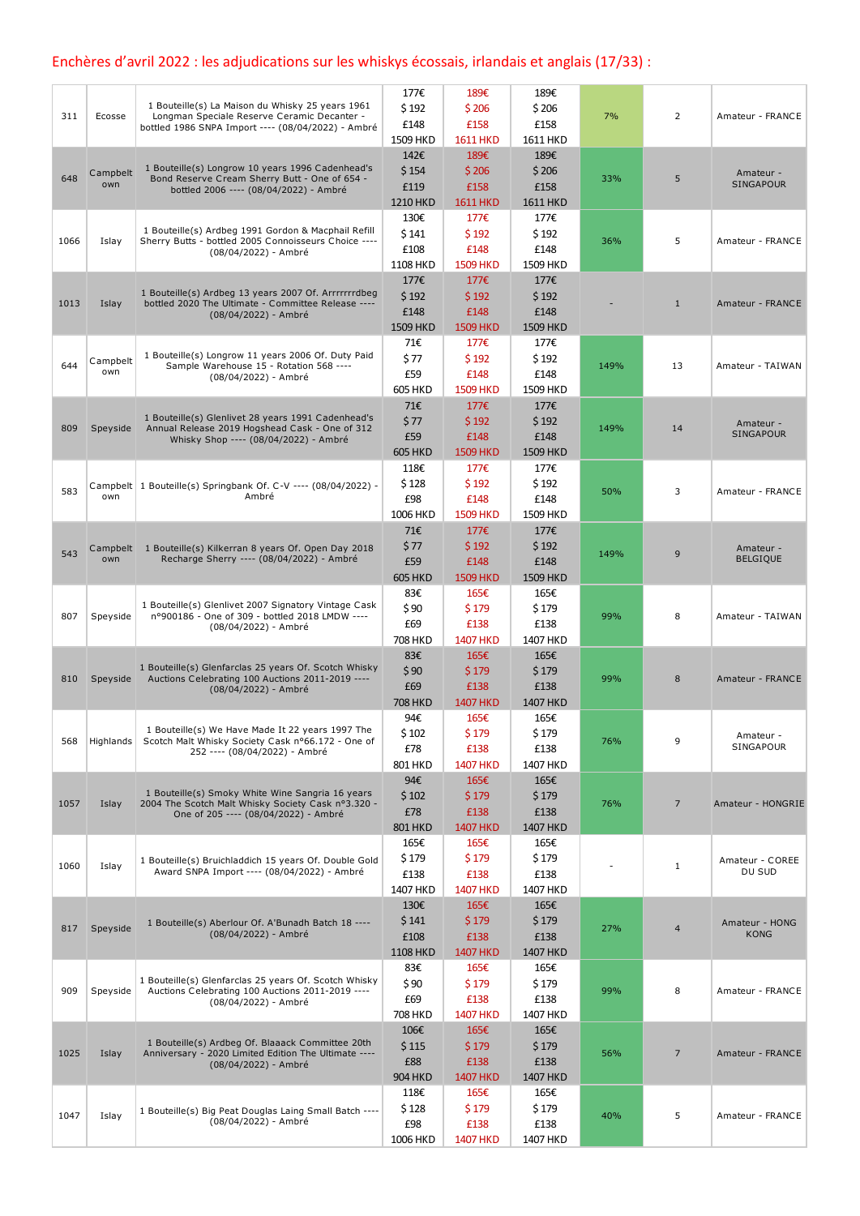## Enchères d'avril 2022 : les adjudications sur les whiskys écossais, irlandais et anglais (17/33) :

| | | | | | | | | |
|---|---|---|---|---|---|---|---|---|
| 311 | Ecosse | 1 Bouteille(s) La Maison du Whisky 25 years 1961 Longman Speciale Reserve Ceramic Decanter - bottled 1986 SNPA Import ---- (08/04/2022) - Ambré | 177€<br>$ 192<br>£148<br>1509 HKD | 189€<br>$ 206<br>£158<br>1611 HKD | 189€<br>$ 206<br>£158<br>1611 HKD | 7% | 2 | Amateur - FRANCE |
| 648 | Campbeltown | 1 Bouteille(s) Longrow 10 years 1996 Cadenhead's Bond Reserve Cream Sherry Butt - One of 654 - bottled 2006 ---- (08/04/2022) - Ambré | 142€<br>$ 154<br>£119<br>1210 HKD | 189€<br>$ 206<br>£158<br>1611 HKD | 189€<br>$ 206<br>£158<br>1611 HKD | 33% | 5 | Amateur - SINGAPOUR |
| 1066 | Islay | 1 Bouteille(s) Ardbeg 1991 Gordon & Macphail Refill Sherry Butts - bottled 2005 Connoisseurs Choice ---- (08/04/2022) - Ambré | 130€<br>$ 141<br>£108<br>1108 HKD | 177€<br>$ 192<br>£148<br>1509 HKD | 177€<br>$ 192<br>£148<br>1509 HKD | 36% | 5 | Amateur - FRANCE |
| 1013 | Islay | 1 Bouteille(s) Ardbeg 13 years 2007 Of. Arrrrrrrdbeg bottled 2020 The Ultimate - Committee Release ---- (08/04/2022) - Ambré | 177€<br>$ 192<br>£148<br>1509 HKD | 177€<br>$ 192<br>£148<br>1509 HKD | 177€<br>$ 192<br>£148<br>1509 HKD | - | 1 | Amateur - FRANCE |
| 644 | Campbeltown | 1 Bouteille(s) Longrow 11 years 2006 Of. Duty Paid Sample Warehouse 15 - Rotation 568 ---- (08/04/2022) - Ambré | 71€<br>$ 77<br>£59<br>605 HKD | 177€<br>$ 192<br>£148<br>1509 HKD | 177€<br>$ 192<br>£148<br>1509 HKD | 149% | 13 | Amateur - TAIWAN |
| 809 | Speyside | 1 Bouteille(s) Glenlivet 28 years 1991 Cadenhead's Annual Release 2019 Hogshead Cask - One of 312 Whisky Shop ---- (08/04/2022) - Ambré | 71€<br>$ 77<br>£59<br>605 HKD | 177€<br>$ 192<br>£148<br>1509 HKD | 177€<br>$ 192<br>£148<br>1509 HKD | 149% | 14 | Amateur - SINGAPOUR |
| 583 | Campbeltown | 1 Bouteille(s) Springbank Of. C-V ---- (08/04/2022) - Ambré | 118€<br>$ 128<br>£98<br>1006 HKD | 177€<br>$ 192<br>£148<br>1509 HKD | 177€<br>$ 192<br>£148<br>1509 HKD | 50% | 3 | Amateur - FRANCE |
| 543 | Campbeltown | 1 Bouteille(s) Kilkerran 8 years Of. Open Day 2018 Recharge Sherry ---- (08/04/2022) - Ambré | 71€<br>$ 77<br>£59<br>605 HKD | 177€<br>$ 192<br>£148<br>1509 HKD | 177€<br>$ 192<br>£148<br>1509 HKD | 149% | 9 | Amateur - BELGIQUE |
| 807 | Speyside | 1 Bouteille(s) Glenlivet 2007 Signatory Vintage Cask n°900186 - One of 309 - bottled 2018 LMDW ---- (08/04/2022) - Ambré | 83€<br>$ 90<br>£69<br>708 HKD | 165€<br>$ 179<br>£138<br>1407 HKD | 165€<br>$ 179<br>£138<br>1407 HKD | 99% | 8 | Amateur - TAIWAN |
| 810 | Speyside | 1 Bouteille(s) Glenfarclas 25 years Of. Scotch Whisky Auctions Celebrating 100 Auctions 2011-2019 ---- (08/04/2022) - Ambré | 83€<br>$ 90<br>£69<br>708 HKD | 165€<br>$ 179<br>£138<br>1407 HKD | 165€<br>$ 179<br>£138<br>1407 HKD | 99% | 8 | Amateur - FRANCE |
| 568 | Highlands | 1 Bouteille(s) We Have Made It 22 years 1997 The Scotch Malt Whisky Society Cask n°66.172 - One of 252 ---- (08/04/2022) - Ambré | 94€<br>$ 102<br>£78<br>801 HKD | 165€<br>$ 179<br>£138<br>1407 HKD | 165€<br>$ 179<br>£138<br>1407 HKD | 76% | 9 | Amateur - SINGAPOUR |
| 1057 | Islay | 1 Bouteille(s) Smoky White Wine Sangria 16 years 2004 The Scotch Malt Whisky Society Cask n°3.320 - One of 205 ---- (08/04/2022) - Ambré | 94€<br>$ 102<br>£78<br>801 HKD | 165€<br>$ 179<br>£138<br>1407 HKD | 165€<br>$ 179<br>£138<br>1407 HKD | 76% | 7 | Amateur - HONGRIE |
| 1060 | Islay | 1 Bouteille(s) Bruichladdich 15 years Of. Double Gold Award SNPA Import ---- (08/04/2022) - Ambré | 165€<br>$ 179<br>£138<br>1407 HKD | 165€<br>$ 179<br>£138<br>1407 HKD | 165€<br>$ 179<br>£138<br>1407 HKD | - | 1 | Amateur - COREE DU SUD |
| 817 | Speyside | 1 Bouteille(s) Aberlour Of. A'Bunadh Batch 18 ---- (08/04/2022) - Ambré | 130€<br>$ 141<br>£108<br>1108 HKD | 165€<br>$ 179<br>£138<br>1407 HKD | 165€<br>$ 179<br>£138<br>1407 HKD | 27% | 4 | Amateur - HONG KONG |
| 909 | Speyside | 1 Bouteille(s) Glenfarclas 25 years Of. Scotch Whisky Auctions Celebrating 100 Auctions 2011-2019 ---- (08/04/2022) - Ambré | 83€<br>$ 90<br>£69<br>708 HKD | 165€<br>$ 179<br>£138<br>1407 HKD | 165€<br>$ 179<br>£138<br>1407 HKD | 99% | 8 | Amateur - FRANCE |
| 1025 | Islay | 1 Bouteille(s) Ardbeg Of. Blaaack Committee 20th Anniversary - 2020 Limited Edition The Ultimate ---- (08/04/2022) - Ambré | 106€<br>$ 115<br>£88<br>904 HKD | 165€<br>$ 179<br>£138<br>1407 HKD | 165€<br>$ 179<br>£138<br>1407 HKD | 56% | 7 | Amateur - FRANCE |
| 1047 | Islay | 1 Bouteille(s) Big Peat Douglas Laing Small Batch ---- (08/04/2022) - Ambré | 118€<br>$ 128<br>£98<br>1006 HKD | 165€<br>$ 179<br>£138<br>1407 HKD | 165€<br>$ 179<br>£138<br>1407 HKD | 40% | 5 | Amateur - FRANCE |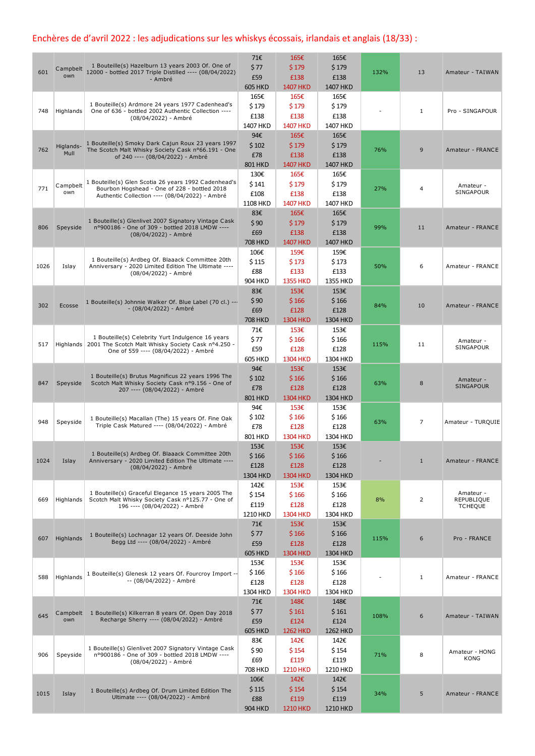## Enchères de d'avril 2022 : les adjudications sur les whiskys écossais, irlandais et anglais (18/33) :

| Lot | Région | Description | Estimation | Prix marteau | Prix | Évolution | Nb | Acheteur |
|---|---|---|---|---|---|---|---|---|
| 601 | Campbeltown | 1 Bouteille(s) Hazelburn 13 years 2003 Of. One of 12000 - bottled 2017 Triple Distilled ---- (08/04/2022) - Ambré | 71€<br>$ 77<br>£59<br>605 HKD | 165€<br>$ 179<br>£138<br>1407 HKD | 165€<br>$ 179<br>£138<br>1407 HKD | 132% | 13 | Amateur - TAIWAN |
| 748 | Highlands | 1 Bouteille(s) Ardmore 24 years 1977 Cadenhead's One of 636 - bottled 2002 Authentic Collection ---- (08/04/2022) - Ambré | 165€<br>$ 179<br>£138<br>1407 HKD | 165€<br>$ 179<br>£138<br>1407 HKD | 165€<br>$ 179<br>£138<br>1407 HKD | - | 1 | Pro - SINGAPOUR |
| 762 | Higlands-Mull | 1 Bouteille(s) Smoky Dark Cajun Roux 23 years 1997 The Scotch Malt Whisky Society Cask n°66.191 - One of 240 ---- (08/04/2022) - Ambré | 94€<br>$ 102<br>£78<br>801 HKD | 165€<br>$ 179<br>£138<br>1407 HKD | 165€<br>$ 179<br>£138<br>1407 HKD | 76% | 9 | Amateur - FRANCE |
| 771 | Campbeltown | 1 Bouteille(s) Glen Scotia 26 years 1992 Cadenhead's Bourbon Hogshead - One of 228 - bottled 2018 Authentic Collection ---- (08/04/2022) - Ambré | 130€<br>$ 141<br>£108<br>1108 HKD | 165€<br>$ 179<br>£138<br>1407 HKD | 165€<br>$ 179<br>£138<br>1407 HKD | 27% | 4 | Amateur - SINGAPOUR |
| 806 | Speyside | 1 Bouteille(s) Glenlivet 2007 Signatory Vintage Cask n°900186 - One of 309 - bottled 2018 LMDW ---- (08/04/2022) - Ambré | 83€<br>$ 90<br>£69<br>708 HKD | 165€<br>$ 179<br>£138<br>1407 HKD | 165€<br>$ 179<br>£138<br>1407 HKD | 99% | 11 | Amateur - FRANCE |
| 1026 | Islay | 1 Bouteille(s) Ardbeg Of. Blaaack Committee 20th Anniversary - 2020 Limited Edition The Ultimate ---- (08/04/2022) - Ambré | 106€<br>$ 115<br>£88<br>904 HKD | 159€<br>$ 173<br>£133<br>1355 HKD | 159€<br>$ 173<br>£133<br>1355 HKD | 50% | 6 | Amateur - FRANCE |
| 302 | Ecosse | 1 Bouteille(s) Johnnie Walker Of. Blue Label (70 cl.) ---- (08/04/2022) - Ambré | 83€<br>$ 90<br>£69<br>708 HKD | 153€<br>$ 166<br>£128<br>1304 HKD | 153€<br>$ 166<br>£128<br>1304 HKD | 84% | 10 | Amateur - FRANCE |
| 517 | Highlands | 1 Bouteille(s) Celebrity Yurt Indulgence 16 years 2001 The Scotch Malt Whisky Society Cask n°4.250 - One of 559 ---- (08/04/2022) - Ambré | 71€<br>$ 77<br>£59<br>605 HKD | 153€<br>$ 166<br>£128<br>1304 HKD | 153€<br>$ 166<br>£128<br>1304 HKD | 115% | 11 | Amateur - SINGAPOUR |
| 847 | Speyside | 1 Bouteille(s) Brutus Magnificus 22 years 1996 The Scotch Malt Whisky Society Cask n°9.156 - One of 207 ---- (08/04/2022) - Ambré | 94€<br>$ 102<br>£78<br>801 HKD | 153€<br>$ 166<br>£128<br>1304 HKD | 153€<br>$ 166<br>£128<br>1304 HKD | 63% | 8 | Amateur - SINGAPOUR |
| 948 | Speyside | 1 Bouteille(s) Macallan (The) 15 years Of. Fine Oak Triple Cask Matured ---- (08/04/2022) - Ambré | 94€<br>$ 102<br>£78<br>801 HKD | 153€<br>$ 166<br>£128<br>1304 HKD | 153€<br>$ 166<br>£128<br>1304 HKD | 63% | 7 | Amateur - TURQUIE |
| 1024 | Islay | 1 Bouteille(s) Ardbeg Of. Blaaack Committee 20th Anniversary - 2020 Limited Edition The Ultimate ---- (08/04/2022) - Ambré | 153€<br>$ 166<br>£128<br>1304 HKD | 153€<br>$ 166<br>£128<br>1304 HKD | 153€<br>$ 166<br>£128<br>1304 HKD | - | 1 | Amateur - FRANCE |
| 669 | Highlands | 1 Bouteille(s) Graceful Elegance 15 years 2005 The Scotch Malt Whisky Society Cask n°125.77 - One of 196 ---- (08/04/2022) - Ambré | 142€<br>$ 154<br>£119<br>1210 HKD | 153€<br>$ 166<br>£128<br>1304 HKD | 153€<br>$ 166<br>£128<br>1304 HKD | 8% | 2 | Amateur - REPUBLIQUE TCHEQUE |
| 607 | Highlands | 1 Bouteille(s) Lochnagar 12 years Of. Deeside John Begg Ltd ---- (08/04/2022) - Ambré | 71€<br>$ 77<br>£59<br>605 HKD | 153€<br>$ 166<br>£128<br>1304 HKD | 153€<br>$ 166<br>£128<br>1304 HKD | 115% | 6 | Pro - FRANCE |
| 588 | Highlands | 1 Bouteille(s) Glenesk 12 years Of. Fourcroy Import ---- (08/04/2022) - Ambré | 153€<br>$ 166<br>£128<br>1304 HKD | 153€<br>$ 166<br>£128<br>1304 HKD | 153€<br>$ 166<br>£128<br>1304 HKD | - | 1 | Amateur - FRANCE |
| 645 | Campbeltown | 1 Bouteille(s) Kilkerran 8 years Of. Open Day 2018 Recharge Sherry ---- (08/04/2022) - Ambré | 71€<br>$ 77<br>£59<br>605 HKD | 148€<br>$ 161<br>£124<br>1262 HKD | 148€<br>$ 161<br>£124<br>1262 HKD | 108% | 6 | Amateur - TAIWAN |
| 906 | Speyside | 1 Bouteille(s) Glenlivet 2007 Signatory Vintage Cask n°900186 - One of 309 - bottled 2018 LMDW ---- (08/04/2022) - Ambré | 83€<br>$ 90<br>£69<br>708 HKD | 142€<br>$ 154<br>£119<br>1210 HKD | 142€<br>$ 154<br>£119<br>1210 HKD | 71% | 8 | Amateur - HONG KONG |
| 1015 | Islay | 1 Bouteille(s) Ardbeg Of. Drum Limited Edition The Ultimate ---- (08/04/2022) - Ambré | 106€<br>$ 115<br>£88<br>904 HKD | 142€<br>$ 154<br>£119<br>1210 HKD | 142€<br>$ 154<br>£119<br>1210 HKD | 34% | 5 | Amateur - FRANCE |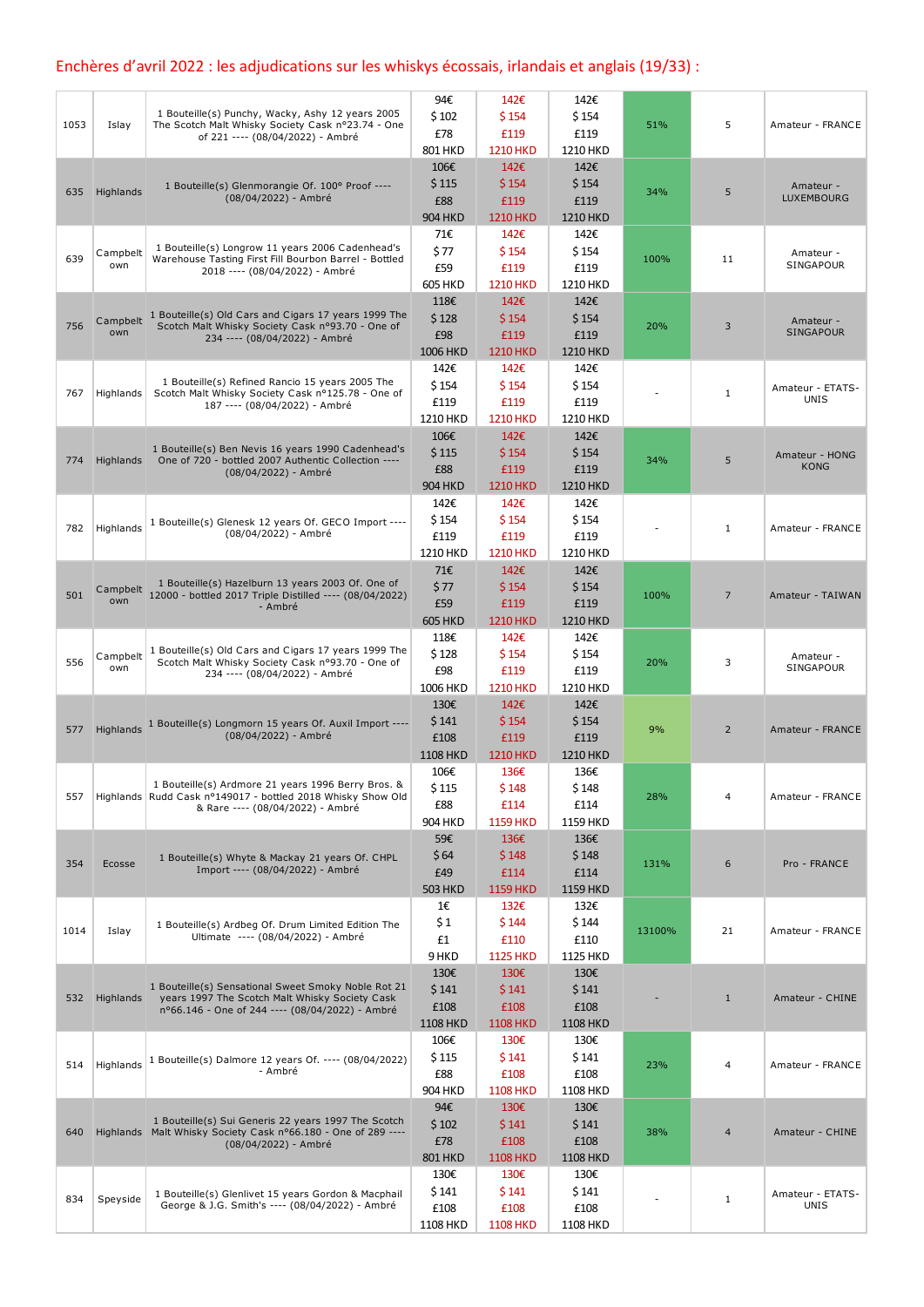## Enchères d'avril 2022 : les adjudications sur les whiskys écossais, irlandais et anglais (19/33) :

| | | | | | | | | |
|---|---|---|---|---|---|---|---|---|
| 1053 | Islay | 1 Bouteille(s) Punchy, Wacky, Ashy 12 years 2005 The Scotch Malt Whisky Society Cask n°23.74 - One of 221 ---- (08/04/2022) - Ambré | 94€ <br> $ 102 <br> £78 <br> 801 HKD | 142€ <br> $ 154 <br> £119 <br> 1210 HKD | 142€ <br> $ 154 <br> £119 <br> 1210 HKD | 51% | 5 | Amateur - FRANCE |
| 635 | Highlands | 1 Bouteille(s) Glenmorangie Of. 100° Proof ---- (08/04/2022) - Ambré | 106€ <br> $ 115 <br> £88 <br> 904 HKD | 142€ <br> $ 154 <br> £119 <br> 1210 HKD | 142€ <br> $ 154 <br> £119 <br> 1210 HKD | 34% | 5 | Amateur - LUXEMBOURG |
| 639 | Campbeltown | 1 Bouteille(s) Longrow 11 years 2006 Cadenhead's Warehouse Tasting First Fill Bourbon Barrel - Bottled 2018 ---- (08/04/2022) - Ambré | 71€ <br> $ 77 <br> £59 <br> 605 HKD | 142€ <br> $ 154 <br> £119 <br> 1210 HKD | 142€ <br> $ 154 <br> £119 <br> 1210 HKD | 100% | 11 | Amateur - SINGAPOUR |
| 756 | Campbeltown | 1 Bouteille(s) Old Cars and Cigars 17 years 1999 The Scotch Malt Whisky Society Cask n°93.70 - One of 234 ---- (08/04/2022) - Ambré | 118€ <br> $ 128 <br> £98 <br> 1006 HKD | 142€ <br> $ 154 <br> £119 <br> 1210 HKD | 142€ <br> $ 154 <br> £119 <br> 1210 HKD | 20% | 3 | Amateur - SINGAPOUR |
| 767 | Highlands | 1 Bouteille(s) Refined Rancio 15 years 2005 The Scotch Malt Whisky Society Cask n°125.78 - One of 187 ---- (08/04/2022) - Ambré | 142€ <br> $ 154 <br> £119 <br> 1210 HKD | 142€ <br> $ 154 <br> £119 <br> 1210 HKD | 142€ <br> $ 154 <br> £119 <br> 1210 HKD | - | 1 | Amateur - ETATS-UNIS |
| 774 | Highlands | 1 Bouteille(s) Ben Nevis 16 years 1990 Cadenhead's One of 720 - bottled 2007 Authentic Collection ---- (08/04/2022) - Ambré | 106€ <br> $ 115 <br> £88 <br> 904 HKD | 142€ <br> $ 154 <br> £119 <br> 1210 HKD | 142€ <br> $ 154 <br> £119 <br> 1210 HKD | 34% | 5 | Amateur - HONG KONG |
| 782 | Highlands | 1 Bouteille(s) Glenesk 12 years Of. GECO Import ---- (08/04/2022) - Ambré | 142€ <br> $ 154 <br> £119 <br> 1210 HKD | 142€ <br> $ 154 <br> £119 <br> 1210 HKD | 142€ <br> $ 154 <br> £119 <br> 1210 HKD | - | 1 | Amateur - FRANCE |
| 501 | Campbeltown | 1 Bouteille(s) Hazelburn 13 years 2003 Of. One of 12000 - bottled 2017 Triple Distilled ---- (08/04/2022) - Ambré | 71€ <br> $ 77 <br> £59 <br> 605 HKD | 142€ <br> $ 154 <br> £119 <br> 1210 HKD | 142€ <br> $ 154 <br> £119 <br> 1210 HKD | 100% | 7 | Amateur - TAIWAN |
| 556 | Campbeltown | 1 Bouteille(s) Old Cars and Cigars 17 years 1999 The Scotch Malt Whisky Society Cask n°93.70 - One of 234 ---- (08/04/2022) - Ambré | 118€ <br> $ 128 <br> £98 <br> 1006 HKD | 142€ <br> $ 154 <br> £119 <br> 1210 HKD | 142€ <br> $ 154 <br> £119 <br> 1210 HKD | 20% | 3 | Amateur - SINGAPOUR |
| 577 | Highlands | 1 Bouteille(s) Longmorn 15 years Of. Auxil Import ---- (08/04/2022) - Ambré | 130€ <br> $ 141 <br> £108 <br> 1108 HKD | 142€ <br> $ 154 <br> £119 <br> 1210 HKD | 142€ <br> $ 154 <br> £119 <br> 1210 HKD | 9% | 2 | Amateur - FRANCE |
| 557 | Highlands | 1 Bouteille(s) Ardmore 21 years 1996 Berry Bros. & Rudd Cask n°149017 - bottled 2018 Whisky Show Old & Rare ---- (08/04/2022) - Ambré | 106€ <br> $ 115 <br> £88 <br> 904 HKD | 136€ <br> $ 148 <br> £114 <br> 1159 HKD | 136€ <br> $ 148 <br> £114 <br> 1159 HKD | 28% | 4 | Amateur - FRANCE |
| 354 | Ecosse | 1 Bouteille(s) Whyte & Mackay 21 years Of. CHPL Import ---- (08/04/2022) - Ambré | 59€ <br> $ 64 <br> £49 <br> 503 HKD | 136€ <br> $ 148 <br> £114 <br> 1159 HKD | 136€ <br> $ 148 <br> £114 <br> 1159 HKD | 131% | 6 | Pro - FRANCE |
| 1014 | Islay | 1 Bouteille(s) Ardbeg Of. Drum Limited Edition The Ultimate ---- (08/04/2022) - Ambré | 1€ <br> $ 1 <br> £1 <br> 9 HKD | 132€ <br> $ 144 <br> £110 <br> 1125 HKD | 132€ <br> $ 144 <br> £110 <br> 1125 HKD | 13100% | 21 | Amateur - FRANCE |
| 532 | Highlands | 1 Bouteille(s) Sensational Sweet Smoky Noble Rot 21 years 1997 The Scotch Malt Whisky Society Cask n°66.146 - One of 244 ---- (08/04/2022) - Ambré | 130€ <br> $ 141 <br> £108 <br> 1108 HKD | 130€ <br> $ 141 <br> £108 <br> 1108 HKD | 130€ <br> $ 141 <br> £108 <br> 1108 HKD | - | 1 | Amateur - CHINE |
| 514 | Highlands | 1 Bouteille(s) Dalmore 12 years Of. ---- (08/04/2022) - Ambré | 106€ <br> $ 115 <br> £88 <br> 904 HKD | 130€ <br> $ 141 <br> £108 <br> 1108 HKD | 130€ <br> $ 141 <br> £108 <br> 1108 HKD | 23% | 4 | Amateur - FRANCE |
| 640 | Highlands | 1 Bouteille(s) Sui Generis 22 years 1997 The Scotch Malt Whisky Society Cask n°66.180 - One of 289 ---- (08/04/2022) - Ambré | 94€ <br> $ 102 <br> £78 <br> 801 HKD | 130€ <br> $ 141 <br> £108 <br> 1108 HKD | 130€ <br> $ 141 <br> £108 <br> 1108 HKD | 38% | 4 | Amateur - CHINE |
| 834 | Speyside | 1 Bouteille(s) Glenlivet 15 years Gordon & Macphail George & J.G. Smith's ---- (08/04/2022) - Ambré | 130€ <br> $ 141 <br> £108 <br> 1108 HKD | 130€ <br> $ 141 <br> £108 <br> 1108 HKD | 130€ <br> $ 141 <br> £108 <br> 1108 HKD | - | 1 | Amateur - ETATS-UNIS |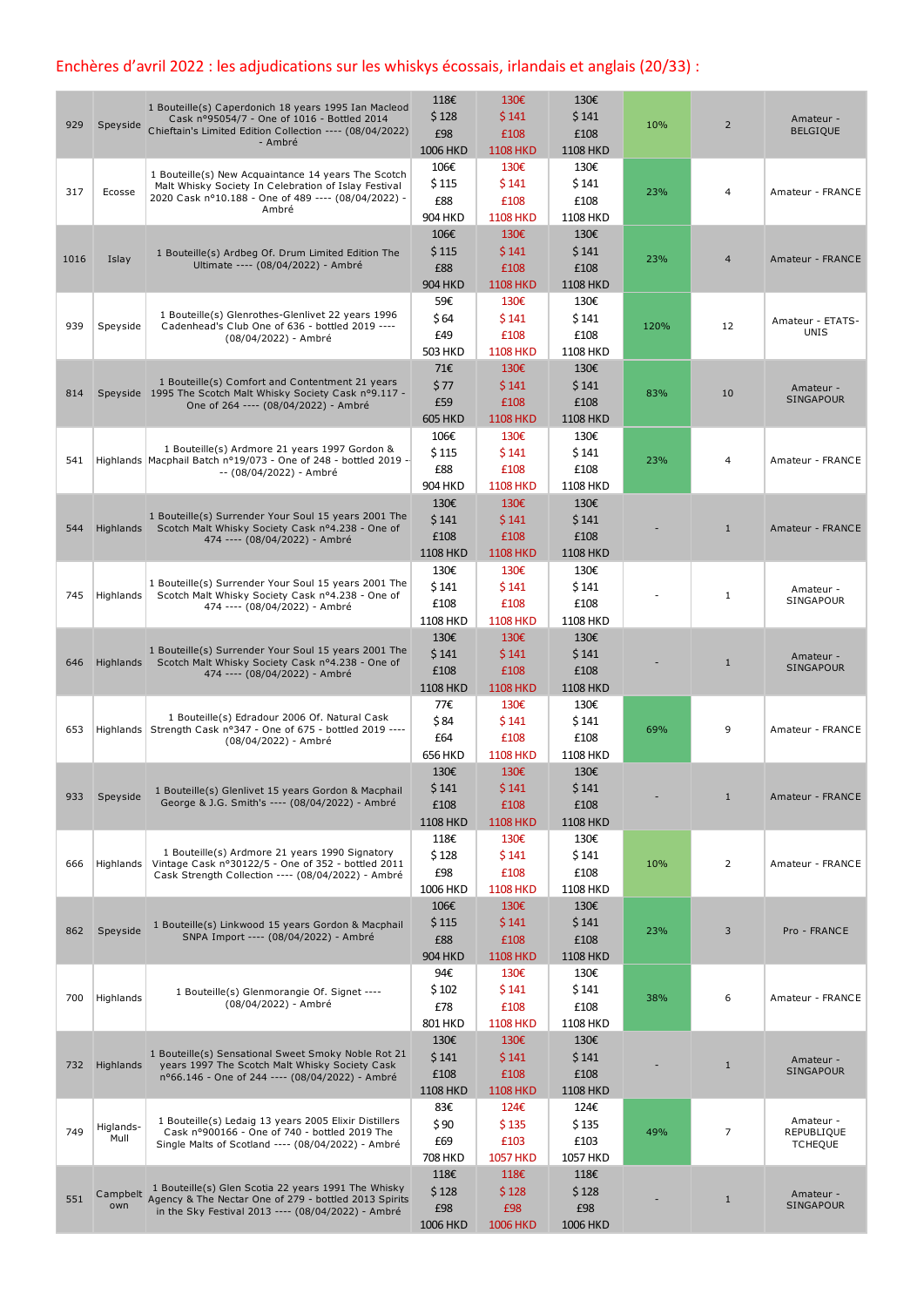## Enchères d'avril 2022 : les adjudications sur les whiskys écossais, irlandais et anglais (20/33) :

| | | | | | | | | |
|---|---|---|---|---|---|---|---|---|
| 929 | Speyside | 1 Bouteille(s) Caperdonich 18 years 1995 Ian Macleod Cask n°95054/7 - One of 1016 - Bottled 2014 Chieftain's Limited Edition Collection ---- (08/04/2022) - Ambré | 118€ $ 128 £98 1006 HKD | 130€ $ 141 £108 1108 HKD | 130€ $ 141 £108 1108 HKD | 10% | 2 | Amateur - BELGIQUE |
| 317 | Ecosse | 1 Bouteille(s) New Acquaintance 14 years The Scotch Malt Whisky Society In Celebration of Islay Festival 2020 Cask n°10.188 - One of 489 ---- (08/04/2022) - Ambré | 106€ $ 115 £88 904 HKD | 130€ $ 141 £108 1108 HKD | 130€ $ 141 £108 1108 HKD | 23% | 4 | Amateur - FRANCE |
| 1016 | Islay | 1 Bouteille(s) Ardbeg Of. Drum Limited Edition The Ultimate ---- (08/04/2022) - Ambré | 106€ $ 115 £88 904 HKD | 130€ $ 141 £108 1108 HKD | 130€ $ 141 £108 1108 HKD | 23% | 4 | Amateur - FRANCE |
| 939 | Speyside | 1 Bouteille(s) Glenrothes-Glenlivet 22 years 1996 Cadenhead's Club One of 636 - bottled 2019 ---- (08/04/2022) - Ambré | 59€ $ 64 £49 503 HKD | 130€ $ 141 £108 1108 HKD | 130€ $ 141 £108 1108 HKD | 120% | 12 | Amateur - ETATS-UNIS |
| 814 | Speyside | 1 Bouteille(s) Comfort and Contentment 21 years 1995 The Scotch Malt Whisky Society Cask n°9.117 - One of 264 ---- (08/04/2022) - Ambré | 71€ $ 77 £59 605 HKD | 130€ $ 141 £108 1108 HKD | 130€ $ 141 £108 1108 HKD | 83% | 10 | Amateur - SINGAPOUR |
| 541 | Highlands | 1 Bouteille(s) Ardmore 21 years 1997 Gordon & Macphail Batch n°19/073 - One of 248 - bottled 2019 ---- (08/04/2022) - Ambré | 106€ $ 115 £88 904 HKD | 130€ $ 141 £108 1108 HKD | 130€ $ 141 £108 1108 HKD | 23% | 4 | Amateur - FRANCE |
| 544 | Highlands | 1 Bouteille(s) Surrender Your Soul 15 years 2001 The Scotch Malt Whisky Society Cask n°4.238 - One of 474 ---- (08/04/2022) - Ambré | 130€ $ 141 £108 1108 HKD | 130€ $ 141 £108 1108 HKD | 130€ $ 141 £108 1108 HKD | - | 1 | Amateur - FRANCE |
| 745 | Highlands | 1 Bouteille(s) Surrender Your Soul 15 years 2001 The Scotch Malt Whisky Society Cask n°4.238 - One of 474 ---- (08/04/2022) - Ambré | 130€ $ 141 £108 1108 HKD | 130€ $ 141 £108 1108 HKD | 130€ $ 141 £108 1108 HKD | - | 1 | Amateur - SINGAPOUR |
| 646 | Highlands | 1 Bouteille(s) Surrender Your Soul 15 years 2001 The Scotch Malt Whisky Society Cask n°4.238 - One of 474 ---- (08/04/2022) - Ambré | 130€ $ 141 £108 1108 HKD | 130€ $ 141 £108 1108 HKD | 130€ $ 141 £108 1108 HKD | - | 1 | Amateur - SINGAPOUR |
| 653 | Highlands | 1 Bouteille(s) Edradour 2006 Of. Natural Cask Strength Cask n°347 - One of 675 - bottled 2019 ---- (08/04/2022) - Ambré | 77€ $ 84 £64 656 HKD | 130€ $ 141 £108 1108 HKD | 130€ $ 141 £108 1108 HKD | 69% | 9 | Amateur - FRANCE |
| 933 | Speyside | 1 Bouteille(s) Glenlivet 15 years Gordon & Macphail George & J.G. Smith's ---- (08/04/2022) - Ambré | 130€ $ 141 £108 1108 HKD | 130€ $ 141 £108 1108 HKD | 130€ $ 141 £108 1108 HKD | - | 1 | Amateur - FRANCE |
| 666 | Highlands | 1 Bouteille(s) Ardmore 21 years 1990 Signatory Vintage Cask n°30122/5 - One of 352 - bottled 2011 Cask Strength Collection ---- (08/04/2022) - Ambré | 118€ $ 128 £98 1006 HKD | 130€ $ 141 £108 1108 HKD | 130€ $ 141 £108 1108 HKD | 10% | 2 | Amateur - FRANCE |
| 862 | Speyside | 1 Bouteille(s) Linkwood 15 years Gordon & Macphail SNPA Import ---- (08/04/2022) - Ambré | 106€ $ 115 £88 904 HKD | 130€ $ 141 £108 1108 HKD | 130€ $ 141 £108 1108 HKD | 23% | 3 | Pro - FRANCE |
| 700 | Highlands | 1 Bouteille(s) Glenmorangie Of. Signet ---- (08/04/2022) - Ambré | 94€ $ 102 £78 801 HKD | 130€ $ 141 £108 1108 HKD | 130€ $ 141 £108 1108 HKD | 38% | 6 | Amateur - FRANCE |
| 732 | Highlands | 1 Bouteille(s) Sensational Sweet Smoky Noble Rot 21 years 1997 The Scotch Malt Whisky Society Cask n°66.146 - One of 244 ---- (08/04/2022) - Ambré | 130€ $ 141 £108 1108 HKD | 130€ $ 141 £108 1108 HKD | 130€ $ 141 £108 1108 HKD | - | 1 | Amateur - SINGAPOUR |
| 749 | Higlands-Mull | 1 Bouteille(s) Ledaig 13 years 2005 Elixir Distillers Cask n°900166 - One of 740 - bottled 2019 The Single Malts of Scotland ---- (08/04/2022) - Ambré | 83€ $ 90 £69 708 HKD | 124€ $ 135 £103 1057 HKD | 124€ $ 135 £103 1057 HKD | 49% | 7 | Amateur - REPUBLIQUE TCHEQUE |
| 551 | Campbeltown | 1 Bouteille(s) Glen Scotia 22 years 1991 The Whisky Agency & The Nectar One of 279 - bottled 2013 Spirits in the Sky Festival 2013 ---- (08/04/2022) - Ambré | 118€ $ 128 £98 1006 HKD | 118€ $ 128 £98 1006 HKD | 118€ $ 128 £98 1006 HKD | - | 1 | Amateur - SINGAPOUR |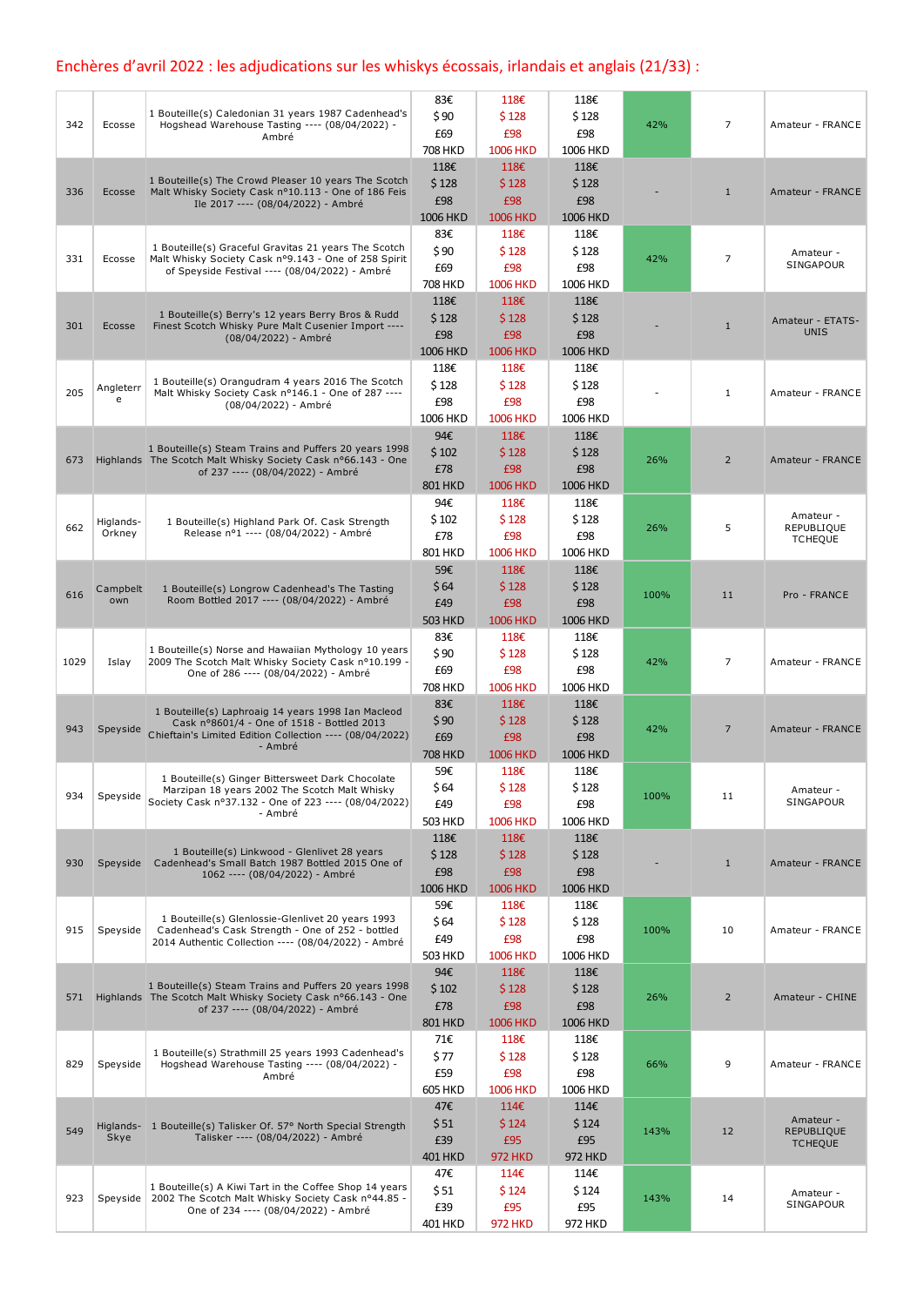## Enchères d'avril 2022 : les adjudications sur les whiskys écossais, irlandais et anglais (21/33) :

| | | | | | | | | |
|---|---|---|---|---|---|---|---|---|
| 342 | Ecosse | 1 Bouteille(s) Caledonian 31 years 1987 Cadenhead's Hogshead Warehouse Tasting ---- (08/04/2022) - Ambré | 83€ $ 90 £69 708 HKD | 118€ $ 128 £98 1006 HKD | 118€ $ 128 £98 1006 HKD | 42% | 7 | Amateur - FRANCE |
| 336 | Ecosse | 1 Bouteille(s) The Crowd Pleaser 10 years The Scotch Malt Whisky Society Cask n°10.113 - One of 186 Feis Ile 2017 ---- (08/04/2022) - Ambré | 118€ $ 128 £98 1006 HKD | 118€ $ 128 £98 1006 HKD | 118€ $ 128 £98 1006 HKD | - | 1 | Amateur - FRANCE |
| 331 | Ecosse | 1 Bouteille(s) Graceful Gravitas 21 years The Scotch Malt Whisky Society Cask n°9.143 - One of 258 Spirit of Speyside Festival ---- (08/04/2022) - Ambré | 83€ $ 90 £69 708 HKD | 118€ $ 128 £98 1006 HKD | 118€ $ 128 £98 1006 HKD | 42% | 7 | Amateur - SINGAPOUR |
| 301 | Ecosse | 1 Bouteille(s) Berry's 12 years Berry Bros & Rudd Finest Scotch Whisky Pure Malt Cusenier Import ---- (08/04/2022) - Ambré | 118€ $ 128 £98 1006 HKD | 118€ $ 128 £98 1006 HKD | 118€ $ 128 £98 1006 HKD | - | 1 | Amateur - ETATS-UNIS |
| 205 | Angleterre | 1 Bouteille(s) Orangudram 4 years 2016 The Scotch Malt Whisky Society Cask n°146.1 - One of 287 ---- (08/04/2022) - Ambré | 118€ $ 128 £98 1006 HKD | 118€ $ 128 £98 1006 HKD | 118€ $ 128 £98 1006 HKD | - | 1 | Amateur - FRANCE |
| 673 | Highlands | 1 Bouteille(s) Steam Trains and Puffers 20 years 1998 The Scotch Malt Whisky Society Cask n°66.143 - One of 237 ---- (08/04/2022) - Ambré | 94€ $ 102 £78 801 HKD | 118€ $ 128 £98 1006 HKD | 118€ $ 128 £98 1006 HKD | 26% | 2 | Amateur - FRANCE |
| 662 | Higlands-Orkney | 1 Bouteille(s) Highland Park Of. Cask Strength Release n°1 ---- (08/04/2022) - Ambré | 94€ $ 102 £78 801 HKD | 118€ $ 128 £98 1006 HKD | 118€ $ 128 £98 1006 HKD | 26% | 5 | Amateur - REPUBLIQUE TCHEQUE |
| 616 | Campbeltown | 1 Bouteille(s) Longrow Cadenhead's The Tasting Room Bottled 2017 ---- (08/04/2022) - Ambré | 59€ $ 64 £49 503 HKD | 118€ $ 128 £98 1006 HKD | 118€ $ 128 £98 1006 HKD | 100% | 11 | Pro - FRANCE |
| 1029 | Islay | 1 Bouteille(s) Norse and Hawaiian Mythology 10 years 2009 The Scotch Malt Whisky Society Cask n°10.199 - One of 286 ---- (08/04/2022) - Ambré | 83€ $ 90 £69 708 HKD | 118€ $ 128 £98 1006 HKD | 118€ $ 128 £98 1006 HKD | 42% | 7 | Amateur - FRANCE |
| 943 | Speyside | 1 Bouteille(s) Laphroaig 14 years 1998 Ian Macleod Cask n°8601/4 - One of 1518 - Bottled 2013 Chieftain's Limited Edition Collection ---- (08/04/2022) - Ambré | 83€ $ 90 £69 708 HKD | 118€ $ 128 £98 1006 HKD | 118€ $ 128 £98 1006 HKD | 42% | 7 | Amateur - FRANCE |
| 934 | Speyside | 1 Bouteille(s) Ginger Bittersweet Dark Chocolate Marzipan 18 years 2002 The Scotch Malt Whisky Society Cask n°37.132 - One of 223 ---- (08/04/2022) - Ambré | 59€ $ 64 £49 503 HKD | 118€ $ 128 £98 1006 HKD | 118€ $ 128 £98 1006 HKD | 100% | 11 | Amateur - SINGAPOUR |
| 930 | Speyside | 1 Bouteille(s) Linkwood - Glenlivet 28 years Cadenhead's Small Batch 1987 Bottled 2015 One of 1062 ---- (08/04/2022) - Ambré | 118€ $ 128 £98 1006 HKD | 118€ $ 128 £98 1006 HKD | 118€ $ 128 £98 1006 HKD | - | 1 | Amateur - FRANCE |
| 915 | Speyside | 1 Bouteille(s) Glenlossie-Glenlivet 20 years 1993 Cadenhead's Cask Strength - One of 252 - bottled 2014 Authentic Collection ---- (08/04/2022) - Ambré | 59€ $ 64 £49 503 HKD | 118€ $ 128 £98 1006 HKD | 118€ $ 128 £98 1006 HKD | 100% | 10 | Amateur - FRANCE |
| 571 | Highlands | 1 Bouteille(s) Steam Trains and Puffers 20 years 1998 The Scotch Malt Whisky Society Cask n°66.143 - One of 237 ---- (08/04/2022) - Ambré | 94€ $ 102 £78 801 HKD | 118€ $ 128 £98 1006 HKD | 118€ $ 128 £98 1006 HKD | 26% | 2 | Amateur - CHINE |
| 829 | Speyside | 1 Bouteille(s) Strathmill 25 years 1993 Cadenhead's Hogshead Warehouse Tasting ---- (08/04/2022) - Ambré | 71€ $ 77 £59 605 HKD | 118€ $ 128 £98 1006 HKD | 118€ $ 128 £98 1006 HKD | 66% | 9 | Amateur - FRANCE |
| 549 | Higlands-Skye | 1 Bouteille(s) Talisker Of. 57° North Special Strength Talisker ---- (08/04/2022) - Ambré | 47€ $ 51 £39 401 HKD | 114€ $ 124 £95 972 HKD | 114€ $ 124 £95 972 HKD | 143% | 12 | Amateur - REPUBLIQUE TCHEQUE |
| 923 | Speyside | 1 Bouteille(s) A Kiwi Tart in the Coffee Shop 14 years 2002 The Scotch Malt Whisky Society Cask n°44.85 - One of 234 ---- (08/04/2022) - Ambré | 47€ $ 51 £39 401 HKD | 114€ $ 124 £95 972 HKD | 114€ $ 124 £95 972 HKD | 143% | 14 | Amateur - SINGAPOUR |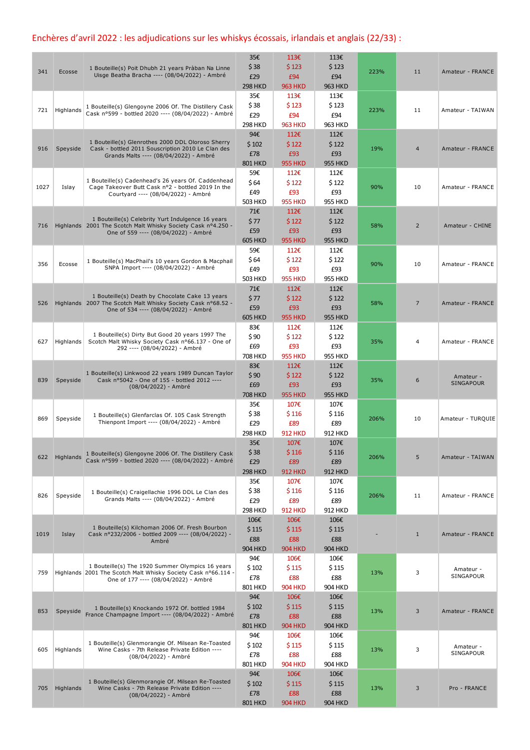## Enchères d'avril 2022 : les adjudications sur les whiskys écossais, irlandais et anglais (22/33) :

| | | | | | | | | |
|---|---|---|---|---|---|---|---|---|
| 341 | Ecosse | 1 Bouteille(s) Poit Dhubh 21 years Pràban Na Linne Uisge Beatha Bracha ---- (08/04/2022) - Ambré | 35€ $ 38 £29 298 HKD | 113€ $ 123 £94 963 HKD | 113€ $ 123 £94 963 HKD | 223% | 11 | Amateur - FRANCE |
| 721 | Highlands | 1 Bouteille(s) Glengoyne 2006 Of. The Distillery Cask Cask n°599 - bottled 2020 ---- (08/04/2022) - Ambré | 35€ $ 38 £29 298 HKD | 113€ $ 123 £94 963 HKD | 113€ $ 123 £94 963 HKD | 223% | 11 | Amateur - TAIWAN |
| 916 | Speyside | 1 Bouteille(s) Glenrothes 2000 DDL Oloroso Sherry Cask - bottled 2011 Souscription 2010 Le Clan des Grands Malts ---- (08/04/2022) - Ambré | 94€ $ 102 £78 801 HKD | 112€ $ 122 £93 955 HKD | 112€ $ 122 £93 955 HKD | 19% | 4 | Amateur - FRANCE |
| 1027 | Islay | 1 Bouteille(s) Cadenhead's 26 years Of. Caddenhead Cage Takeover Butt Cask n°2 - bottled 2019 In the Courtyard ---- (08/04/2022) - Ambré | 59€ $ 64 £49 503 HKD | 112€ $ 122 £93 955 HKD | 112€ $ 122 £93 955 HKD | 90% | 10 | Amateur - FRANCE |
| 716 | Highlands | 1 Bouteille(s) Celebrity Yurt Indulgence 16 years 2001 The Scotch Malt Whisky Society Cask n°4.250 - One of 559 ---- (08/04/2022) - Ambré | 71€ $ 77 £59 605 HKD | 112€ $ 122 £93 955 HKD | 112€ $ 122 £93 955 HKD | 58% | 2 | Amateur - CHINE |
| 356 | Ecosse | 1 Bouteille(s) MacPhail's 10 years Gordon & Macphail SNPA Import ---- (08/04/2022) - Ambré | 59€ $ 64 £49 503 HKD | 112€ $ 122 £93 955 HKD | 112€ $ 122 £93 955 HKD | 90% | 10 | Amateur - FRANCE |
| 526 | Highlands | 1 Bouteille(s) Death by Chocolate Cake 13 years 2007 The Scotch Malt Whisky Society Cask n°68.52 - One of 534 ---- (08/04/2022) - Ambré | 71€ $ 77 £59 605 HKD | 112€ $ 122 £93 955 HKD | 112€ $ 122 £93 955 HKD | 58% | 7 | Amateur - FRANCE |
| 627 | Highlands | 1 Bouteille(s) Dirty But Good 20 years 1997 The Scotch Malt Whisky Society Cask n°66.137 - One of 292 ---- (08/04/2022) - Ambré | 83€ $ 90 £69 708 HKD | 112€ $ 122 £93 955 HKD | 112€ $ 122 £93 955 HKD | 35% | 4 | Amateur - FRANCE |
| 839 | Speyside | 1 Bouteille(s) Linkwood 22 years 1989 Duncan Taylor Cask n°5042 - One of 155 - bottled 2012 ---- (08/04/2022) - Ambré | 83€ $ 90 £69 708 HKD | 112€ $ 122 £93 955 HKD | 112€ $ 122 £93 955 HKD | 35% | 6 | Amateur - SINGAPOUR |
| 869 | Speyside | 1 Bouteille(s) Glenfarclas Of. 105 Cask Strength Thienpont Import ---- (08/04/2022) - Ambré | 35€ $ 38 £29 298 HKD | 107€ $ 116 £89 912 HKD | 107€ $ 116 £89 912 HKD | 206% | 10 | Amateur - TURQUIE |
| 622 | Highlands | 1 Bouteille(s) Glengoyne 2006 Of. The Distillery Cask Cask n°599 - bottled 2020 ---- (08/04/2022) - Ambré | 35€ $ 38 £29 298 HKD | 107€ $ 116 £89 912 HKD | 107€ $ 116 £89 912 HKD | 206% | 5 | Amateur - TAIWAN |
| 826 | Speyside | 1 Bouteille(s) Craigellachie 1996 DDL Le Clan des Grands Malts ---- (08/04/2022) - Ambré | 35€ $ 38 £29 298 HKD | 107€ $ 116 £89 912 HKD | 107€ $ 116 £89 912 HKD | 206% | 11 | Amateur - FRANCE |
| 1019 | Islay | 1 Bouteille(s) Kilchoman 2006 Of. Fresh Bourbon Cask n°232/2006 - bottled 2009 ---- (08/04/2022) - Ambré | 106€ $ 115 £88 904 HKD | 106€ $ 115 £88 904 HKD | 106€ $ 115 £88 904 HKD | - | 1 | Amateur - FRANCE |
| 759 | Highlands | 1 Bouteille(s) The 1920 Summer Olympics 16 years 2001 The Scotch Malt Whisky Society Cask n°66.114 - One of 177 ---- (08/04/2022) - Ambré | 94€ $ 102 £78 801 HKD | 106€ $ 115 £88 904 HKD | 106€ $ 115 £88 904 HKD | 13% | 3 | Amateur - SINGAPOUR |
| 853 | Speyside | 1 Bouteille(s) Knockando 1972 Of. bottled 1984 France Champagne Import ---- (08/04/2022) - Ambré | 94€ $ 102 £78 801 HKD | 106€ $ 115 £88 904 HKD | 106€ $ 115 £88 904 HKD | 13% | 3 | Amateur - FRANCE |
| 605 | Highlands | 1 Bouteille(s) Glenmorangie Of. Milsean Re-Toasted Wine Casks - 7th Release Private Edition ---- (08/04/2022) - Ambré | 94€ $ 102 £78 801 HKD | 106€ $ 115 £88 904 HKD | 106€ $ 115 £88 904 HKD | 13% | 3 | Amateur - SINGAPOUR |
| 705 | Highlands | 1 Bouteille(s) Glenmorangie Of. Milsean Re-Toasted Wine Casks - 7th Release Private Edition ---- (08/04/2022) - Ambré | 94€ $ 102 £78 801 HKD | 106€ $ 115 £88 904 HKD | 106€ $ 115 £88 904 HKD | 13% | 3 | Pro - FRANCE |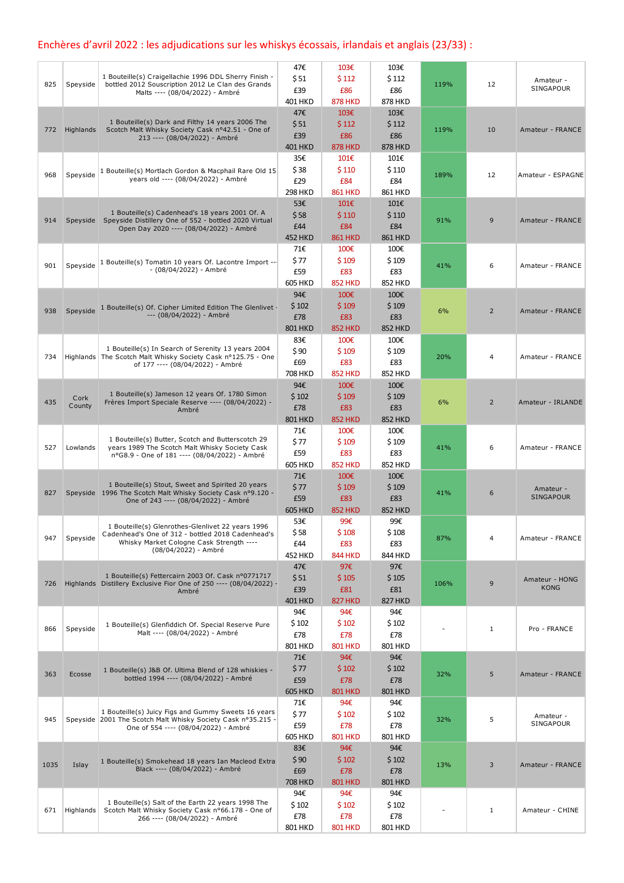## Enchères d'avril 2022 : les adjudications sur les whiskys écossais, irlandais et anglais (23/33) :

| | | | | | | | | |
|---|---|---|---|---|---|---|---|---|
| 825 | Speyside | 1 Bouteille(s) Craigellachie 1996 DDL Sherry Finish - bottled 2012 Souscription 2012 Le Clan des Grands Malts ---- (08/04/2022) - Ambré | 47€ $51 £39 401 HKD | 103€ $112 £86 878 HKD | 103€ $112 £86 878 HKD | 119% | 12 | Amateur - SINGAPOUR |
| 772 | Highlands | 1 Bouteille(s) Dark and Filthy 14 years 2006 The Scotch Malt Whisky Society Cask n°42.51 - One of 213 ---- (08/04/2022) - Ambré | 47€ $51 £39 401 HKD | 103€ $112 £86 878 HKD | 103€ $112 £86 878 HKD | 119% | 10 | Amateur - FRANCE |
| 968 | Speyside | 1 Bouteille(s) Mortlach Gordon & Macphail Rare Old 15 years old ---- (08/04/2022) - Ambré | 35€ $38 £29 298 HKD | 101€ $110 £84 861 HKD | 101€ $110 £84 861 HKD | 189% | 12 | Amateur - ESPAGNE |
| 914 | Speyside | 1 Bouteille(s) Cadenhead's 18 years 2001 Of. A Speyside Distillery One of 552 - bottled 2020 Virtual Open Day 2020 ---- (08/04/2022) - Ambré | 53€ $58 £44 452 HKD | 101€ $110 £84 861 HKD | 101€ $110 £84 861 HKD | 91% | 9 | Amateur - FRANCE |
| 901 | Speyside | 1 Bouteille(s) Tomatin 10 years Of. Lacontre Import ---- (08/04/2022) - Ambré | 71€ $77 £59 605 HKD | 100€ $109 £83 852 HKD | 100€ $109 £83 852 HKD | 41% | 6 | Amateur - FRANCE |
| 938 | Speyside | 1 Bouteille(s) Of. Cipher Limited Edition The Glenlivet ---- (08/04/2022) - Ambré | 94€ $102 £78 801 HKD | 100€ $109 £83 852 HKD | 100€ $109 £83 852 HKD | 6% | 2 | Amateur - FRANCE |
| 734 | Highlands | 1 Bouteille(s) In Search of Serenity 13 years 2004 The Scotch Malt Whisky Society Cask n°125.75 - One of 177 ---- (08/04/2022) - Ambré | 83€ $90 £69 708 HKD | 100€ $109 £83 852 HKD | 100€ $109 £83 852 HKD | 20% | 4 | Amateur - FRANCE |
| 435 | Cork County | 1 Bouteille(s) Jameson 12 years Of. 1780 Simon Frères Import Speciale Reserve ---- (08/04/2022) - Ambré | 94€ $102 £78 801 HKD | 100€ $109 £83 852 HKD | 100€ $109 £83 852 HKD | 6% | 2 | Amateur - IRLANDE |
| 527 | Lowlands | 1 Bouteille(s) Butter, Scotch and Butterscotch 29 years 1989 The Scotch Malt Whisky Society Cask n°G8.9 - One of 181 ---- (08/04/2022) - Ambré | 71€ $77 £59 605 HKD | 100€ $109 £83 852 HKD | 100€ $109 £83 852 HKD | 41% | 6 | Amateur - FRANCE |
| 827 | Speyside | 1 Bouteille(s) Stout, Sweet and Spirited 20 years 1996 The Scotch Malt Whisky Society Cask n°9.120 - One of 243 ---- (08/04/2022) - Ambré | 71€ $77 £59 605 HKD | 100€ $109 £83 852 HKD | 100€ $109 £83 852 HKD | 41% | 6 | Amateur - SINGAPOUR |
| 947 | Speyside | 1 Bouteille(s) Glenrothes-Glenlivet 22 years 1996 Cadenhead's One of 312 - bottled 2018 Cadenhead's Whisky Market Cologne Cask Strength ---- (08/04/2022) - Ambré | 53€ $58 £44 452 HKD | 99€ $108 £83 844 HKD | 99€ $108 £83 844 HKD | 87% | 4 | Amateur - FRANCE |
| 726 | Highlands | 1 Bouteille(s) Fettercairn 2003 Of. Cask n°0771717 Distillery Exclusive Fior One of 250 ---- (08/04/2022) - Ambré | 47€ $51 £39 401 HKD | 97€ $105 £81 827 HKD | 97€ $105 £81 827 HKD | 106% | 9 | Amateur - HONG KONG |
| 866 | Speyside | 1 Bouteille(s) Glenfiddich Of. Special Reserve Pure Malt ---- (08/04/2022) - Ambré | 94€ $102 £78 801 HKD | 94€ $102 £78 801 HKD | 94€ $102 £78 801 HKD | - | 1 | Pro - FRANCE |
| 363 | Ecosse | 1 Bouteille(s) J&B Of. Ultima Blend of 128 whiskies - bottled 1994 ---- (08/04/2022) - Ambré | 71€ $77 £59 605 HKD | 94€ $102 £78 801 HKD | 94€ $102 £78 801 HKD | 32% | 5 | Amateur - FRANCE |
| 945 | Speyside | 1 Bouteille(s) Juicy Figs and Gummy Sweets 16 years 2001 The Scotch Malt Whisky Society Cask n°35.215 - One of 554 ---- (08/04/2022) - Ambré | 71€ $77 £59 605 HKD | 94€ $102 £78 801 HKD | 94€ $102 £78 801 HKD | 32% | 5 | Amateur - SINGAPOUR |
| 1035 | Islay | 1 Bouteille(s) Smokehead 18 years Ian Macleod Extra Black ---- (08/04/2022) - Ambré | 83€ $90 £69 708 HKD | 94€ $102 £78 801 HKD | 94€ $102 £78 801 HKD | 13% | 3 | Amateur - FRANCE |
| 671 | Highlands | 1 Bouteille(s) Salt of the Earth 22 years 1998 The Scotch Malt Whisky Society Cask n°66.178 - One of 266 ---- (08/04/2022) - Ambré | 94€ $102 £78 801 HKD | 94€ $102 £78 801 HKD | 94€ $102 £78 801 HKD | - | 1 | Amateur - CHINE |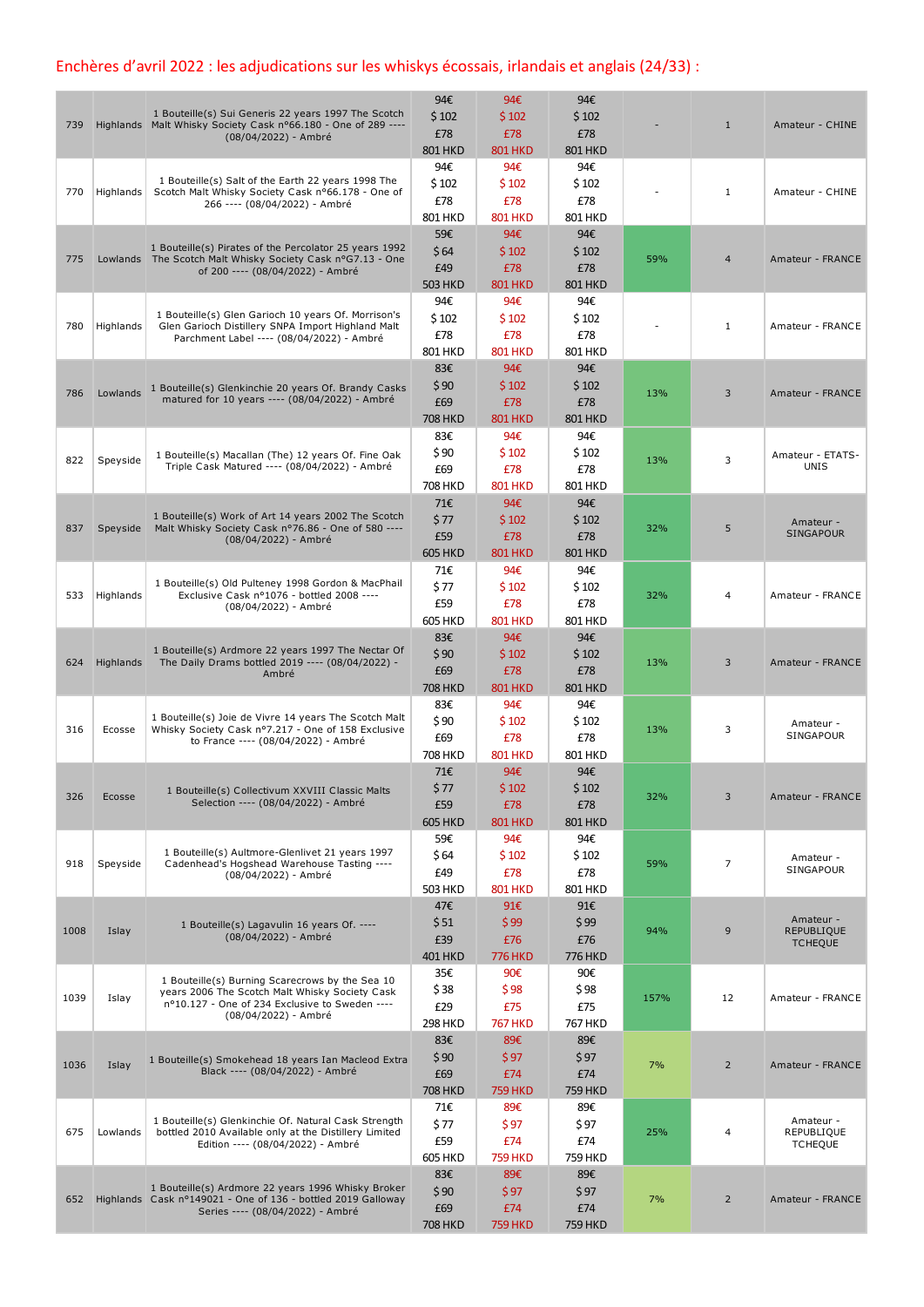## Enchères d'avril 2022 : les adjudications sur les whiskys écossais, irlandais et anglais (24/33) :

| | | | | | | | | |
|---|---|---|---|---|---|---|---|---|
| 739 | Highlands | 1 Bouteille(s) Sui Generis 22 years 1997 The Scotch Malt Whisky Society Cask n°66.180 - One of 289 ---- (08/04/2022) - Ambré | 94€ $ 102 £78 801 HKD | 94€ $ 102 £78 801 HKD | 94€ $ 102 £78 801 HKD | - | 1 | Amateur - CHINE |
| 770 | Highlands | 1 Bouteille(s) Salt of the Earth 22 years 1998 The Scotch Malt Whisky Society Cask n°66.178 - One of 266 ---- (08/04/2022) - Ambré | 94€ $ 102 £78 801 HKD | 94€ $ 102 £78 801 HKD | 94€ $ 102 £78 801 HKD | - | 1 | Amateur - CHINE |
| 775 | Lowlands | 1 Bouteille(s) Pirates of the Percolator 25 years 1992 The Scotch Malt Whisky Society Cask n°G7.13 - One of 200 ---- (08/04/2022) - Ambré | 59€ $ 64 £49 503 HKD | 94€ $ 102 £78 801 HKD | 94€ $ 102 £78 801 HKD | 59% | 4 | Amateur - FRANCE |
| 780 | Highlands | 1 Bouteille(s) Glen Garioch 10 years Of. Morrison's Glen Garioch Distillery SNPA Import Highland Malt Parchment Label ---- (08/04/2022) - Ambré | 94€ $ 102 £78 801 HKD | 94€ $ 102 £78 801 HKD | 94€ $ 102 £78 801 HKD | - | 1 | Amateur - FRANCE |
| 786 | Lowlands | 1 Bouteille(s) Glenkinchie 20 years Of. Brandy Casks matured for 10 years ---- (08/04/2022) - Ambré | 83€ $ 90 £69 708 HKD | 94€ $ 102 £78 801 HKD | 94€ $ 102 £78 801 HKD | 13% | 3 | Amateur - FRANCE |
| 822 | Speyside | 1 Bouteille(s) Macallan (The) 12 years Of. Fine Oak Triple Cask Matured ---- (08/04/2022) - Ambré | 83€ $ 90 £69 708 HKD | 94€ $ 102 £78 801 HKD | 94€ $ 102 £78 801 HKD | 13% | 3 | Amateur - ETATS-UNIS |
| 837 | Speyside | 1 Bouteille(s) Work of Art 14 years 2002 The Scotch Malt Whisky Society Cask n°76.86 - One of 580 ---- (08/04/2022) - Ambré | 71€ $ 77 £59 605 HKD | 94€ $ 102 £78 801 HKD | 94€ $ 102 £78 801 HKD | 32% | 5 | Amateur - SINGAPOUR |
| 533 | Highlands | 1 Bouteille(s) Old Pulteney 1998 Gordon & MacPhail Exclusive Cask n°1076 - bottled 2008 ---- (08/04/2022) - Ambré | 71€ $ 77 £59 605 HKD | 94€ $ 102 £78 801 HKD | 94€ $ 102 £78 801 HKD | 32% | 4 | Amateur - FRANCE |
| 624 | Highlands | 1 Bouteille(s) Ardmore 22 years 1997 The Nectar Of The Daily Drams bottled 2019 ---- (08/04/2022) - Ambré | 83€ $ 90 £69 708 HKD | 94€ $ 102 £78 801 HKD | 94€ $ 102 £78 801 HKD | 13% | 3 | Amateur - FRANCE |
| 316 | Ecosse | 1 Bouteille(s) Joie de Vivre 14 years The Scotch Malt Whisky Society Cask n°7.217 - One of 158 Exclusive to France ---- (08/04/2022) - Ambré | 83€ $ 90 £69 708 HKD | 94€ $ 102 £78 801 HKD | 94€ $ 102 £78 801 HKD | 13% | 3 | Amateur - SINGAPOUR |
| 326 | Ecosse | 1 Bouteille(s) Collectivum XXVIII Classic Malts Selection ---- (08/04/2022) - Ambré | 71€ $ 77 £59 605 HKD | 94€ $ 102 £78 801 HKD | 94€ $ 102 £78 801 HKD | 32% | 3 | Amateur - FRANCE |
| 918 | Speyside | 1 Bouteille(s) Aultmore-Glenlivet 21 years 1997 Cadenhead's Hogshead Warehouse Tasting ---- (08/04/2022) - Ambré | 59€ $ 64 £49 503 HKD | 94€ $ 102 £78 801 HKD | 94€ $ 102 £78 801 HKD | 59% | 7 | Amateur - SINGAPOUR |
| 1008 | Islay | 1 Bouteille(s) Lagavulin 16 years Of. ---- (08/04/2022) - Ambré | 47€ $ 51 £39 401 HKD | 91€ $ 99 £76 776 HKD | 91€ $ 99 £76 776 HKD | 94% | 9 | Amateur - REPUBLIQUE TCHEQUE |
| 1039 | Islay | 1 Bouteille(s) Burning Scarecrows by the Sea 10 years 2006 The Scotch Malt Whisky Society Cask n°10.127 - One of 234 Exclusive to Sweden ---- (08/04/2022) - Ambré | 35€ $ 38 £29 298 HKD | 90€ $ 98 £75 767 HKD | 90€ $ 98 £75 767 HKD | 157% | 12 | Amateur - FRANCE |
| 1036 | Islay | 1 Bouteille(s) Smokehead 18 years Ian Macleod Extra Black ---- (08/04/2022) - Ambré | 83€ $ 90 £69 708 HKD | 89€ $ 97 £74 759 HKD | 89€ $ 97 £74 759 HKD | 7% | 2 | Amateur - FRANCE |
| 675 | Lowlands | 1 Bouteille(s) Glenkinchie Of. Natural Cask Strength bottled 2010 Available only at the Distillery Limited Edition ---- (08/04/2022) - Ambré | 71€ $ 77 £59 605 HKD | 89€ $ 97 £74 759 HKD | 89€ $ 97 £74 759 HKD | 25% | 4 | Amateur - REPUBLIQUE TCHEQUE |
| 652 | Highlands | 1 Bouteille(s) Ardmore 22 years 1996 Whisky Broker Cask n°149021 - One of 136 - bottled 2019 Galloway Series ---- (08/04/2022) - Ambré | 83€ $ 90 £69 708 HKD | 89€ $ 97 £74 759 HKD | 89€ $ 97 £74 759 HKD | 7% | 2 | Amateur - FRANCE |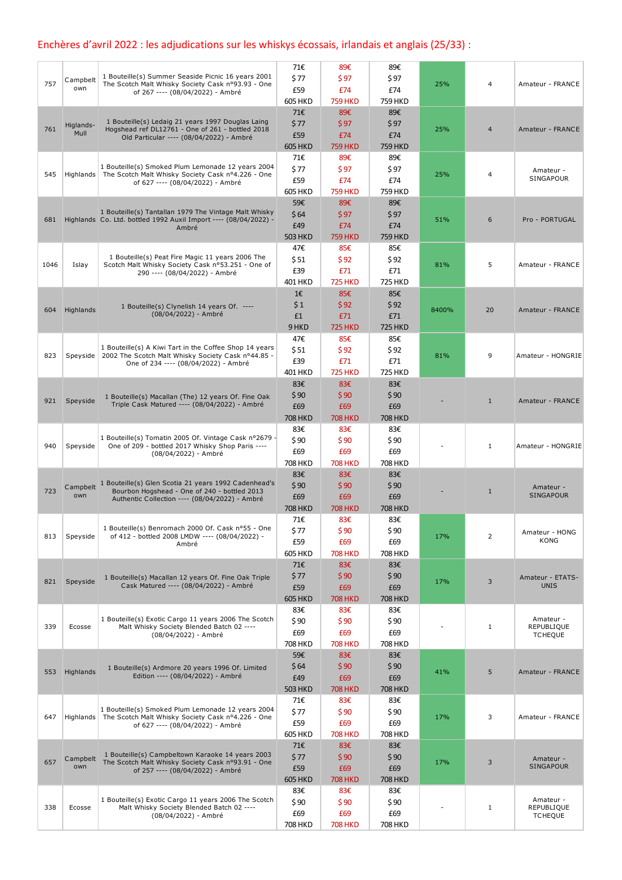## Enchères d'avril 2022 : les adjudications sur les whiskys écossais, irlandais et anglais (25/33) :

| | | | | | | | | |
|---|---|---|---|---|---|---|---|---|
| 757 | Campbeltown | 1 Bouteille(s) Summer Seaside Picnic 16 years 2001 The Scotch Malt Whisky Society Cask n°93.93 - One of 267 ---- (08/04/2022) - Ambré | 71€ $77 £59 605 HKD | 89€ $97 £74 759 HKD | 89€ $97 £74 759 HKD | 25% | 4 | Amateur - FRANCE |
| 761 | Higlands-Mull | 1 Bouteille(s) Ledaig 21 years 1997 Douglas Laing Hogshead ref DL12761 - One of 261 - bottled 2018 Old Particular ---- (08/04/2022) - Ambré | 71€ $77 £59 605 HKD | 89€ $97 £74 759 HKD | 89€ $97 £74 759 HKD | 25% | 4 | Amateur - FRANCE |
| 545 | Highlands | 1 Bouteille(s) Smoked Plum Lemonade 12 years 2004 The Scotch Malt Whisky Society Cask n°4.226 - One of 627 ---- (08/04/2022) - Ambré | 71€ $77 £59 605 HKD | 89€ $97 £74 759 HKD | 89€ $97 £74 759 HKD | 25% | 4 | Amateur - SINGAPOUR |
| 681 | Highlands | 1 Bouteille(s) Tantallan 1979 The Vintage Malt Whisky Co. Ltd. bottled 1992 Auxil Import ---- (08/04/2022) - Ambré | 59€ $64 £49 503 HKD | 89€ $97 £74 759 HKD | 89€ $97 £74 759 HKD | 51% | 6 | Pro - PORTUGAL |
| 1046 | Islay | 1 Bouteille(s) Peat Fire Magic 11 years 2006 The Scotch Malt Whisky Society Cask n°53.251 - One of 290 ---- (08/04/2022) - Ambré | 47€ $51 £39 401 HKD | 85€ $92 £71 725 HKD | 85€ $92 £71 725 HKD | 81% | 5 | Amateur - FRANCE |
| 604 | Highlands | 1 Bouteille(s) Clynelish 14 years Of. ---- (08/04/2022) - Ambré | 1€ $1 £1 9 HKD | 85€ $92 £71 725 HKD | 85€ $92 £71 725 HKD | 8400% | 20 | Amateur - FRANCE |
| 823 | Speyside | 1 Bouteille(s) A Kiwi Tart in the Coffee Shop 14 years 2002 The Scotch Malt Whisky Society Cask n°44.85 - One of 234 ---- (08/04/2022) - Ambré | 47€ $51 £39 401 HKD | 85€ $92 £71 725 HKD | 85€ $92 £71 725 HKD | 81% | 9 | Amateur - HONGRIE |
| 921 | Speyside | 1 Bouteille(s) Macallan (The) 12 years Of. Fine Oak Triple Cask Matured ---- (08/04/2022) - Ambré | 83€ $90 £69 708 HKD | 83€ $90 £69 708 HKD | 83€ $90 £69 708 HKD | - | 1 | Amateur - FRANCE |
| 940 | Speyside | 1 Bouteille(s) Tomatin 2005 Of. Vintage Cask n°2679 - One of 209 - bottled 2017 Whisky Shop Paris ---- (08/04/2022) - Ambré | 83€ $90 £69 708 HKD | 83€ $90 £69 708 HKD | 83€ $90 £69 708 HKD | - | 1 | Amateur - HONGRIE |
| 723 | Campbeltown | 1 Bouteille(s) Glen Scotia 21 years 1992 Cadenhead's Bourbon Hogshead - One of 240 - bottled 2013 Authentic Collection ---- (08/04/2022) - Ambré | 83€ $90 £69 708 HKD | 83€ $90 £69 708 HKD | 83€ $90 £69 708 HKD | - | 1 | Amateur - SINGAPOUR |
| 813 | Speyside | 1 Bouteille(s) Benromach 2000 Of. Cask n°55 - One of 412 - bottled 2008 LMDW ---- (08/04/2022) - Ambré | 71€ $77 £59 605 HKD | 83€ $90 £69 708 HKD | 83€ $90 £69 708 HKD | 17% | 2 | Amateur - HONG KONG |
| 821 | Speyside | 1 Bouteille(s) Macallan 12 years Of. Fine Oak Triple Cask Matured ---- (08/04/2022) - Ambré | 71€ $77 £59 605 HKD | 83€ $90 £69 708 HKD | 83€ $90 £69 708 HKD | 17% | 3 | Amateur - ETATS-UNIS |
| 339 | Ecosse | 1 Bouteille(s) Exotic Cargo 11 years 2006 The Scotch Malt Whisky Society Blended Batch 02 ---- (08/04/2022) - Ambré | 83€ $90 £69 708 HKD | 83€ $90 £69 708 HKD | 83€ $90 £69 708 HKD | - | 1 | Amateur - REPUBLIQUE TCHEQUE |
| 553 | Highlands | 1 Bouteille(s) Ardmore 20 years 1996 Of. Limited Edition ---- (08/04/2022) - Ambré | 59€ $64 £49 503 HKD | 83€ $90 £69 708 HKD | 83€ $90 £69 708 HKD | 41% | 5 | Amateur - FRANCE |
| 647 | Highlands | 1 Bouteille(s) Smoked Plum Lemonade 12 years 2004 The Scotch Malt Whisky Society Cask n°4.226 - One of 627 ---- (08/04/2022) - Ambré | 71€ $77 £59 605 HKD | 83€ $90 £69 708 HKD | 83€ $90 £69 708 HKD | 17% | 3 | Amateur - FRANCE |
| 657 | Campbeltown | 1 Bouteille(s) Campbeltown Karaoke 14 years 2003 The Scotch Malt Whisky Society Cask n°93.91 - One of 257 ---- (08/04/2022) - Ambré | 71€ $77 £59 605 HKD | 83€ $90 £69 708 HKD | 83€ $90 £69 708 HKD | 17% | 3 | Amateur - SINGAPOUR |
| 338 | Ecosse | 1 Bouteille(s) Exotic Cargo 11 years 2006 The Scotch Malt Whisky Society Blended Batch 02 ---- (08/04/2022) - Ambré | 83€ $90 £69 708 HKD | 83€ $90 £69 708 HKD | 83€ $90 £69 708 HKD | - | 1 | Amateur - REPUBLIQUE TCHEQUE |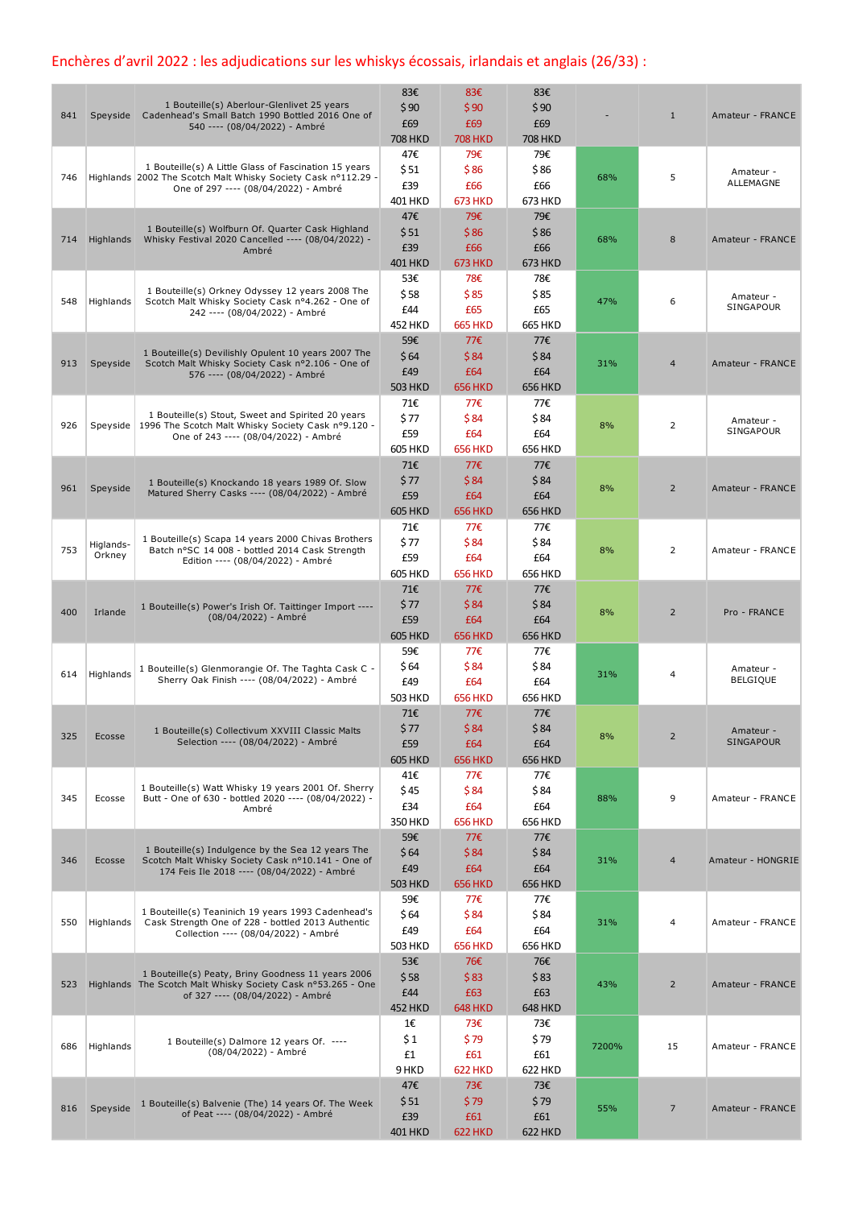## Enchères d'avril 2022 : les adjudications sur les whiskys écossais, irlandais et anglais (26/33) :

| | | | | | | | | |
|---|---|---|---|---|---|---|---|---|
| 841 | Speyside | 1 Bouteille(s) Aberlour-Glenlivet 25 years Cadenhead's Small Batch 1990 Bottled 2016 One of 540 ---- (08/04/2022) - Ambré | 83€ $ 90 £69 708 HKD | 83€ $ 90 £69 708 HKD | 83€ $ 90 £69 708 HKD | - | 1 | Amateur - FRANCE |
| 746 | Highlands | 1 Bouteille(s) A Little Glass of Fascination 15 years 2002 The Scotch Malt Whisky Society Cask n°112.29 - One of 297 ---- (08/04/2022) - Ambré | 47€ $ 51 £39 401 HKD | 79€ $ 86 £66 673 HKD | 79€ $ 86 £66 673 HKD | 68% | 5 | Amateur - ALLEMAGNE |
| 714 | Highlands | 1 Bouteille(s) Wolfburn Of. Quarter Cask Highland Whisky Festival 2020 Cancelled ---- (08/04/2022) - Ambré | 47€ $ 51 £39 401 HKD | 79€ $ 86 £66 673 HKD | 79€ $ 86 £66 673 HKD | 68% | 8 | Amateur - FRANCE |
| 548 | Highlands | 1 Bouteille(s) Orkney Odyssey 12 years 2008 The Scotch Malt Whisky Society Cask n°4.262 - One of 242 ---- (08/04/2022) - Ambré | 53€ $ 58 £44 452 HKD | 78€ $ 85 £65 665 HKD | 78€ $ 85 £65 665 HKD | 47% | 6 | Amateur - SINGAPOUR |
| 913 | Speyside | 1 Bouteille(s) Devilishly Opulent 10 years 2007 The Scotch Malt Whisky Society Cask n°2.106 - One of 576 ---- (08/04/2022) - Ambré | 59€ $ 64 £49 503 HKD | 77€ $ 84 £64 656 HKD | 77€ $ 84 £64 656 HKD | 31% | 4 | Amateur - FRANCE |
| 926 | Speyside | 1 Bouteille(s) Stout, Sweet and Spirited 20 years 1996 The Scotch Malt Whisky Society Cask n°9.120 - One of 243 ---- (08/04/2022) - Ambré | 71€ $ 77 £59 605 HKD | 77€ $ 84 £64 656 HKD | 77€ $ 84 £64 656 HKD | 8% | 2 | Amateur - SINGAPOUR |
| 961 | Speyside | 1 Bouteille(s) Knockando 18 years 1989 Of. Slow Matured Sherry Casks ---- (08/04/2022) - Ambré | 71€ $ 77 £59 605 HKD | 77€ $ 84 £64 656 HKD | 77€ $ 84 £64 656 HKD | 8% | 2 | Amateur - FRANCE |
| 753 | Higlands-Orkney | 1 Bouteille(s) Scapa 14 years 2000 Chivas Brothers Batch n°SC 14 008 - bottled 2014 Cask Strength Edition ---- (08/04/2022) - Ambré | 71€ $ 77 £59 605 HKD | 77€ $ 84 £64 656 HKD | 77€ $ 84 £64 656 HKD | 8% | 2 | Amateur - FRANCE |
| 400 | Irlande | 1 Bouteille(s) Power's Irish Of. Taittinger Import ---- (08/04/2022) - Ambré | 71€ $ 77 £59 605 HKD | 77€ $ 84 £64 656 HKD | 77€ $ 84 £64 656 HKD | 8% | 2 | Pro - FRANCE |
| 614 | Highlands | 1 Bouteille(s) Glenmorangie Of. The Taghta Cask C - Sherry Oak Finish ---- (08/04/2022) - Ambré | 59€ $ 64 £49 503 HKD | 77€ $ 84 £64 656 HKD | 77€ $ 84 £64 656 HKD | 31% | 4 | Amateur - BELGIQUE |
| 325 | Ecosse | 1 Bouteille(s) Collectivum XXVIII Classic Malts Selection ---- (08/04/2022) - Ambré | 71€ $ 77 £59 605 HKD | 77€ $ 84 £64 656 HKD | 77€ $ 84 £64 656 HKD | 8% | 2 | Amateur - SINGAPOUR |
| 345 | Ecosse | 1 Bouteille(s) Watt Whisky 19 years 2001 Of. Sherry Butt - One of 630 - bottled 2020 ---- (08/04/2022) - Ambré | 41€ $ 45 £34 350 HKD | 77€ $ 84 £64 656 HKD | 77€ $ 84 £64 656 HKD | 88% | 9 | Amateur - FRANCE |
| 346 | Ecosse | 1 Bouteille(s) Indulgence by the Sea 12 years The Scotch Malt Whisky Society Cask n°10.141 - One of 174 Feis Ile 2018 ---- (08/04/2022) - Ambré | 59€ $ 64 £49 503 HKD | 77€ $ 84 £64 656 HKD | 77€ $ 84 £64 656 HKD | 31% | 4 | Amateur - HONGRIE |
| 550 | Highlands | 1 Bouteille(s) Teaninich 19 years 1993 Cadenhead's Cask Strength One of 228 - bottled 2013 Authentic Collection ---- (08/04/2022) - Ambré | 59€ $ 64 £49 503 HKD | 77€ $ 84 £64 656 HKD | 77€ $ 84 £64 656 HKD | 31% | 4 | Amateur - FRANCE |
| 523 | Highlands | 1 Bouteille(s) Peaty, Briny Goodness 11 years 2006 The Scotch Malt Whisky Society Cask n°53.265 - One of 327 ---- (08/04/2022) - Ambré | 53€ $ 58 £44 452 HKD | 76€ $ 83 £63 648 HKD | 76€ $ 83 £63 648 HKD | 43% | 2 | Amateur - FRANCE |
| 686 | Highlands | 1 Bouteille(s) Dalmore 12 years Of. ---- (08/04/2022) - Ambré | 1€ $ 1 £1 9 HKD | 73€ $ 79 £61 622 HKD | 73€ $ 79 £61 622 HKD | 7200% | 15 | Amateur - FRANCE |
| 816 | Speyside | 1 Bouteille(s) Balvenie (The) 14 years Of. The Week of Peat ---- (08/04/2022) - Ambré | 47€ $ 51 £39 401 HKD | 73€ $ 79 £61 622 HKD | 73€ $ 79 £61 622 HKD | 55% | 7 | Amateur - FRANCE |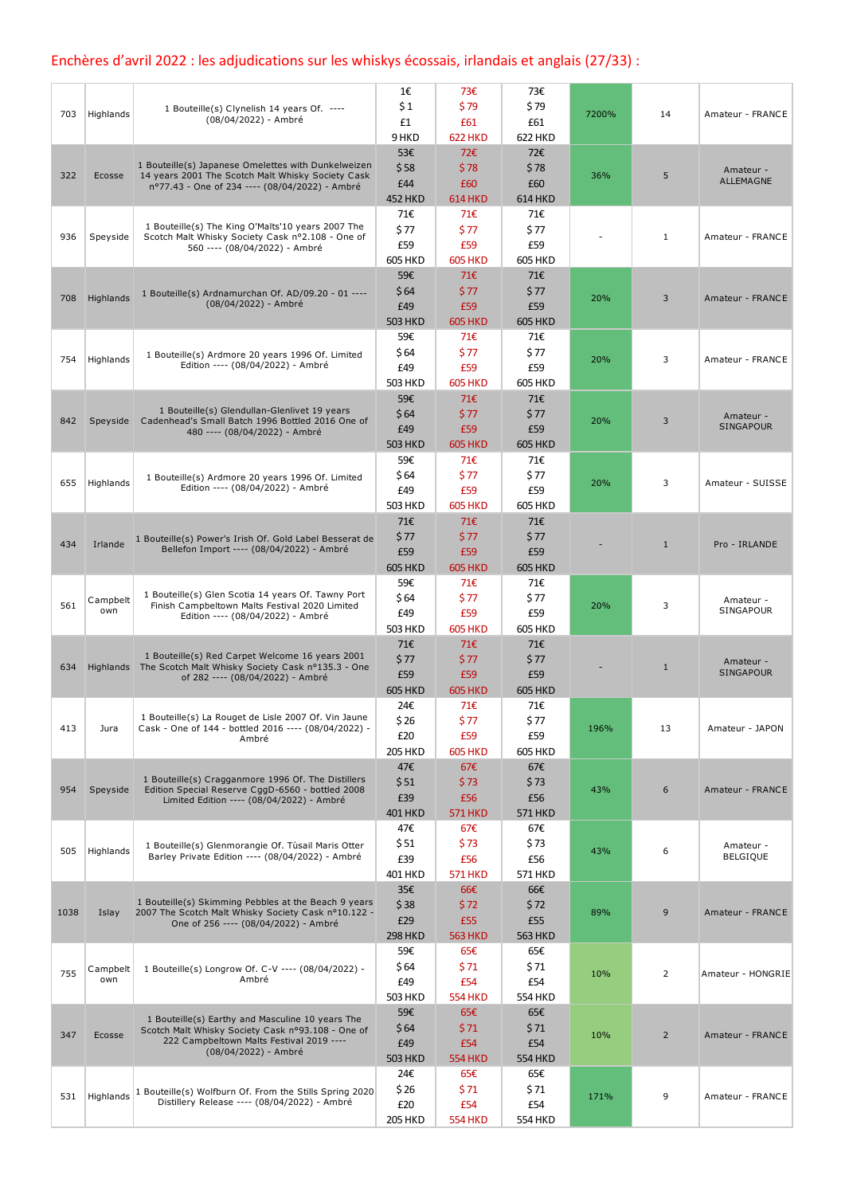## Enchères d'avril 2022 : les adjudications sur les whiskys écossais, irlandais et anglais (27/33) :

| | | | | | | | | |
|---|---|---|---|---|---|---|---|---|
| 703 | Highlands | 1 Bouteille(s) Clynelish 14 years Of. ---- (08/04/2022) - Ambré | 1€<br>$1<br>£1<br>9 HKD | 73€<br>$79<br>£61<br>622 HKD | 73€<br>$79<br>£61<br>622 HKD | 7200% | 14 | Amateur - FRANCE |
| 322 | Ecosse | 1 Bouteille(s) Japanese Omelettes with Dunkelweizen 14 years 2001 The Scotch Malt Whisky Society Cask n°77.43 - One of 234 ---- (08/04/2022) - Ambré | 53€<br>$58<br>£44<br>452 HKD | 72€<br>$78<br>£60<br>614 HKD | 72€<br>$78<br>£60<br>614 HKD | 36% | 5 | Amateur - ALLEMAGNE |
| 936 | Speyside | 1 Bouteille(s) The King O'Malts'10 years 2007 The Scotch Malt Whisky Society Cask n°2.108 - One of 560 ---- (08/04/2022) - Ambré | 71€<br>$77<br>£59<br>605 HKD | 71€<br>$77<br>£59<br>605 HKD | 71€<br>$77<br>£59<br>605 HKD | - | 1 | Amateur - FRANCE |
| 708 | Highlands | 1 Bouteille(s) Ardnamurchan Of. AD/09.20 - 01 ---- (08/04/2022) - Ambré | 59€<br>$64<br>£49<br>503 HKD | 71€<br>$77<br>£59<br>605 HKD | 71€<br>$77<br>£59<br>605 HKD | 20% | 3 | Amateur - FRANCE |
| 754 | Highlands | 1 Bouteille(s) Ardmore 20 years 1996 Of. Limited Edition ---- (08/04/2022) - Ambré | 59€<br>$64<br>£49<br>503 HKD | 71€<br>$77<br>£59<br>605 HKD | 71€<br>$77<br>£59<br>605 HKD | 20% | 3 | Amateur - FRANCE |
| 842 | Speyside | 1 Bouteille(s) Glendullan-Glenlivet 19 years Cadenhead's Small Batch 1996 Bottled 2016 One of 480 ---- (08/04/2022) - Ambré | 59€<br>$64<br>£49<br>503 HKD | 71€<br>$77<br>£59<br>605 HKD | 71€<br>$77<br>£59<br>605 HKD | 20% | 3 | Amateur - SINGAPOUR |
| 655 | Highlands | 1 Bouteille(s) Ardmore 20 years 1996 Of. Limited Edition ---- (08/04/2022) - Ambré | 59€<br>$64<br>£49<br>503 HKD | 71€<br>$77<br>£59<br>605 HKD | 71€<br>$77<br>£59<br>605 HKD | 20% | 3 | Amateur - SUISSE |
| 434 | Irlande | 1 Bouteille(s) Power's Irish Of. Gold Label Besserat de Bellefon Import ---- (08/04/2022) - Ambré | 71€<br>$77<br>£59<br>605 HKD | 71€<br>$77<br>£59<br>605 HKD | 71€<br>$77<br>£59<br>605 HKD | - | 1 | Pro - IRLANDE |
| 561 | Campbeltown | 1 Bouteille(s) Glen Scotia 14 years Of. Tawny Port Finish Campbeltown Malts Festival 2020 Limited Edition ---- (08/04/2022) - Ambré | 59€<br>$64<br>£49<br>503 HKD | 71€<br>$77<br>£59<br>605 HKD | 71€<br>$77<br>£59<br>605 HKD | 20% | 3 | Amateur - SINGAPOUR |
| 634 | Highlands | 1 Bouteille(s) Red Carpet Welcome 16 years 2001 The Scotch Malt Whisky Society Cask n°135.3 - One of 282 ---- (08/04/2022) - Ambré | 71€<br>$77<br>£59<br>605 HKD | 71€<br>$77<br>£59<br>605 HKD | 71€<br>$77<br>£59<br>605 HKD | - | 1 | Amateur - SINGAPOUR |
| 413 | Jura | 1 Bouteille(s) La Rouget de Lisle 2007 Of. Vin Jaune Cask - One of 144 - bottled 2016 ---- (08/04/2022) - Ambré | 24€<br>$26<br>£20<br>205 HKD | 71€<br>$77<br>£59<br>605 HKD | 71€<br>$77<br>£59<br>605 HKD | 196% | 13 | Amateur - JAPON |
| 954 | Speyside | 1 Bouteille(s) Cragganmore 1996 Of. The Distillers Edition Special Reserve CggD-6560 - bottled 2008 Limited Edition ---- (08/04/2022) - Ambré | 47€<br>$51<br>£39<br>401 HKD | 67€<br>$73<br>£56<br>571 HKD | 67€<br>$73<br>£56<br>571 HKD | 43% | 6 | Amateur - FRANCE |
| 505 | Highlands | 1 Bouteille(s) Glenmorangie Of. Tùsail Maris Otter Barley Private Edition ---- (08/04/2022) - Ambré | 47€<br>$51<br>£39<br>401 HKD | 67€<br>$73<br>£56<br>571 HKD | 67€<br>$73<br>£56<br>571 HKD | 43% | 6 | Amateur - BELGIQUE |
| 1038 | Islay | 1 Bouteille(s) Skimming Pebbles at the Beach 9 years 2007 The Scotch Malt Whisky Society Cask n°10.122 - One of 256 ---- (08/04/2022) - Ambré | 35€<br>$38<br>£29<br>298 HKD | 66€<br>$72<br>£55<br>563 HKD | 66€<br>$72<br>£55<br>563 HKD | 89% | 9 | Amateur - FRANCE |
| 755 | Campbeltown | 1 Bouteille(s) Longrow Of. C-V ---- (08/04/2022) - Ambré | 59€<br>$64<br>£49<br>503 HKD | 65€<br>$71<br>£54<br>554 HKD | 65€<br>$71<br>£54<br>554 HKD | 10% | 2 | Amateur - HONGRIE |
| 347 | Ecosse | 1 Bouteille(s) Earthy and Masculine 10 years The Scotch Malt Whisky Society Cask n°93.108 - One of 222 Campbeltown Malts Festival 2019 ---- (08/04/2022) - Ambré | 59€<br>$64<br>£49<br>503 HKD | 65€<br>$71<br>£54<br>554 HKD | 65€<br>$71<br>£54<br>554 HKD | 10% | 2 | Amateur - FRANCE |
| 531 | Highlands | 1 Bouteille(s) Wolfburn Of. From the Stills Spring 2020 Distillery Release ---- (08/04/2022) - Ambré | 24€<br>$26<br>£20<br>205 HKD | 65€<br>$71<br>£54<br>554 HKD | 65€<br>$71<br>£54<br>554 HKD | 171% | 9 | Amateur - FRANCE |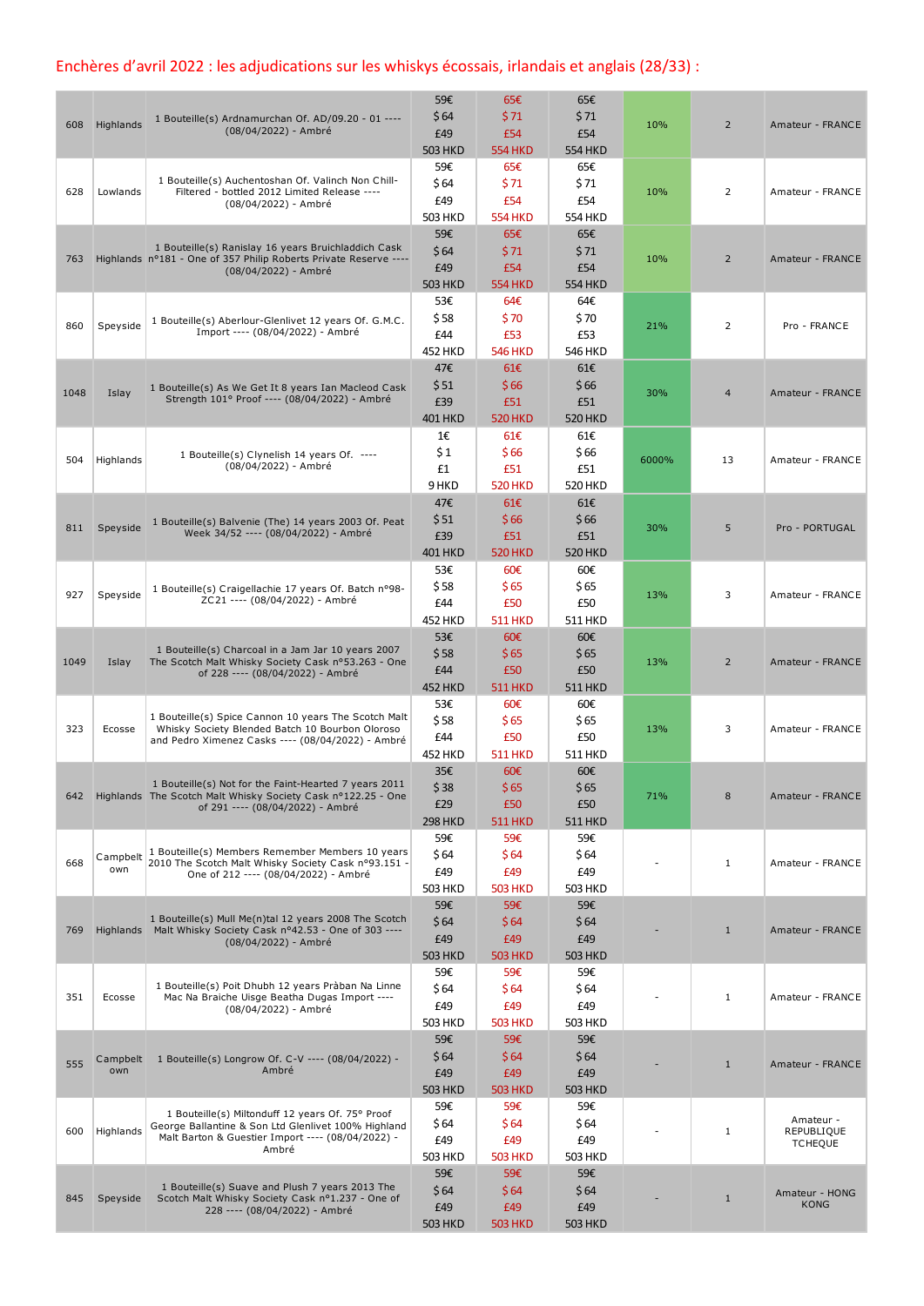## Enchères d'avril 2022 : les adjudications sur les whiskys écossais, irlandais et anglais (28/33) :

| | | | | | | | | |
|---|---|---|---|---|---|---|---|---|
| 608 | Highlands | 1 Bouteille(s) Ardnamurchan Of. AD/09.20 - 01 ---- (08/04/2022) - Ambré | 59€ $64 £49 503 HKD | 65€ $71 £54 554 HKD | 65€ $71 £54 554 HKD | 10% | 2 | Amateur - FRANCE |
| 628 | Lowlands | 1 Bouteille(s) Auchentoshan Of. Valinch Non Chill-Filtered - bottled 2012 Limited Release ---- (08/04/2022) - Ambré | 59€ $64 £49 503 HKD | 65€ $71 £54 554 HKD | 65€ $71 £54 554 HKD | 10% | 2 | Amateur - FRANCE |
| 763 | Highlands | 1 Bouteille(s) Ranislay 16 years Bruichladdich Cask n°181 - One of 357 Philip Roberts Private Reserve ---- (08/04/2022) - Ambré | 59€ $64 £49 503 HKD | 65€ $71 £54 554 HKD | 65€ $71 £54 554 HKD | 10% | 2 | Amateur - FRANCE |
| 860 | Speyside | 1 Bouteille(s) Aberlour-Glenlivet 12 years Of. G.M.C. Import ---- (08/04/2022) - Ambré | 53€ $58 £44 452 HKD | 64€ $70 £53 546 HKD | 64€ $70 £53 546 HKD | 21% | 2 | Pro - FRANCE |
| 1048 | Islay | 1 Bouteille(s) As We Get It 8 years Ian Macleod Cask Strength 101° Proof ---- (08/04/2022) - Ambré | 47€ $51 £39 401 HKD | 61€ $66 £51 520 HKD | 61€ $66 £51 520 HKD | 30% | 4 | Amateur - FRANCE |
| 504 | Highlands | 1 Bouteille(s) Clynelish 14 years Of. ---- (08/04/2022) - Ambré | 1€ $1 £1 9 HKD | 61€ $66 £51 520 HKD | 61€ $66 £51 520 HKD | 6000% | 13 | Amateur - FRANCE |
| 811 | Speyside | 1 Bouteille(s) Balvenie (The) 14 years 2003 Of. Peat Week 34/52 ---- (08/04/2022) - Ambré | 47€ $51 £39 401 HKD | 61€ $66 £51 520 HKD | 61€ $66 £51 520 HKD | 30% | 5 | Pro - PORTUGAL |
| 927 | Speyside | 1 Bouteille(s) Craigellachie 17 years Of. Batch n°98-ZC21 ---- (08/04/2022) - Ambré | 53€ $58 £44 452 HKD | 60€ $65 £50 511 HKD | 60€ $65 £50 511 HKD | 13% | 3 | Amateur - FRANCE |
| 1049 | Islay | 1 Bouteille(s) Charcoal in a Jam Jar 10 years 2007 The Scotch Malt Whisky Society Cask n°53.263 - One of 228 ---- (08/04/2022) - Ambré | 53€ $58 £44 452 HKD | 60€ $65 £50 511 HKD | 60€ $65 £50 511 HKD | 13% | 2 | Amateur - FRANCE |
| 323 | Ecosse | 1 Bouteille(s) Spice Cannon 10 years The Scotch Malt Whisky Society Blended Batch 10 Bourbon Oloroso and Pedro Ximenez Casks ---- (08/04/2022) - Ambré | 53€ $58 £44 452 HKD | 60€ $65 £50 511 HKD | 60€ $65 £50 511 HKD | 13% | 3 | Amateur - FRANCE |
| 642 | Highlands | 1 Bouteille(s) Not for the Faint-Hearted 7 years 2011 The Scotch Malt Whisky Society Cask n°122.25 - One of 291 ---- (08/04/2022) - Ambré | 35€ $38 £29 298 HKD | 60€ $65 £50 511 HKD | 60€ $65 £50 511 HKD | 71% | 8 | Amateur - FRANCE |
| 668 | Campbeltown | 1 Bouteille(s) Members Remember Members 10 years 2010 The Scotch Malt Whisky Society Cask n°93.151 - One of 212 ---- (08/04/2022) - Ambré | 59€ $64 £49 503 HKD | 59€ $64 £49 503 HKD | 59€ $64 £49 503 HKD | - | 1 | Amateur - FRANCE |
| 769 | Highlands | 1 Bouteille(s) Mull Me(n)tal 12 years 2008 The Scotch Malt Whisky Society Cask n°42.53 - One of 303 ---- (08/04/2022) - Ambré | 59€ $64 £49 503 HKD | 59€ $64 £49 503 HKD | 59€ $64 £49 503 HKD | - | 1 | Amateur - FRANCE |
| 351 | Ecosse | 1 Bouteille(s) Poit Dhubh 12 years Pràban Na Linne Mac Na Braiche Uisge Beatha Dugas Import ---- (08/04/2022) - Ambré | 59€ $64 £49 503 HKD | 59€ $64 £49 503 HKD | 59€ $64 £49 503 HKD | - | 1 | Amateur - FRANCE |
| 555 | Campbeltown | 1 Bouteille(s) Longrow Of. C-V ---- (08/04/2022) - Ambré | 59€ $64 £49 503 HKD | 59€ $64 £49 503 HKD | 59€ $64 £49 503 HKD | - | 1 | Amateur - FRANCE |
| 600 | Highlands | 1 Bouteille(s) Miltonduff 12 years Of. 75° Proof George Ballantine & Son Ltd Glenlivet 100% Highland Malt Barton & Guestier Import ---- (08/04/2022) - Ambré | 59€ $64 £49 503 HKD | 59€ $64 £49 503 HKD | 59€ $64 £49 503 HKD | - | 1 | Amateur - REPUBLIQUE TCHEQUE |
| 845 | Speyside | 1 Bouteille(s) Suave and Plush 7 years 2013 The Scotch Malt Whisky Society Cask n°1.237 - One of 228 ---- (08/04/2022) - Ambré | 59€ $64 £49 503 HKD | 59€ $64 £49 503 HKD | 59€ $64 £49 503 HKD | - | 1 | Amateur - HONG KONG |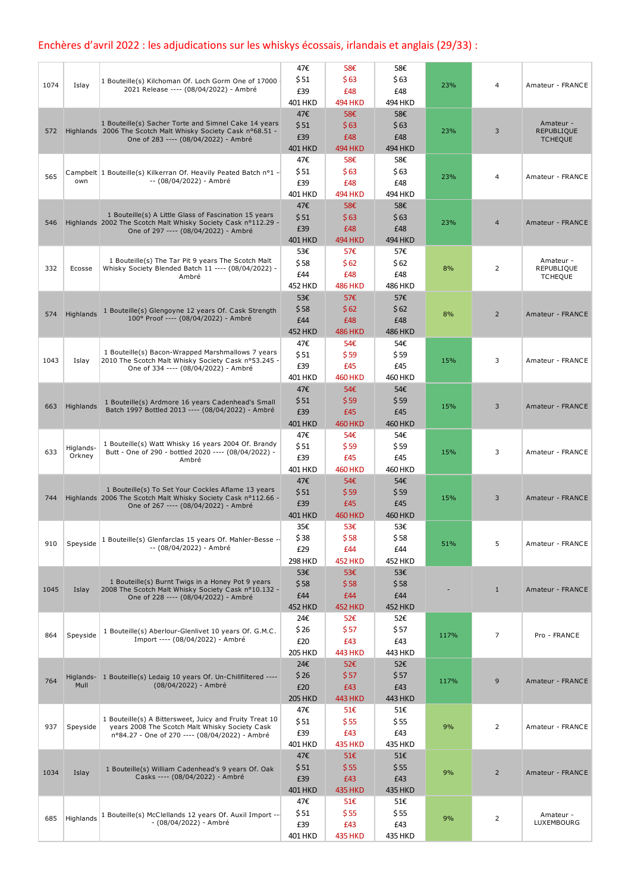## Enchères d'avril 2022 : les adjudications sur les whiskys écossais, irlandais et anglais (29/33) :

| | | | | | | | | |
|---|---|---|---|---|---|---|---|---|
| 1074 | Islay | 1 Bouteille(s) Kilchoman Of. Loch Gorm One of 17000 - 2021 Release ---- (08/04/2022) - Ambré | 47€ $51 £39 401 HKD | 58€ $63 £48 494 HKD | 58€ $63 £48 494 HKD | 23% | 4 | Amateur - FRANCE |
| 572 | Highlands | 1 Bouteille(s) Sacher Torte and Simnel Cake 14 years 2006 The Scotch Malt Whisky Society Cask n°68.51 - One of 283 ---- (08/04/2022) - Ambré | 47€ $51 £39 401 HKD | 58€ $63 £48 494 HKD | 58€ $63 £48 494 HKD | 23% | 3 | Amateur - REPUBLIQUE TCHEQUE |
| 565 | Campbeltown | 1 Bouteille(s) Kilkerran Of. Heavily Peated Batch n°1 --- (08/04/2022) - Ambré | 47€ $51 £39 401 HKD | 58€ $63 £48 494 HKD | 58€ $63 £48 494 HKD | 23% | 4 | Amateur - FRANCE |
| 546 | Highlands | 1 Bouteille(s) A Little Glass of Fascination 15 years 2002 The Scotch Malt Whisky Society Cask n°112.29 - One of 297 ---- (08/04/2022) - Ambré | 47€ $51 £39 401 HKD | 58€ $63 £48 494 HKD | 58€ $63 £48 494 HKD | 23% | 4 | Amateur - FRANCE |
| 332 | Ecosse | 1 Bouteille(s) The Tar Pit 9 years The Scotch Malt Whisky Society Blended 11 ---- (08/04/2022) - Ambré | 53€ $58 £44 452 HKD | 57€ $62 £48 486 HKD | 57€ $62 £48 486 HKD | 8% | 2 | Amateur - REPUBLIQUE TCHEQUE |
| 574 | Highlands | 1 Bouteille(s) Glengoyne 12 years Of. Cask Strength 100° Proof ---- (08/04/2022) - Ambré | 53€ $58 £44 452 HKD | 57€ $62 £48 486 HKD | 57€ $62 £48 486 HKD | 8% | 2 | Amateur - FRANCE |
| 1043 | Islay | 1 Bouteille(s) Bacon-Wrapped Marshmallows 7 years 2010 The Scotch Malt Whisky Society Cask n°53.245 - One of 334 ---- (08/04/2022) - Ambré | 47€ $51 £39 401 HKD | 54€ $59 £45 460 HKD | 54€ $59 £45 460 HKD | 15% | 3 | Amateur - FRANCE |
| 663 | Highlands | 1 Bouteille(s) Ardmore 16 years Cadenhead's Small Batch 1997 Bottled 2013 ---- (08/04/2022) - Ambré | 47€ $51 £39 401 HKD | 54€ $59 £45 460 HKD | 54€ $59 £45 460 HKD | 15% | 3 | Amateur - FRANCE |
| 633 | Higlands-Orkney | 1 Bouteille(s) Watt Whisky 16 years 2004 Of. Brandy Butt - One of 290 - bottled 2020 ---- (08/04/2022) - Ambré | 47€ $51 £39 401 HKD | 54€ $59 £45 460 HKD | 54€ $59 £45 460 HKD | 15% | 3 | Amateur - FRANCE |
| 744 | Highlands | 1 Bouteille(s) To Set Your Cockles Aflame 13 years 2006 The Scotch Malt Whisky Society Cask n°112.66 - One of 267 ---- (08/04/2022) - Ambré | 47€ $51 £39 401 HKD | 54€ $59 £45 460 HKD | 54€ $59 £45 460 HKD | 15% | 3 | Amateur - FRANCE |
| 910 | Speyside | 1 Bouteille(s) Glenfarclas 15 years Of. Mahler-Besse --- (08/04/2022) - Ambré | 35€ $38 £29 298 HKD | 53€ $58 £44 452 HKD | 53€ $58 £44 452 HKD | 51% | 5 | Amateur - FRANCE |
| 1045 | Islay | 1 Bouteille(s) Burnt Twigs in a Honey Pot 9 years 2008 The Scotch Malt Whisky Society Cask n°10.132 - One of 228 ---- (08/04/2022) - Ambré | 53€ $58 £44 452 HKD | 53€ $58 £44 452 HKD | 53€ $58 £44 452 HKD | - | 1 | Amateur - FRANCE |
| 864 | Speyside | 1 Bouteille(s) Aberlour-Glenlivet 10 years Of. G.M.C. Import ---- (08/04/2022) - Ambré | 24€ $26 £20 205 HKD | 52€ $57 £43 443 HKD | 52€ $57 £43 443 HKD | 117% | 7 | Pro - FRANCE |
| 764 | Higlands-Mull | 1 Bouteille(s) Ledaig 10 years Of. Un-Chillfiltered ---- (08/04/2022) - Ambré | 24€ $26 £20 205 HKD | 52€ $57 £43 443 HKD | 52€ $57 £43 443 HKD | 117% | 9 | Amateur - FRANCE |
| 937 | Speyside | 1 Bouteille(s) A Bittersweet, Juicy and Fruity Treat 10 years 2008 The Scotch Malt Whisky Society Cask n°84.27 - One of 270 ---- (08/04/2022) - Ambré | 47€ $51 £39 401 HKD | 51€ $55 £43 435 HKD | 51€ $55 £43 435 HKD | 9% | 2 | Amateur - FRANCE |
| 1034 | Islay | 1 Bouteille(s) William Cadenhead's 9 years Of. Oak Casks ---- (08/04/2022) - Ambré | 47€ $51 £39 401 HKD | 51€ $55 £43 435 HKD | 51€ $55 £43 435 HKD | 9% | 2 | Amateur - FRANCE |
| 685 | Highlands | 1 Bouteille(s) McClellands 12 years Of. Auxil Import --- (08/04/2022) - Ambré | 47€ $51 £39 401 HKD | 51€ $55 £43 435 HKD | 51€ $55 £43 435 HKD | 9% | 2 | Amateur - LUXEMBOURG |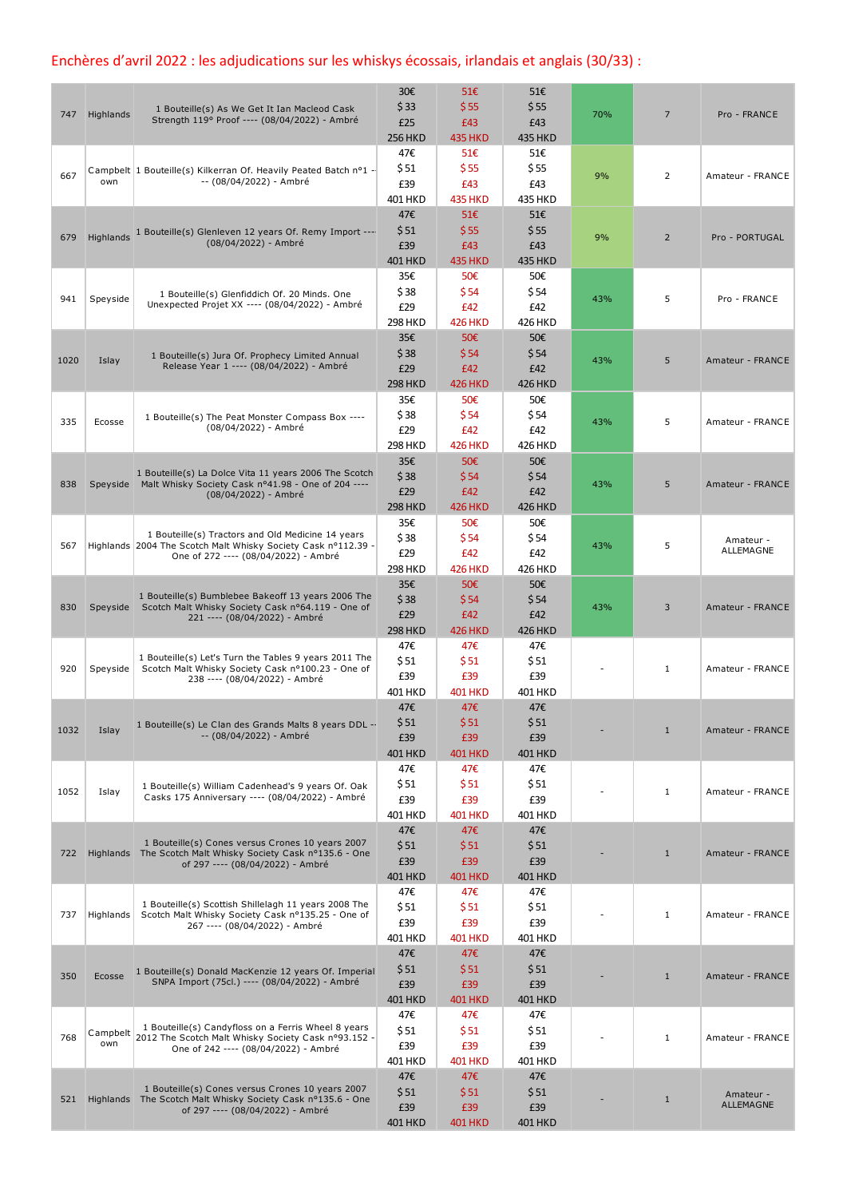## Enchères d'avril 2022 : les adjudications sur les whiskys écossais, irlandais et anglais (30/33) :

| | | | | | | | | |
|---|---|---|---|---|---|---|---|---|
| 747 | Highlands | 1 Bouteille(s) As We Get It Ian Macleod Cask Strength 119° Proof ---- (08/04/2022) - Ambré | 30€ $33 £25 256 HKD | 51€ $55 £43 435 HKD | 51€ $55 £43 435 HKD | 70% | 7 | Pro - FRANCE |
| 667 | Campbeltown | 1 Bouteille(s) Kilkerran Of. Heavily Peated Batch n°1 -- (08/04/2022) - Ambré | 47€ $51 £39 401 HKD | 51€ $55 £43 435 HKD | 51€ $55 £43 435 HKD | 9% | 2 | Amateur - FRANCE |
| 679 | Highlands | 1 Bouteille(s) Glenleven 12 years Of. Remy Import ---- (08/04/2022) - Ambré | 47€ $51 £39 401 HKD | 51€ $55 £43 435 HKD | 51€ $55 £43 435 HKD | 9% | 2 | Pro - PORTUGAL |
| 941 | Speyside | 1 Bouteille(s) Glenfiddich Of. 20 Minds. One Unexpected Projet XX ---- (08/04/2022) - Ambré | 35€ $38 £29 298 HKD | 50€ $54 £42 426 HKD | 50€ $54 £42 426 HKD | 43% | 5 | Pro - FRANCE |
| 1020 | Islay | 1 Bouteille(s) Jura Of. Prophecy Limited Annual Release Year 1 ---- (08/04/2022) - Ambré | 35€ $38 £29 298 HKD | 50€ $54 £42 426 HKD | 50€ $54 £42 426 HKD | 43% | 5 | Amateur - FRANCE |
| 335 | Ecosse | 1 Bouteille(s) The Peat Monster Compass Box ---- (08/04/2022) - Ambré | 35€ $38 £29 298 HKD | 50€ $54 £42 426 HKD | 50€ $54 £42 426 HKD | 43% | 5 | Amateur - FRANCE |
| 838 | Speyside | 1 Bouteille(s) La Dolce Vita 11 years 2006 The Scotch Malt Whisky Society Cask n°41.98 - One of 204 ---- (08/04/2022) - Ambré | 35€ $38 £29 298 HKD | 50€ $54 £42 426 HKD | 50€ $54 £42 426 HKD | 43% | 5 | Amateur - FRANCE |
| 567 | Highlands | 1 Bouteille(s) Tractors and Old Medicine 14 years 2004 The Scotch Malt Whisky Society Cask n°112.39 - One of 272 ---- (08/04/2022) - Ambré | 35€ $38 £29 298 HKD | 50€ $54 £42 426 HKD | 50€ $54 £42 426 HKD | 43% | 5 | Amateur - ALLEMAGNE |
| 830 | Speyside | 1 Bouteille(s) Bumblebee Bakeoff 13 years 2006 The Scotch Malt Whisky Society Cask n°64.119 - One of 221 ---- (08/04/2022) - Ambré | 35€ $38 £29 298 HKD | 50€ $54 £42 426 HKD | 50€ $54 £42 426 HKD | 43% | 3 | Amateur - FRANCE |
| 920 | Speyside | 1 Bouteille(s) Let's Turn the Tables 9 years 2011 The Scotch Malt Whisky Society Cask n°100.23 - One of 238 ---- (08/04/2022) - Ambré | 47€ $51 £39 401 HKD | 47€ $51 £39 401 HKD | 47€ $51 £39 401 HKD | - | 1 | Amateur - FRANCE |
| 1032 | Islay | 1 Bouteille(s) Le Clan des Grands Malts 8 years DDL -- (08/04/2022) - Ambré | 47€ $51 £39 401 HKD | 47€ $51 £39 401 HKD | 47€ $51 £39 401 HKD | - | 1 | Amateur - FRANCE |
| 1052 | Islay | 1 Bouteille(s) William Cadenhead's 9 years Of. Oak Casks 175 Anniversary ---- (08/04/2022) - Ambré | 47€ $51 £39 401 HKD | 47€ $51 £39 401 HKD | 47€ $51 £39 401 HKD | - | 1 | Amateur - FRANCE |
| 722 | Highlands | 1 Bouteille(s) Cones versus Crones 10 years 2007 The Scotch Malt Whisky Society Cask n°135.6 - One of 297 ---- (08/04/2022) - Ambré | 47€ $51 £39 401 HKD | 47€ $51 £39 401 HKD | 47€ $51 £39 401 HKD | - | 1 | Amateur - FRANCE |
| 737 | Highlands | 1 Bouteille(s) Scottish Shillelagh 11 years 2008 The Scotch Malt Whisky Society Cask n°135.25 - One of 267 ---- (08/04/2022) - Ambré | 47€ $51 £39 401 HKD | 47€ $51 £39 401 HKD | 47€ $51 £39 401 HKD | - | 1 | Amateur - FRANCE |
| 350 | Ecosse | 1 Bouteille(s) Donald MacKenzie 12 years Of. Imperial SNPA Import (75cl.) ---- (08/04/2022) - Ambré | 47€ $51 £39 401 HKD | 47€ $51 £39 401 HKD | 47€ $51 £39 401 HKD | - | 1 | Amateur - FRANCE |
| 768 | Campbeltown | 1 Bouteille(s) Candyfloss on a Ferris Wheel 8 years 2012 The Scotch Malt Whisky Society Cask n°93.152 - One of 242 ---- (08/04/2022) - Ambré | 47€ $51 £39 401 HKD | 47€ $51 £39 401 HKD | 47€ $51 £39 401 HKD | - | 1 | Amateur - FRANCE |
| 521 | Highlands | 1 Bouteille(s) Cones versus Crones 10 years 2007 The Scotch Malt Whisky Society Cask n°135.6 - One of 297 ---- (08/04/2022) - Ambré | 47€ $51 £39 401 HKD | 47€ $51 £39 401 HKD | 47€ $51 £39 401 HKD | - | 1 | Amateur - ALLEMAGNE |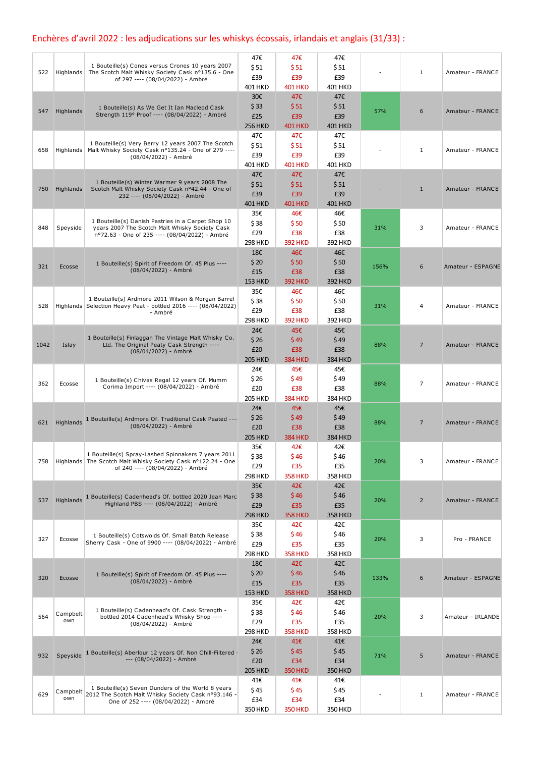## Enchères d'avril 2022 : les adjudications sur les whiskys écossais, irlandais et anglais (31/33) :

| | | | | | | | | |
|---|---|---|---|---|---|---|---|---|
| 522 | Highlands | 1 Bouteille(s) Cones versus Crones 10 years 2007 The Scotch Malt Whisky Society Cask n°135.6 - One of 297 ---- (08/04/2022) - Ambré | 47€ $51 £39 401 HKD | 47€ $51 £39 401 HKD | 47€ $51 £39 401 HKD | - | 1 | Amateur - FRANCE |
| 547 | Highlands | 1 Bouteille(s) As We Get It Ian Macleod Cask Strength 119° Proof ---- (08/04/2022) - Ambré | 30€ $33 £25 256 HKD | 47€ $51 £39 401 HKD | 47€ $51 £39 401 HKD | 57% | 6 | Amateur - FRANCE |
| 658 | Highlands | 1 Bouteille(s) Very Berry 12 years 2007 The Scotch Malt Whisky Society Cask n°135.24 - One of 279 ---- (08/04/2022) - Ambré | 47€ $51 £39 401 HKD | 47€ $51 £39 401 HKD | 47€ $51 £39 401 HKD | - | 1 | Amateur - FRANCE |
| 750 | Highlands | 1 Bouteille(s) Winter Warmer 9 years 2008 The Scotch Malt Whisky Society Cask n°42.44 - One of 232 ---- (08/04/2022) - Ambré | 47€ $51 £39 401 HKD | 47€ $51 £39 401 HKD | 47€ $51 £39 401 HKD | - | 1 | Amateur - FRANCE |
| 848 | Speyside | 1 Bouteille(s) Danish Pastries in a Carpet Shop 10 years 2007 The Scotch Malt Whisky Society Cask n°72.63 - One of 235 ---- (08/04/2022) - Ambré | 35€ $38 £29 298 HKD | 46€ $50 £38 392 HKD | 46€ $50 £38 392 HKD | 31% | 3 | Amateur - FRANCE |
| 321 | Ecosse | 1 Bouteille(s) Spirit of Freedom Of. 45 Plus ---- (08/04/2022) - Ambré | 18€ $20 £15 153 HKD | 46€ $50 £38 392 HKD | 46€ $50 £38 392 HKD | 156% | 6 | Amateur - ESPAGNE |
| 528 | Highlands | 1 Bouteille(s) Ardmore 2011 Wilson & Morgan Barrel Selection Heavy Peat - bottled 2016 ---- (08/04/2022) - Ambré | 35€ $38 £29 298 HKD | 46€ $50 £38 392 HKD | 46€ $50 £38 392 HKD | 31% | 4 | Amateur - FRANCE |
| 1042 | Islay | 1 Bouteille(s) Finlaggan The Vintage Malt Whisky Co. Ltd. The Original Peaty Cask Strength ---- (08/04/2022) - Ambré | 24€ $26 £20 205 HKD | 45€ $49 £38 384 HKD | 45€ $49 £38 384 HKD | 88% | 7 | Amateur - FRANCE |
| 362 | Ecosse | 1 Bouteille(s) Chivas Regal 12 years Of. Mumm Corima Import ---- (08/04/2022) - Ambré | 24€ $26 £20 205 HKD | 45€ $49 £38 384 HKD | 45€ $49 £38 384 HKD | 88% | 7 | Amateur - FRANCE |
| 621 | Highlands | 1 Bouteille(s) Ardmore Of. Traditional Cask Peated ---- (08/04/2022) - Ambré | 24€ $26 £20 205 HKD | 45€ $49 £38 384 HKD | 45€ $49 £38 384 HKD | 88% | 7 | Amateur - FRANCE |
| 758 | Highlands | 1 Bouteille(s) Spray-Lashed Spinnakers 7 years 2011 The Scotch Malt Whisky Society Cask n°122.24 - One of 240 ---- (08/04/2022) - Ambré | 35€ $38 £29 298 HKD | 42€ $46 £35 358 HKD | 42€ $46 £35 358 HKD | 20% | 3 | Amateur - FRANCE |
| 537 | Highlands | 1 Bouteille(s) Cadenhead's Of. bottled 2020 Jean Marc Highland PBS ---- (08/04/2022) - Ambré | 35€ $38 £29 298 HKD | 42€ $46 £35 358 HKD | 42€ $46 £35 358 HKD | 20% | 2 | Amateur - FRANCE |
| 327 | Ecosse | 1 Bouteille(s) Cotswolds Of. Small Batch Release Sherry Cask - One of 9900 ---- (08/04/2022) - Ambré | 35€ $38 £29 298 HKD | 42€ $46 £35 358 HKD | 42€ $46 £35 358 HKD | 20% | 3 | Pro - FRANCE |
| 320 | Ecosse | 1 Bouteille(s) Spirit of Freedom Of. 45 Plus ---- (08/04/2022) - Ambré | 18€ $20 £15 153 HKD | 42€ $46 £35 358 HKD | 42€ $46 £35 358 HKD | 133% | 6 | Amateur - ESPAGNE |
| 564 | Campbeltown | 1 Bouteille(s) Cadenhead's Of. Cask Strength - bottled 2014 Cadenhead's Whisky Shop ---- (08/04/2022) - Ambré | 35€ $38 £29 298 HKD | 42€ $46 £35 358 HKD | 42€ $46 £35 358 HKD | 20% | 3 | Amateur - IRLANDE |
| 932 | Speyside | 1 Bouteille(s) Aberlour 12 years Of. Non Chill-Filtered ---- (08/04/2022) - Ambré | 24€ $26 £20 205 HKD | 41€ $45 £34 350 HKD | 41€ $45 £34 350 HKD | 71% | 5 | Amateur - FRANCE |
| 629 | Campbeltown | 1 Bouteille(s) Seven Dunders of the World 8 years 2012 The Scotch Malt Whisky Society Cask n°93.146 - One of 252 ---- (08/04/2022) - Ambré | 41€ $45 £34 350 HKD | 41€ $45 £34 350 HKD | 41€ $45 £34 350 HKD | - | 1 | Amateur - FRANCE |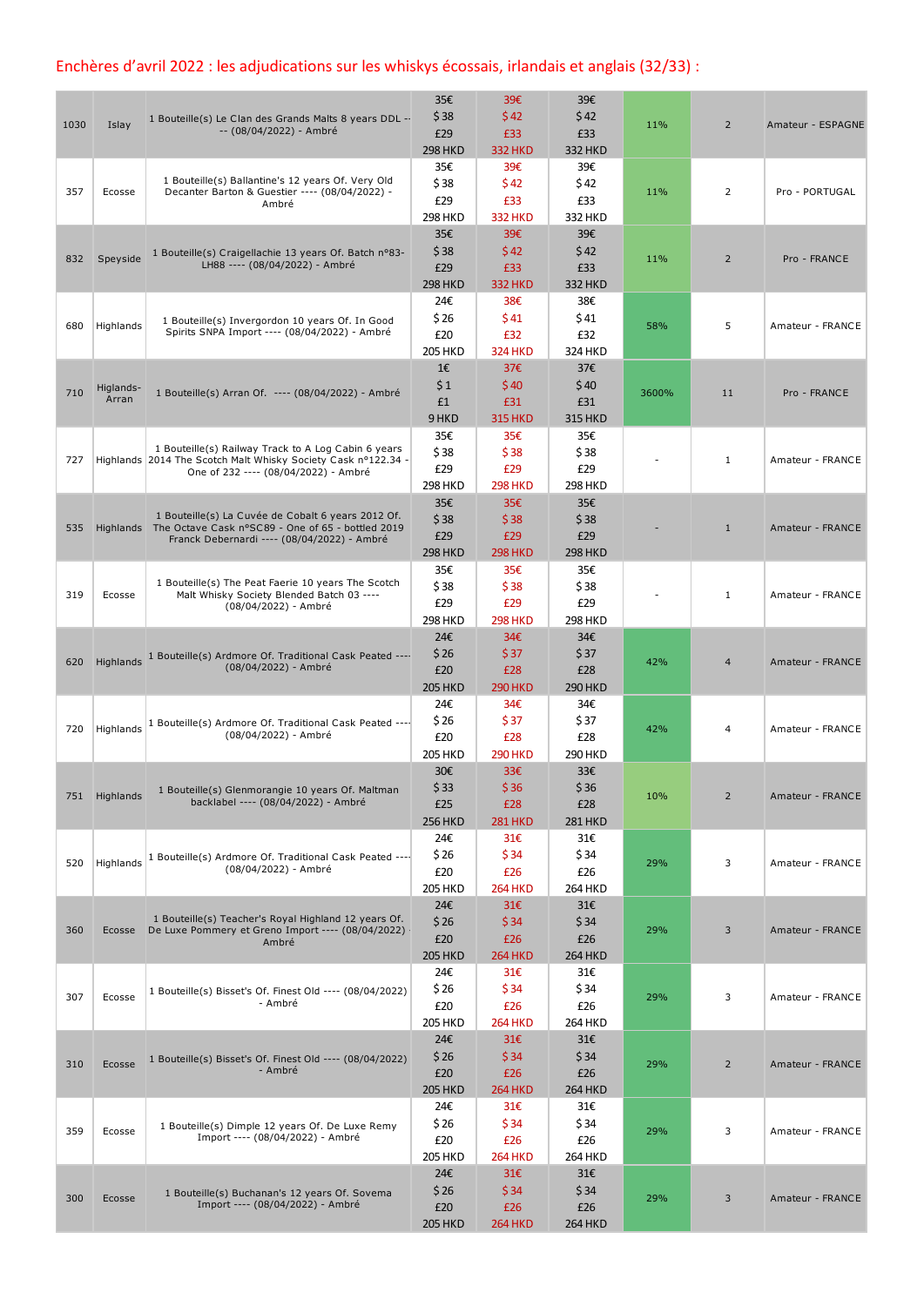## Enchères d'avril 2022 : les adjudications sur les whiskys écossais, irlandais et anglais (32/33) :

| | | | | | | | | |
|---|---|---|---|---|---|---|---|---|
| 1030 | Islay | 1 Bouteille(s) Le Clan des Grands Malts 8 years DDL -- -- (08/04/2022) - Ambré | 35€ $38 £29 298 HKD | 39€ $42 £33 332 HKD | 39€ $42 £33 332 HKD | 11% | 2 | Amateur - ESPAGNE |
| 357 | Ecosse | 1 Bouteille(s) Ballantine's 12 years Of. Very Old Decanter Barton & Guestier ---- (08/04/2022) - Ambré | 35€ $38 £29 298 HKD | 39€ $42 £33 332 HKD | 39€ $42 £33 332 HKD | 11% | 2 | Pro - PORTUGAL |
| 832 | Speyside | 1 Bouteille(s) Craigellachie 13 years Of. Batch n°83-LH88 ---- (08/04/2022) - Ambré | 35€ $38 £29 298 HKD | 39€ $42 £33 332 HKD | 39€ $42 £33 332 HKD | 11% | 2 | Pro - FRANCE |
| 680 | Highlands | 1 Bouteille(s) Invergordon 10 years Of. In Good Spirits SNPA Import ---- (08/04/2022) - Ambré | 24€ $26 £20 205 HKD | 38€ $41 £32 324 HKD | 38€ $41 £32 324 HKD | 58% | 5 | Amateur - FRANCE |
| 710 | Higlands-Arran | 1 Bouteille(s) Arran Of. ---- (08/04/2022) - Ambré | 1€ $1 £1 9 HKD | 37€ $40 £31 315 HKD | 37€ $40 £31 315 HKD | 3600% | 11 | Pro - FRANCE |
| 727 | Highlands | 1 Bouteille(s) Railway Track to A Log Cabin 6 years 2014 The Scotch Malt Whisky Society Cask n°122.34 - One of 232 ---- (08/04/2022) - Ambré | 35€ $38 £29 298 HKD | 35€ $38 £29 298 HKD | 35€ $38 £29 298 HKD | - | 1 | Amateur - FRANCE |
| 535 | Highlands | 1 Bouteille(s) La Cuvée de Cobalt 6 years 2012 Of. The Octave Cask n°SC89 - One of 65 - bottled 2019 Franck Debernardi ---- (08/04/2022) - Ambré | 35€ $38 £29 298 HKD | 35€ $38 £29 298 HKD | 35€ $38 £29 298 HKD | - | 1 | Amateur - FRANCE |
| 319 | Ecosse | 1 Bouteille(s) The Peat Faerie 10 years The Scotch Malt Whisky Society Blended Batch 03 ---- (08/04/2022) - Ambré | 35€ $38 £29 298 HKD | 35€ $38 £29 298 HKD | 35€ $38 £29 298 HKD | - | 1 | Amateur - FRANCE |
| 620 | Highlands | 1 Bouteille(s) Ardmore Of. Traditional Cask Peated ---- (08/04/2022) - Ambré | 24€ $26 £20 205 HKD | 34€ $37 £28 290 HKD | 34€ $37 £28 290 HKD | 42% | 4 | Amateur - FRANCE |
| 720 | Highlands | 1 Bouteille(s) Ardmore Of. Traditional Cask Peated ---- (08/04/2022) - Ambré | 24€ $26 £20 205 HKD | 34€ $37 £28 290 HKD | 34€ $37 £28 290 HKD | 42% | 4 | Amateur - FRANCE |
| 751 | Highlands | 1 Bouteille(s) Glenmorangie 10 years Of. Maltman backlabel ---- (08/04/2022) - Ambré | 30€ $33 £25 256 HKD | 33€ $36 £28 281 HKD | 33€ $36 £28 281 HKD | 10% | 2 | Amateur - FRANCE |
| 520 | Highlands | 1 Bouteille(s) Ardmore Of. Traditional Cask Peated ---- (08/04/2022) - Ambré | 24€ $26 £20 205 HKD | 31€ $34 £26 264 HKD | 31€ $34 £26 264 HKD | 29% | 3 | Amateur - FRANCE |
| 360 | Ecosse | 1 Bouteille(s) Teacher's Royal Highland 12 years Of. De Luxe Pommery et Greno Import ---- (08/04/2022) - Ambré | 24€ $26 £20 205 HKD | 31€ $34 £26 264 HKD | 31€ $34 £26 264 HKD | 29% | 3 | Amateur - FRANCE |
| 307 | Ecosse | 1 Bouteille(s) Bisset's Of. Finest Old ---- (08/04/2022) - Ambré | 24€ $26 £20 205 HKD | 31€ $34 £26 264 HKD | 31€ $34 £26 264 HKD | 29% | 3 | Amateur - FRANCE |
| 310 | Ecosse | 1 Bouteille(s) Bisset's Of. Finest Old ---- (08/04/2022) - Ambré | 24€ $26 £20 205 HKD | 31€ $34 £26 264 HKD | 31€ $34 £26 264 HKD | 29% | 2 | Amateur - FRANCE |
| 359 | Ecosse | 1 Bouteille(s) Dimple 12 years Of. De Luxe Remy Import ---- (08/04/2022) - Ambré | 24€ $26 £20 205 HKD | 31€ $34 £26 264 HKD | 31€ $34 £26 264 HKD | 29% | 3 | Amateur - FRANCE |
| 300 | Ecosse | 1 Bouteille(s) Buchanan's 12 years Of. Sovema Import ---- (08/04/2022) - Ambré | 24€ $26 £20 205 HKD | 31€ $34 £26 264 HKD | 31€ $34 £26 264 HKD | 29% | 3 | Amateur - FRANCE |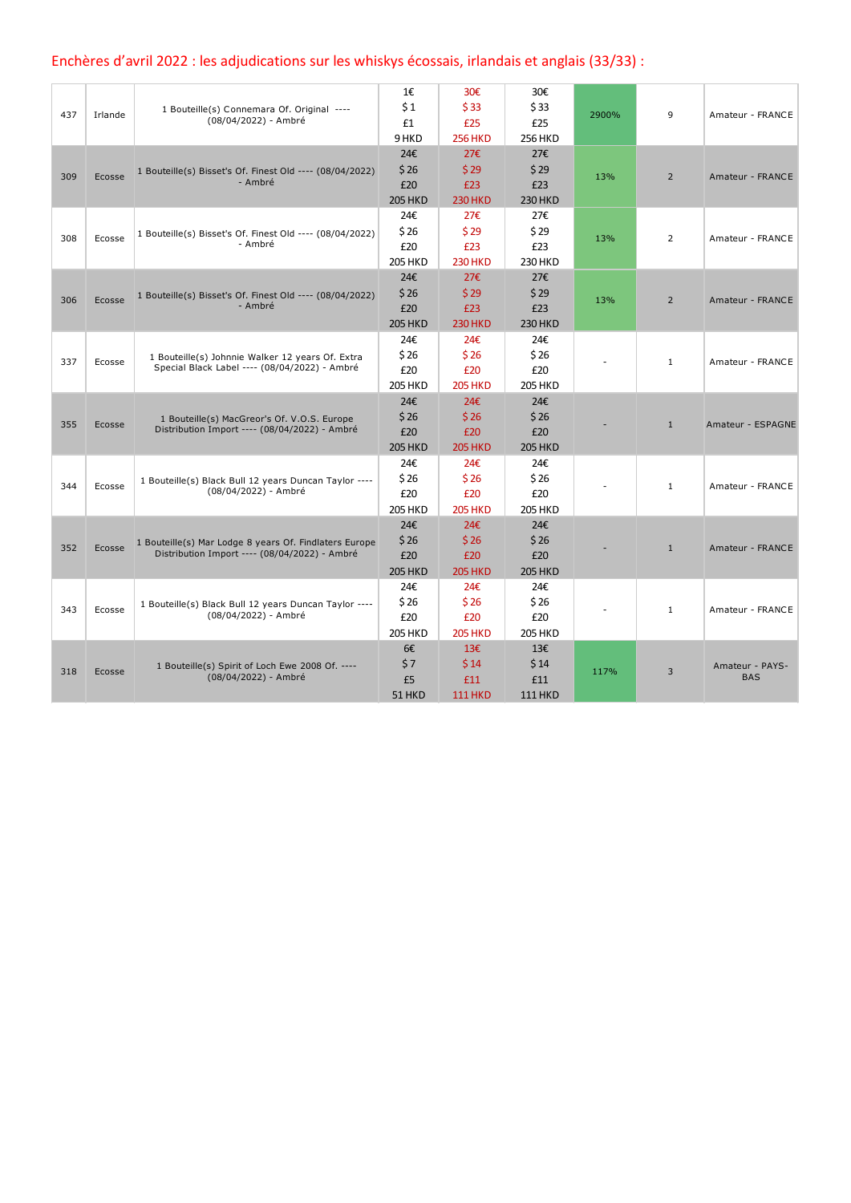## Enchères d'avril 2022 : les adjudications sur les whiskys écossais, irlandais et anglais (33/33) :

| | | | | | | | | |
|---|---|---|---|---|---|---|---|---|
| 437 | Irlande | 1 Bouteille(s) Connemara Of. Original ---- (08/04/2022) - Ambré | 1€<br>$ 1<br>£1<br>9 HKD | 30€<br>$ 33<br>£25<br>256 HKD | 30€<br>$ 33<br>£25<br>256 HKD | 2900% | 9 | Amateur - FRANCE |
| 309 | Ecosse | 1 Bouteille(s) Bisset's Of. Finest Old ---- (08/04/2022) - Ambré | 24€<br>$ 26<br>£20<br>205 HKD | 27€<br>$ 29<br>£23<br>230 HKD | 27€<br>$ 29<br>£23<br>230 HKD | 13% | 2 | Amateur - FRANCE |
| 308 | Ecosse | 1 Bouteille(s) Bisset's Of. Finest Old ---- (08/04/2022) - Ambré | 24€<br>$ 26<br>£20<br>205 HKD | 27€<br>$ 29<br>£23<br>230 HKD | 27€<br>$ 29<br>£23<br>230 HKD | 13% | 2 | Amateur - FRANCE |
| 306 | Ecosse | 1 Bouteille(s) Bisset's Of. Finest Old ---- (08/04/2022) - Ambré | 24€<br>$ 26<br>£20<br>205 HKD | 27€<br>$ 29<br>£23<br>230 HKD | 27€<br>$ 29<br>£23<br>230 HKD | 13% | 2 | Amateur - FRANCE |
| 337 | Ecosse | 1 Bouteille(s) Johnnie Walker 12 years Of. Extra Special Black Label ---- (08/04/2022) - Ambré | 24€<br>$ 26<br>£20<br>205 HKD | 24€<br>$ 26<br>£20<br>205 HKD | 24€<br>$ 26<br>£20<br>205 HKD | - | 1 | Amateur - FRANCE |
| 355 | Ecosse | 1 Bouteille(s) MacGreor's Of. V.O.S. Europe Distribution Import ---- (08/04/2022) - Ambré | 24€<br>$ 26<br>£20<br>205 HKD | 24€<br>$ 26<br>£20<br>205 HKD | 24€<br>$ 26<br>£20<br>205 HKD | - | 1 | Amateur - ESPAGNE |
| 344 | Ecosse | 1 Bouteille(s) Black Bull 12 years Duncan Taylor ---- (08/04/2022) - Ambré | 24€<br>$ 26<br>£20<br>205 HKD | 24€<br>$ 26<br>£20<br>205 HKD | 24€<br>$ 26<br>£20<br>205 HKD | - | 1 | Amateur - FRANCE |
| 352 | Ecosse | 1 Bouteille(s) Mar Lodge 8 years Of. Findlaters Europe Distribution Import ---- (08/04/2022) - Ambré | 24€<br>$ 26<br>£20<br>205 HKD | 24€<br>$ 26<br>£20<br>205 HKD | 24€<br>$ 26<br>£20<br>205 HKD | - | 1 | Amateur - FRANCE |
| 343 | Ecosse | 1 Bouteille(s) Black Bull 12 years Duncan Taylor ---- (08/04/2022) - Ambré | 24€<br>$ 26<br>£20<br>205 HKD | 24€<br>$ 26<br>£20<br>205 HKD | 24€<br>$ 26<br>£20<br>205 HKD | - | 1 | Amateur - FRANCE |
| 318 | Ecosse | 1 Bouteille(s) Spirit of Loch Ewe 2008 Of. ---- (08/04/2022) - Ambré | 6€<br>$ 7<br>£5<br>51 HKD | 13€<br>$ 14<br>£11<br>111 HKD | 13€<br>$ 14<br>£11<br>111 HKD | 117% | 3 | Amateur - PAYS-BAS |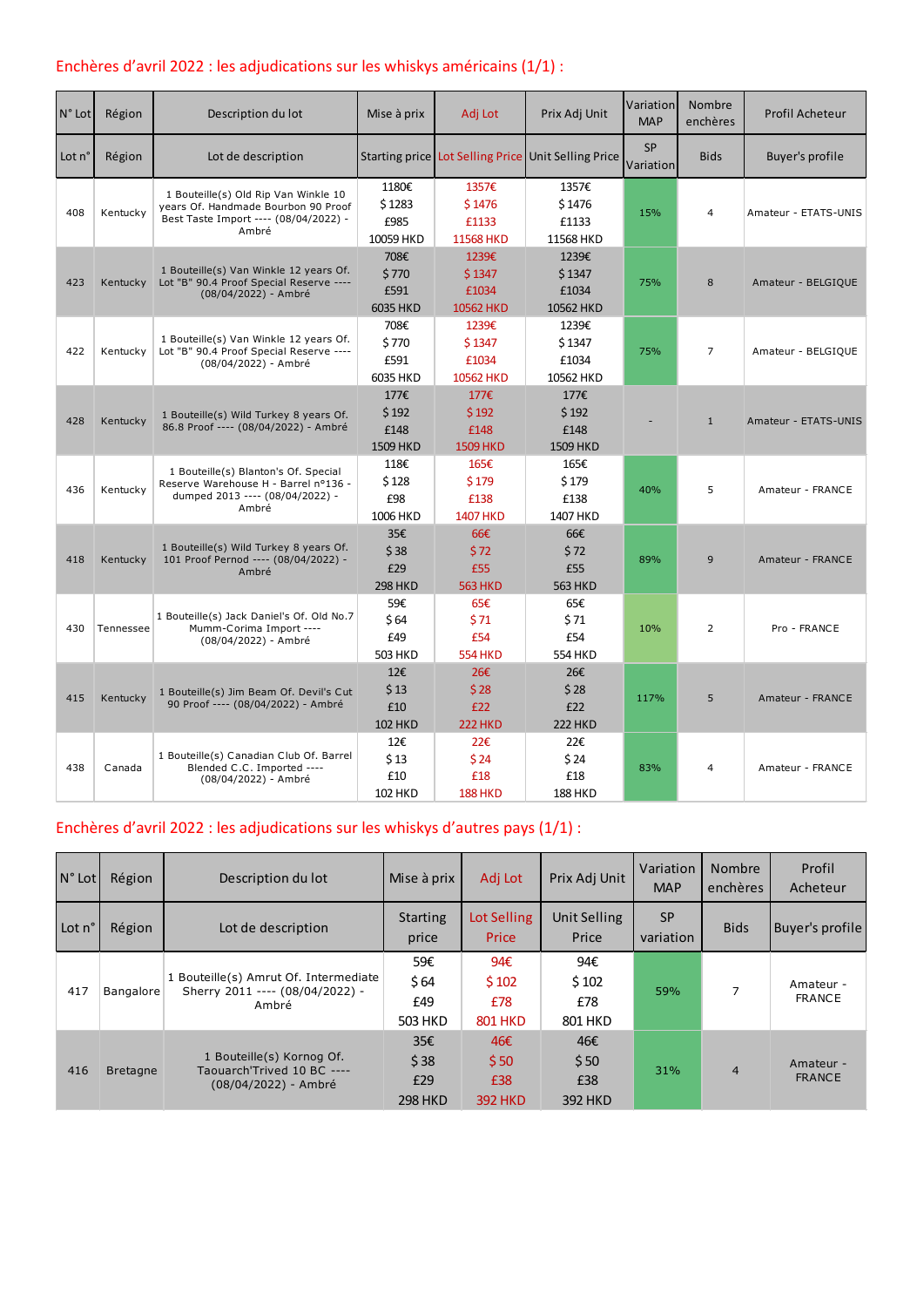## Enchères d'avril 2022 : les adjudications sur les whiskys américains (1/1) :

| N° Lot | Région | Description du lot | Mise à prix | Adj Lot | Prix Adj Unit | Variation MAP | Nombre enchères | Profil Acheteur |
|---|---|---|---|---|---|---|---|---|
| Lot n° | Région | Lot de description | Starting price | Lot Selling Price | Unit Selling Price | SP Variation | Bids | Buyer's profile |
| 408 | Kentucky | 1 Bouteille(s) Old Rip Van Winkle 10 years Of. Handmade Bourbon 90 Proof Best Taste Import ---- (08/04/2022) - Ambré | 1180€ $ 1283 £985 10059 HKD | 1357€ $ 1476 £1133 11568 HKD | 1357€ $ 1476 £1133 11568 HKD | 15% | 4 | Amateur - ETATS-UNIS |
| 423 | Kentucky | 1 Bouteille(s) Van Winkle 12 years Of. Lot "B" 90.4 Proof Special Reserve ---- (08/04/2022) - Ambré | 708€ $ 770 £591 6035 HKD | 1239€ $ 1347 £1034 10562 HKD | 1239€ $ 1347 £1034 10562 HKD | 75% | 8 | Amateur - BELGIQUE |
| 422 | Kentucky | 1 Bouteille(s) Van Winkle 12 years Of. Lot "B" 90.4 Proof Special Reserve ---- (08/04/2022) - Ambré | 708€ $ 770 £591 6035 HKD | 1239€ $ 1347 £1034 10562 HKD | 1239€ $ 1347 £1034 10562 HKD | 75% | 7 | Amateur - BELGIQUE |
| 428 | Kentucky | 1 Bouteille(s) Wild Turkey 8 years Of. 86.8 Proof ---- (08/04/2022) - Ambré | 177€ $ 192 £148 1509 HKD | 177€ $ 192 £148 1509 HKD | 177€ $ 192 £148 1509 HKD | - | 1 | Amateur - ETATS-UNIS |
| 436 | Kentucky | 1 Bouteille(s) Blanton's Of. Special Reserve Warehouse H - Barrel n°136 - dumped 2013 ---- (08/04/2022) - Ambré | 118€ $ 128 £98 1006 HKD | 165€ $ 179 £138 1407 HKD | 165€ $ 179 £138 1407 HKD | 40% | 5 | Amateur - FRANCE |
| 418 | Kentucky | 1 Bouteille(s) Wild Turkey 8 years Of. 101 Proof Pernod ---- (08/04/2022) - Ambré | 35€ $ 38 £29 298 HKD | 66€ $ 72 £55 563 HKD | 66€ $ 72 £55 563 HKD | 89% | 9 | Amateur - FRANCE |
| 430 | Tennessee | 1 Bouteille(s) Jack Daniel's Of. Old No.7 Mumm-Corima Import ---- (08/04/2022) - Ambré | 59€ $ 64 £49 503 HKD | 65€ $ 71 £54 554 HKD | 65€ $ 71 £54 554 HKD | 10% | 2 | Pro - FRANCE |
| 415 | Kentucky | 1 Bouteille(s) Jim Beam Of. Devil's Cut 90 Proof ---- (08/04/2022) - Ambré | 12€ $ 13 £10 102 HKD | 26€ $ 28 £22 222 HKD | 26€ $ 28 £22 222 HKD | 117% | 5 | Amateur - FRANCE |
| 438 | Canada | 1 Bouteille(s) Canadian Club Of. Barrel Blended C.C. Imported ---- (08/04/2022) - Ambré | 12€ $ 13 £10 102 HKD | 22€ $ 24 £18 188 HKD | 22€ $ 24 £18 188 HKD | 83% | 4 | Amateur - FRANCE |

## Enchères d'avril 2022 : les adjudications sur les whiskys d'autres pays (1/1) :

| N° Lot | Région | Description du lot | Mise à prix | Adj Lot | Prix Adj Unit | Variation MAP | Nombre enchères | Profil Acheteur |
|---|---|---|---|---|---|---|---|---|
| Lot n° | Région | Lot de description | Starting price | Lot Selling Price | Unit Selling Price | SP variation | Bids | Buyer's profile |
| 417 | Bangalore | 1 Bouteille(s) Amrut Of. Intermediate Sherry 2011 ---- (08/04/2022) - Ambré | 59€ $ 64 £49 503 HKD | 94€ $ 102 £78 801 HKD | 94€ $ 102 £78 801 HKD | 59% | 7 | Amateur - FRANCE |
| 416 | Bretagne | 1 Bouteille(s) Kornog Of. Taouarch'Trived 10 BC ---- (08/04/2022) - Ambré | 35€ $ 38 £29 298 HKD | 46€ $ 50 £38 392 HKD | 46€ $ 50 £38 392 HKD | 31% | 4 | Amateur - FRANCE |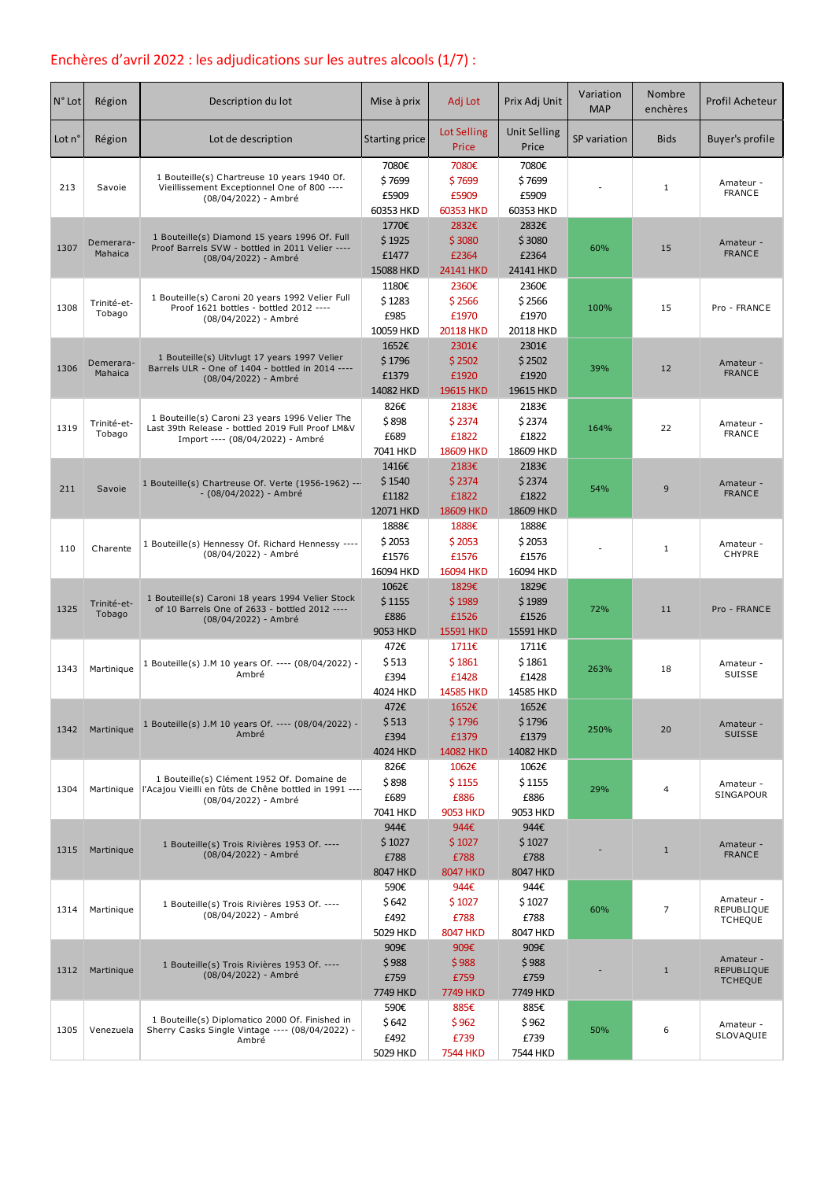# Enchères d'avril 2022 : les adjudications sur les autres alcools (1/7) :

| N° Lot | Région | Description du lot | Mise à prix | Adj Lot | Prix Adj Unit | Variation MAP | Nombre enchères | Profil Acheteur |
|---|---|---|---|---|---|---|---|---|
| Lot n° | Région | Lot de description | Starting price | Lot Selling Price | Unit Selling Price | SP variation | Bids | Buyer's profile |
| 213 | Savoie | 1 Bouteille(s) Chartreuse 10 years 1940 Of. Vieillissement Exceptionnel One of 800 ---- (08/04/2022) - Ambré | 7080€ $ 7699 £5909 60353 HKD | 7080€ $ 7699 £5909 60353 HKD | 7080€ $ 7699 £5909 60353 HKD | - | 1 | Amateur - FRANCE |
| 1307 | Demerara-Mahaica | 1 Bouteille(s) Diamond 15 years 1996 Of. Full Proof Barrels SVW - bottled in 2011 Velier ---- (08/04/2022) - Ambré | 1770€ $ 1925 £1477 15088 HKD | 2832€ $ 3080 £2364 24141 HKD | 2832€ $ 3080 £2364 24141 HKD | 60% | 15 | Amateur - FRANCE |
| 1308 | Trinité-et-Tobago | 1 Bouteille(s) Caroni 20 years 1992 Velier Full Proof 1621 bottles - bottled 2012 ---- (08/04/2022) - Ambré | 1180€ $ 1283 £985 10059 HKD | 2360€ $ 2566 £1970 20118 HKD | 2360€ $ 2566 £1970 20118 HKD | 100% | 15 | Pro - FRANCE |
| 1306 | Demerara-Mahaica | 1 Bouteille(s) Uitvlugt 17 years 1997 Velier Barrels ULR - One of 1404 - bottled in 2014 ---- (08/04/2022) - Ambré | 1652€ $ 1796 £1379 14082 HKD | 2301€ $ 2502 £1920 19615 HKD | 2301€ $ 2502 £1920 19615 HKD | 39% | 12 | Amateur - FRANCE |
| 1319 | Trinité-et-Tobago | 1 Bouteille(s) Caroni 23 years 1996 Velier The Last 39th Release - bottled 2019 Full Proof LM&V Import ---- (08/04/2022) - Ambré | 826€ $ 898 £689 7041 HKD | 2183€ $ 2374 £1822 18609 HKD | 2183€ $ 2374 £1822 18609 HKD | 164% | 22 | Amateur - FRANCE |
| 211 | Savoie | 1 Bouteille(s) Chartreuse Of. Verte (1956-1962) ---- (08/04/2022) - Ambré | 1416€ $ 1540 £1182 12071 HKD | 2183€ $ 2374 £1822 18609 HKD | 2183€ $ 2374 £1822 18609 HKD | 54% | 9 | Amateur - FRANCE |
| 110 | Charente | 1 Bouteille(s) Hennessy Of. Richard Hennessy ---- (08/04/2022) - Ambré | 1888€ $ 2053 £1576 16094 HKD | 1888€ $ 2053 £1576 16094 HKD | 1888€ $ 2053 £1576 16094 HKD | - | 1 | Amateur - CHYPRE |
| 1325 | Trinité-et-Tobago | 1 Bouteille(s) Caroni 18 years 1994 Velier Stock of 10 Barrels One of 2633 - bottled 2012 ---- (08/04/2022) - Ambré | 1062€ $ 1155 £886 9053 HKD | 1829€ $ 1989 £1526 15591 HKD | 1829€ $ 1989 £1526 15591 HKD | 72% | 11 | Pro - FRANCE |
| 1343 | Martinique | 1 Bouteille(s) J.M 10 years Of. ---- (08/04/2022) - Ambré | 472€ $ 513 £394 4024 HKD | 1711€ $ 1861 £1428 14585 HKD | 1711€ $ 1861 £1428 14585 HKD | 263% | 18 | Amateur - SUISSE |
| 1342 | Martinique | 1 Bouteille(s) J.M 10 years Of. ---- (08/04/2022) - Ambré | 472€ $ 513 £394 4024 HKD | 1652€ $ 1796 £1379 14082 HKD | 1652€ $ 1796 £1379 14082 HKD | 250% | 20 | Amateur - SUISSE |
| 1304 | Martinique | 1 Bouteille(s) Clément 1952 Of. Domaine de l'Acajou Vieilli en fûts de Chêne bottled in 1991 ---- (08/04/2022) - Ambré | 826€ $ 898 £689 7041 HKD | 1062€ $ 1155 £886 9053 HKD | 1062€ $ 1155 £886 9053 HKD | 29% | 4 | Amateur - SINGAPOUR |
| 1315 | Martinique | 1 Bouteille(s) Trois Rivières 1953 Of. ---- (08/04/2022) - Ambré | 944€ $ 1027 £788 8047 HKD | 944€ $ 1027 £788 8047 HKD | 944€ $ 1027 £788 8047 HKD | - | 1 | Amateur - FRANCE |
| 1314 | Martinique | 1 Bouteille(s) Trois Rivières 1953 Of. ---- (08/04/2022) - Ambré | 590€ $ 642 £492 5029 HKD | 944€ $ 1027 £788 8047 HKD | 944€ $ 1027 £788 8047 HKD | 60% | 7 | Amateur - REPUBLIQUE TCHEQUE |
| 1312 | Martinique | 1 Bouteille(s) Trois Rivières 1953 Of. ---- (08/04/2022) - Ambré | 909€ $ 988 £759 7749 HKD | 909€ $ 988 £759 7749 HKD | 909€ $ 988 £759 7749 HKD | - | 1 | Amateur - REPUBLIQUE TCHEQUE |
| 1305 | Venezuela | 1 Bouteille(s) Diplomatico 2000 Of. Finished in Sherry Casks Single Vintage ---- (08/04/2022) - Ambré | 590€ $ 642 £492 5029 HKD | 885€ $ 962 £739 7544 HKD | 885€ $ 962 £739 7544 HKD | 50% | 6 | Amateur - SLOVAQUIE |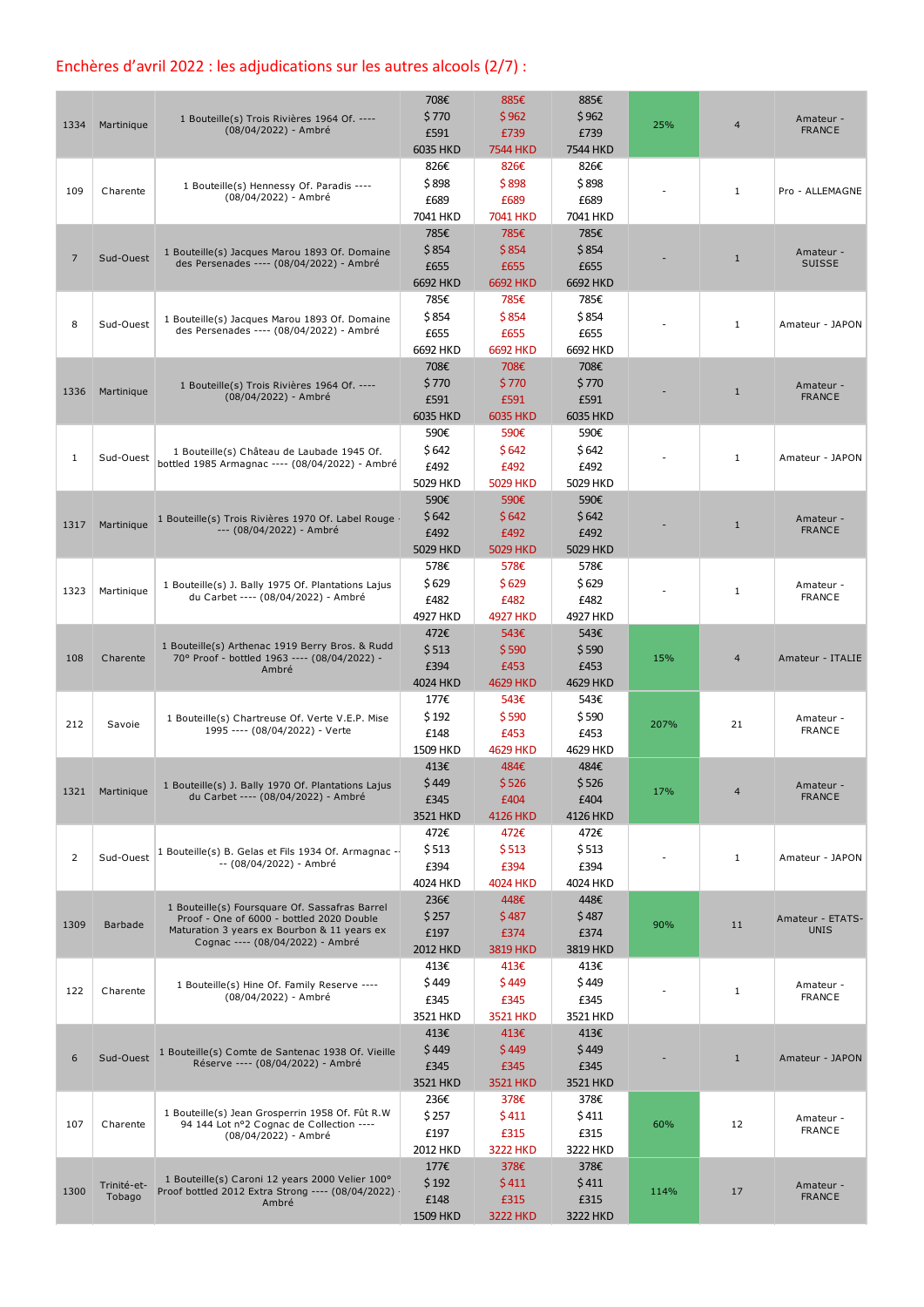## Enchères d'avril 2022 : les adjudications sur les autres alcools (2/7) :

| | | | | | | | | |
|---|---|---|---|---|---|---|---|---|
| 1334 | Martinique | 1 Bouteille(s) Trois Rivières 1964 Of. ---- (08/04/2022) - Ambré | 708€ <br> $ 770 <br> £591 <br> 6035 HKD | 885€ <br> $ 962 <br> £739 <br> 7544 HKD | 885€ <br> $ 962 <br> £739 <br> 7544 HKD | 25% | 4 | Amateur - FRANCE |
| 109 | Charente | 1 Bouteille(s) Hennessy Of. Paradis ---- (08/04/2022) - Ambré | 826€ <br> $ 898 <br> £689 <br> 7041 HKD | 826€ <br> $ 898 <br> £689 <br> 7041 HKD | 826€ <br> $ 898 <br> £689 <br> 7041 HKD | - | 1 | Pro - ALLEMAGNE |
| 7 | Sud-Ouest | 1 Bouteille(s) Jacques Marou 1893 Of. Domaine des Persenades ---- (08/04/2022) - Ambré | 785€ <br> $ 854 <br> £655 <br> 6692 HKD | 785€ <br> $ 854 <br> £655 <br> 6692 HKD | 785€ <br> $ 854 <br> £655 <br> 6692 HKD | - | 1 | Amateur - SUISSE |
| 8 | Sud-Ouest | 1 Bouteille(s) Jacques Marou 1893 Of. Domaine des Persenades ---- (08/04/2022) - Ambré | 785€ <br> $ 854 <br> £655 <br> 6692 HKD | 785€ <br> $ 854 <br> £655 <br> 6692 HKD | 785€ <br> $ 854 <br> £655 <br> 6692 HKD | - | 1 | Amateur - JAPON |
| 1336 | Martinique | 1 Bouteille(s) Trois Rivières 1964 Of. ---- (08/04/2022) - Ambré | 708€ <br> $ 770 <br> £591 <br> 6035 HKD | 708€ <br> $ 770 <br> £591 <br> 6035 HKD | 708€ <br> $ 770 <br> £591 <br> 6035 HKD | - | 1 | Amateur - FRANCE |
| 1 | Sud-Ouest | 1 Bouteille(s) Château de Laubade 1945 Of. bottled 1985 Armagnac ---- (08/04/2022) - Ambré | 590€ <br> $ 642 <br> £492 <br> 5029 HKD | 590€ <br> $ 642 <br> £492 <br> 5029 HKD | 590€ <br> $ 642 <br> £492 <br> 5029 HKD | - | 1 | Amateur - JAPON |
| 1317 | Martinique | 1 Bouteille(s) Trois Rivières 1970 Of. Label Rouge ---- (08/04/2022) - Ambré | 590€ <br> $ 642 <br> £492 <br> 5029 HKD | 590€ <br> $ 642 <br> £492 <br> 5029 HKD | 590€ <br> $ 642 <br> £492 <br> 5029 HKD | - | 1 | Amateur - FRANCE |
| 1323 | Martinique | 1 Bouteille(s) J. Bally 1975 Of. Plantations Lajus du Carbet ---- (08/04/2022) - Ambré | 578€ <br> $ 629 <br> £482 <br> 4927 HKD | 578€ <br> $ 629 <br> £482 <br> 4927 HKD | 578€ <br> $ 629 <br> £482 <br> 4927 HKD | - | 1 | Amateur - FRANCE |
| 108 | Charente | 1 Bouteille(s) Arthenac 1919 Berry Bros. & Rudd 70° Proof - bottled 1963 ---- (08/04/2022) - Ambré | 472€ <br> $ 513 <br> £394 <br> 4024 HKD | 543€ <br> $ 590 <br> £453 <br> 4629 HKD | 543€ <br> $ 590 <br> £453 <br> 4629 HKD | 15% | 4 | Amateur - ITALIE |
| 212 | Savoie | 1 Bouteille(s) Chartreuse Of. Verte V.E.P. Mise 1995 ---- (08/04/2022) - Verte | 177€ <br> $ 192 <br> £148 <br> 1509 HKD | 543€ <br> $ 590 <br> £453 <br> 4629 HKD | 543€ <br> $ 590 <br> £453 <br> 4629 HKD | 207% | 21 | Amateur - FRANCE |
| 1321 | Martinique | 1 Bouteille(s) J. Bally 1970 Of. Plantations Lajus du Carbet ---- (08/04/2022) - Ambré | 413€ <br> $ 449 <br> £345 <br> 3521 HKD | 484€ <br> $ 526 <br> £404 <br> 4126 HKD | 484€ <br> $ 526 <br> £404 <br> 4126 HKD | 17% | 4 | Amateur - FRANCE |
| 2 | Sud-Ouest | 1 Bouteille(s) B. Gelas et Fils 1934 Of. Armagnac ---- (08/04/2022) - Ambré | 472€ <br> $ 513 <br> £394 <br> 4024 HKD | 472€ <br> $ 513 <br> £394 <br> 4024 HKD | 472€ <br> $ 513 <br> £394 <br> 4024 HKD | - | 1 | Amateur - JAPON |
| 1309 | Barbade | 1 Bouteille(s) Foursquare Of. Sassafras Barrel Proof - One of 6000 - bottled 2020 Double Maturation 3 years ex Bourbon & 11 years ex Cognac ---- (08/04/2022) - Ambré | 236€ <br> $ 257 <br> £197 <br> 2012 HKD | 448€ <br> $ 487 <br> £374 <br> 3819 HKD | 448€ <br> $ 487 <br> £374 <br> 3819 HKD | 90% | 11 | Amateur - ETATS-UNIS |
| 122 | Charente | 1 Bouteille(s) Hine Of. Family Reserve ---- (08/04/2022) - Ambré | 413€ <br> $ 449 <br> £345 <br> 3521 HKD | 413€ <br> $ 449 <br> £345 <br> 3521 HKD | 413€ <br> $ 449 <br> £345 <br> 3521 HKD | - | 1 | Amateur - FRANCE |
| 6 | Sud-Ouest | 1 Bouteille(s) Comte de Santenac 1938 Of. Vieille Réserve ---- (08/04/2022) - Ambré | 413€ <br> $ 449 <br> £345 <br> 3521 HKD | 413€ <br> $ 449 <br> £345 <br> 3521 HKD | 413€ <br> $ 449 <br> £345 <br> 3521 HKD | - | 1 | Amateur - JAPON |
| 107 | Charente | 1 Bouteille(s) Jean Grosperrin 1958 Of. Fût R.W 94 144 Lot n°2 Cognac de Collection ---- (08/04/2022) - Ambré | 236€ <br> $ 257 <br> £197 <br> 2012 HKD | 378€ <br> $ 411 <br> £315 <br> 3222 HKD | 378€ <br> $ 411 <br> £315 <br> 3222 HKD | 60% | 12 | Amateur - FRANCE |
| 1300 | Trinité-et-Tobago | 1 Bouteille(s) Caroni 12 years 2000 Velier 100° Proof bottled 2012 Extra Strong ---- (08/04/2022) - Ambré | 177€ <br> $ 192 <br> £148 <br> 1509 HKD | 378€ <br> $ 411 <br> £315 <br> 3222 HKD | 378€ <br> $ 411 <br> £315 <br> 3222 HKD | 114% | 17 | Amateur - FRANCE |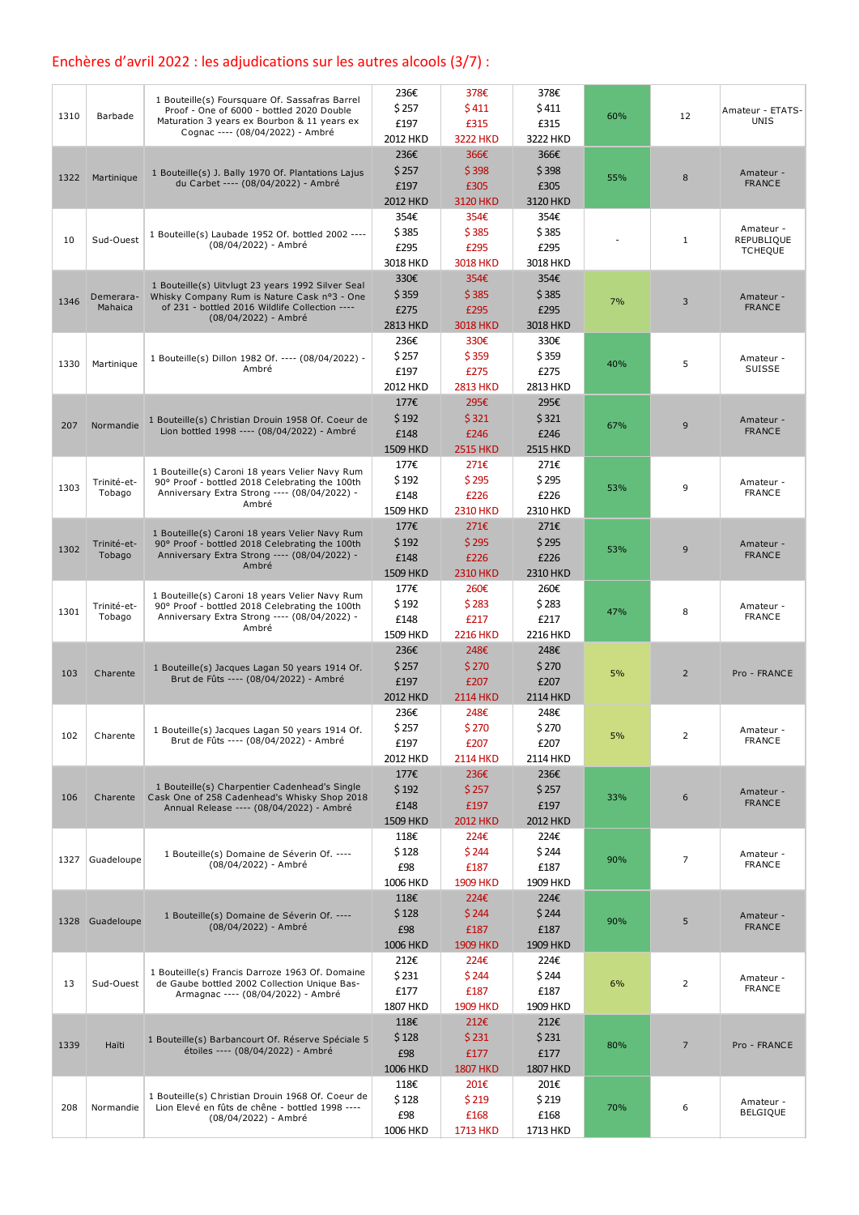## Enchères d'avril 2022 : les adjudications sur les autres alcools (3/7) :

| | | | | | | | | |
|---|---|---|---|---|---|---|---|---|
| 1310 | Barbade | 1 Bouteille(s) Foursquare Of. Sassafras Barrel Proof - One of 6000 - bottled 2020 Double Maturation 3 years ex Bourbon & 11 years ex Cognac ---- (08/04/2022) - Ambré | 236€<br>$ 257<br>£197<br>2012 HKD | 378€<br>$ 411<br>£315<br>3222 HKD | 378€<br>$ 411<br>£315<br>3222 HKD | 60% | 12 | Amateur - ETATS-UNIS |
| 1322 | Martinique | 1 Bouteille(s) J. Bally 1970 Of. Plantations Lajus du Carbet ---- (08/04/2022) - Ambré | 236€<br>$ 257<br>£197<br>2012 HKD | 366€<br>$ 398<br>£305<br>3120 HKD | 366€<br>$ 398<br>£305<br>3120 HKD | 55% | 8 | Amateur - FRANCE |
| 10 | Sud-Ouest | 1 Bouteille(s) Laubade 1952 Of. bottled 2002 ---- (08/04/2022) - Ambré | 354€<br>$ 385<br>£295<br>3018 HKD | 354€<br>$ 385<br>£295<br>3018 HKD | 354€<br>$ 385<br>£295<br>3018 HKD | - | 1 | Amateur - REPUBLIQUE TCHEQUE |
| 1346 | Demerara-Mahaica | 1 Bouteille(s) Uitvlugt 23 years 1992 Silver Seal Whisky Company Rum is Nature Cask n°3 - One of 231 - bottled 2016 Wildlife Collection ---- (08/04/2022) - Ambré | 330€<br>$ 359<br>£275<br>2813 HKD | 354€<br>$ 385<br>£295<br>3018 HKD | 354€<br>$ 385<br>£295<br>3018 HKD | 7% | 3 | Amateur - FRANCE |
| 1330 | Martinique | 1 Bouteille(s) Dillon 1982 Of. ---- (08/04/2022) - Ambré | 236€<br>$ 257<br>£197<br>2012 HKD | 330€<br>$ 359<br>£275<br>2813 HKD | 330€<br>$ 359<br>£275<br>2813 HKD | 40% | 5 | Amateur - SUISSE |
| 207 | Normandie | 1 Bouteille(s) Christian Drouin 1958 Of. Coeur de Lion bottled 1998 ---- (08/04/2022) - Ambré | 177€<br>$ 192<br>£148<br>1509 HKD | 295€<br>$ 321<br>£246<br>2515 HKD | 295€<br>$ 321<br>£246<br>2515 HKD | 67% | 9 | Amateur - FRANCE |
| 1303 | Trinité-et-Tobago | 1 Bouteille(s) Caroni 18 years Velier Navy Rum 90° Proof - bottled 2018 Celebrating the 100th Anniversary Extra Strong ---- (08/04/2022) - Ambré | 177€<br>$ 192<br>£148<br>1509 HKD | 271€<br>$ 295<br>£226<br>2310 HKD | 271€<br>$ 295<br>£226<br>2310 HKD | 53% | 9 | Amateur - FRANCE |
| 1302 | Trinité-et-Tobago | 1 Bouteille(s) Caroni 18 years Velier Navy Rum 90° Proof - bottled 2018 Celebrating the 100th Anniversary Extra Strong ---- (08/04/2022) - Ambré | 177€<br>$ 192<br>£148<br>1509 HKD | 271€<br>$ 295<br>£226<br>2310 HKD | 271€<br>$ 295<br>£226<br>2310 HKD | 53% | 9 | Amateur - FRANCE |
| 1301 | Trinité-et-Tobago | 1 Bouteille(s) Caroni 18 years Velier Navy Rum 90° Proof - bottled 2018 Celebrating the 100th Anniversary Extra Strong ---- (08/04/2022) - Ambré | 177€<br>$ 192<br>£148<br>1509 HKD | 260€<br>$ 283<br>£217<br>2216 HKD | 260€<br>$ 283<br>£217<br>2216 HKD | 47% | 8 | Amateur - FRANCE |
| 103 | Charente | 1 Bouteille(s) Jacques Lagan 50 years 1914 Of. Brut de Fûts ---- (08/04/2022) - Ambré | 236€<br>$ 257<br>£197<br>2012 HKD | 248€<br>$ 270<br>£207<br>2114 HKD | 248€<br>$ 270<br>£207<br>2114 HKD | 5% | 2 | Pro - FRANCE |
| 102 | Charente | 1 Bouteille(s) Jacques Lagan 50 years 1914 Of. Brut de Fûts ---- (08/04/2022) - Ambré | 236€<br>$ 257<br>£197<br>2012 HKD | 248€<br>$ 270<br>£207<br>2114 HKD | 248€<br>$ 270<br>£207<br>2114 HKD | 5% | 2 | Amateur - FRANCE |
| 106 | Charente | 1 Bouteille(s) Charpentier Cadenhead's Single Cask One of 258 Cadenhead's Whisky Shop 2018 Annual Release ---- (08/04/2022) - Ambré | 177€<br>$ 192<br>£148<br>1509 HKD | 236€<br>$ 257<br>£197<br>2012 HKD | 236€<br>$ 257<br>£197<br>2012 HKD | 33% | 6 | Amateur - FRANCE |
| 1327 | Guadeloupe | 1 Bouteille(s) Domaine de Séverin Of. ---- (08/04/2022) - Ambré | 118€<br>$ 128<br>£98<br>1006 HKD | 224€<br>$ 244<br>£187<br>1909 HKD | 224€<br>$ 244<br>£187<br>1909 HKD | 90% | 7 | Amateur - FRANCE |
| 1328 | Guadeloupe | 1 Bouteille(s) Domaine de Séverin Of. ---- (08/04/2022) - Ambré | 118€<br>$ 128<br>£98<br>1006 HKD | 224€<br>$ 244<br>£187<br>1909 HKD | 224€<br>$ 244<br>£187<br>1909 HKD | 90% | 5 | Amateur - FRANCE |
| 13 | Sud-Ouest | 1 Bouteille(s) Francis Darroze 1963 Of. Domaine de Gaube bottled 2002 Collection Unique Bas-Armagnac ---- (08/04/2022) - Ambré | 212€<br>$ 231<br>£177<br>1807 HKD | 224€<br>$ 244<br>£187<br>1909 HKD | 224€<br>$ 244<br>£187<br>1909 HKD | 6% | 2 | Amateur - FRANCE |
| 1339 | Haïti | 1 Bouteille(s) Barbancourt Of. Réserve Spéciale 5 étoiles ---- (08/04/2022) - Ambré | 118€<br>$ 128<br>£98<br>1006 HKD | 212€<br>$ 231<br>£177<br>1807 HKD | 212€<br>$ 231<br>£177<br>1807 HKD | 80% | 7 | Pro - FRANCE |
| 208 | Normandie | 1 Bouteille(s) Christian Drouin 1968 Of. Coeur de Lion Elevé en fûts de chêne - bottled 1998 ---- (08/04/2022) - Ambré | 118€<br>$ 128<br>£98<br>1006 HKD | 201€<br>$ 219<br>£168<br>1713 HKD | 201€<br>$ 219<br>£168<br>1713 HKD | 70% | 6 | Amateur - BELGIQUE |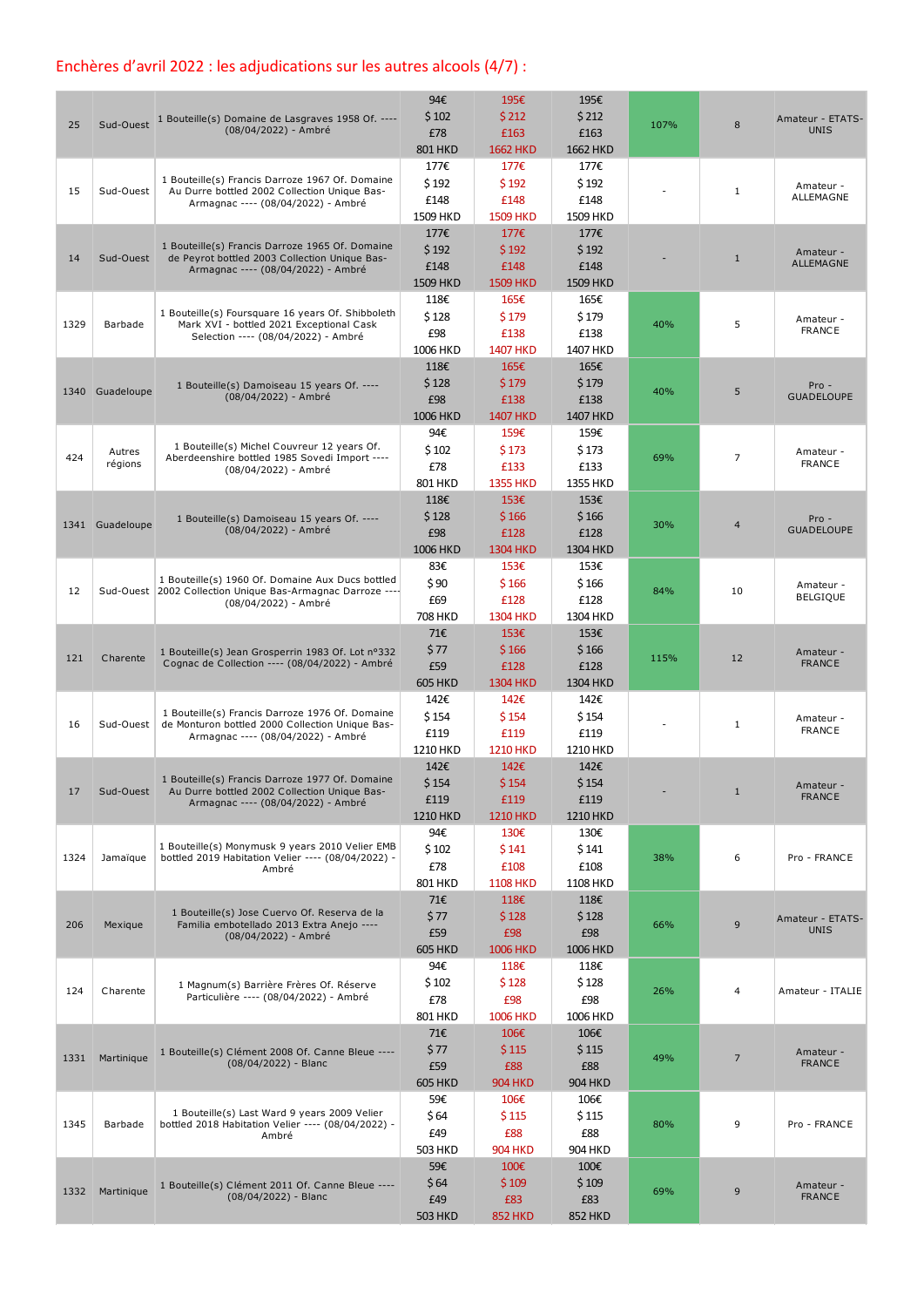# Enchères d'avril 2022 : les adjudications sur les autres alcools (4/7) :

| | | | | | | | | |
|---|---|---|---|---|---|---|---|---|
| 25 | Sud-Ouest | 1 Bouteille(s) Domaine de Lasgraves 1958 Of. ---- (08/04/2022) - Ambré | 94€<br>$ 102<br>£78<br>801 HKD | 195€<br>$ 212<br>£163<br>1662 HKD | 195€<br>$ 212<br>£163<br>1662 HKD | 107% | 8 | Amateur - ETATS-UNIS |
| 15 | Sud-Ouest | 1 Bouteille(s) Francis Darroze 1967 Of. Domaine Au Durre bottled 2002 Collection Unique Bas-Armagnac ---- (08/04/2022) - Ambré | 177€<br>$ 192<br>£148<br>1509 HKD | 177€<br>$ 192<br>£148<br>1509 HKD | 177€<br>$ 192<br>£148<br>1509 HKD | - | 1 | Amateur - ALLEMAGNE |
| 14 | Sud-Ouest | 1 Bouteille(s) Francis Darroze 1965 Of. Domaine de Peyrot bottled 2003 Collection Unique Bas-Armagnac ---- (08/04/2022) - Ambré | 177€<br>$ 192<br>£148<br>1509 HKD | 177€<br>$ 192<br>£148<br>1509 HKD | 177€<br>$ 192<br>£148<br>1509 HKD | - | 1 | Amateur - ALLEMAGNE |
| 1329 | Barbade | 1 Bouteille(s) Foursquare 16 years Of. Shibboleth Mark XVI - bottled 2021 Exceptional Cask Selection ---- (08/04/2022) - Ambré | 118€<br>$ 128<br>£98<br>1006 HKD | 165€<br>$ 179<br>£138<br>1407 HKD | 165€<br>$ 179<br>£138<br>1407 HKD | 40% | 5 | Amateur - FRANCE |
| 1340 | Guadeloupe | 1 Bouteille(s) Damoiseau 15 years Of. ---- (08/04/2022) - Ambré | 118€<br>$ 128<br>£98<br>1006 HKD | 165€<br>$ 179<br>£138<br>1407 HKD | 165€<br>$ 179<br>£138<br>1407 HKD | 40% | 5 | Pro - GUADELOUPE |
| 424 | Autres régions | 1 Bouteille(s) Michel Couvreur 12 years Of. Aberdeenshire bottled 1985 Sovedi Import ---- (08/04/2022) - Ambré | 94€<br>$ 102<br>£78<br>801 HKD | 159€<br>$ 173<br>£133<br>1355 HKD | 159€<br>$ 173<br>£133<br>1355 HKD | 69% | 7 | Amateur - FRANCE |
| 1341 | Guadeloupe | 1 Bouteille(s) Damoiseau 15 years Of. ---- (08/04/2022) - Ambré | 118€<br>$ 128<br>£98<br>1006 HKD | 153€<br>$ 166<br>£128<br>1304 HKD | 153€<br>$ 166<br>£128<br>1304 HKD | 30% | 4 | Pro - GUADELOUPE |
| 12 | Sud-Ouest | 1 Bouteille(s) 1960 Of. Domaine Aux Ducs bottled 2002 Collection Unique Bas-Armagnac Darroze ---- (08/04/2022) - Ambré | 83€<br>$ 90<br>£69<br>708 HKD | 153€<br>$ 166<br>£128<br>1304 HKD | 153€<br>$ 166<br>£128<br>1304 HKD | 84% | 10 | Amateur - BELGIQUE |
| 121 | Charente | 1 Bouteille(s) Jean Grosperrin 1983 Of. Lot n°332 Cognac de Collection ---- (08/04/2022) - Ambré | 71€<br>$ 77<br>£59<br>605 HKD | 153€<br>$ 166<br>£128<br>1304 HKD | 153€<br>$ 166<br>£128<br>1304 HKD | 115% | 12 | Amateur - FRANCE |
| 16 | Sud-Ouest | 1 Bouteille(s) Francis Darroze 1976 Of. Domaine de Monturon bottled 2000 Collection Unique Bas-Armagnac ---- (08/04/2022) - Ambré | 142€<br>$ 154<br>£119<br>1210 HKD | 142€<br>$ 154<br>£119<br>1210 HKD | 142€<br>$ 154<br>£119<br>1210 HKD | - | 1 | Amateur - FRANCE |
| 17 | Sud-Ouest | 1 Bouteille(s) Francis Darroze 1977 Of. Domaine Au Durre bottled 2002 Collection Unique Bas-Armagnac ---- (08/04/2022) - Ambré | 142€<br>$ 154<br>£119<br>1210 HKD | 142€<br>$ 154<br>£119<br>1210 HKD | 142€<br>$ 154<br>£119<br>1210 HKD | - | 1 | Amateur - FRANCE |
| 1324 | Jamaïque | 1 Bouteille(s) Monymusk 9 years 2010 Velier EMB bottled 2019 Habitation Velier ---- (08/04/2022) - Ambré | 94€<br>$ 102<br>£78<br>801 HKD | 130€<br>$ 141<br>£108<br>1108 HKD | 130€<br>$ 141<br>£108<br>1108 HKD | 38% | 6 | Pro - FRANCE |
| 206 | Mexique | 1 Bouteille(s) Jose Cuervo Of. Reserva de la Familia embotellado 2013 Extra Anejo ---- (08/04/2022) - Ambré | 71€<br>$ 77<br>£59<br>605 HKD | 118€<br>$ 128<br>£98<br>1006 HKD | 118€<br>$ 128<br>£98<br>1006 HKD | 66% | 9 | Amateur - ETATS-UNIS |
| 124 | Charente | 1 Magnum(s) Barrière Frères Of. Réserve Particulière ---- (08/04/2022) - Ambré | 94€<br>$ 102<br>£78<br>801 HKD | 118€<br>$ 128<br>£98<br>1006 HKD | 118€<br>$ 128<br>£98<br>1006 HKD | 26% | 4 | Amateur - ITALIE |
| 1331 | Martinique | 1 Bouteille(s) Clément 2008 Of. Canne Bleue ---- (08/04/2022) - Blanc | 71€<br>$ 77<br>£59<br>605 HKD | 106€<br>$ 115<br>£88<br>904 HKD | 106€<br>$ 115<br>£88<br>904 HKD | 49% | 7 | Amateur - FRANCE |
| 1345 | Barbade | 1 Bouteille(s) Last Ward 9 years 2009 Velier bottled 2018 Habitation Velier ---- (08/04/2022) - Ambré | 59€<br>$ 64<br>£49<br>503 HKD | 106€<br>$ 115<br>£88<br>904 HKD | 106€<br>$ 115<br>£88<br>904 HKD | 80% | 9 | Pro - FRANCE |
| 1332 | Martinique | 1 Bouteille(s) Clément 2011 Of. Canne Bleue ---- (08/04/2022) - Blanc | 59€<br>$ 64<br>£49<br>503 HKD | 100€<br>$ 109<br>£83<br>852 HKD | 100€<br>$ 109<br>£83<br>852 HKD | 69% | 9 | Amateur - FRANCE |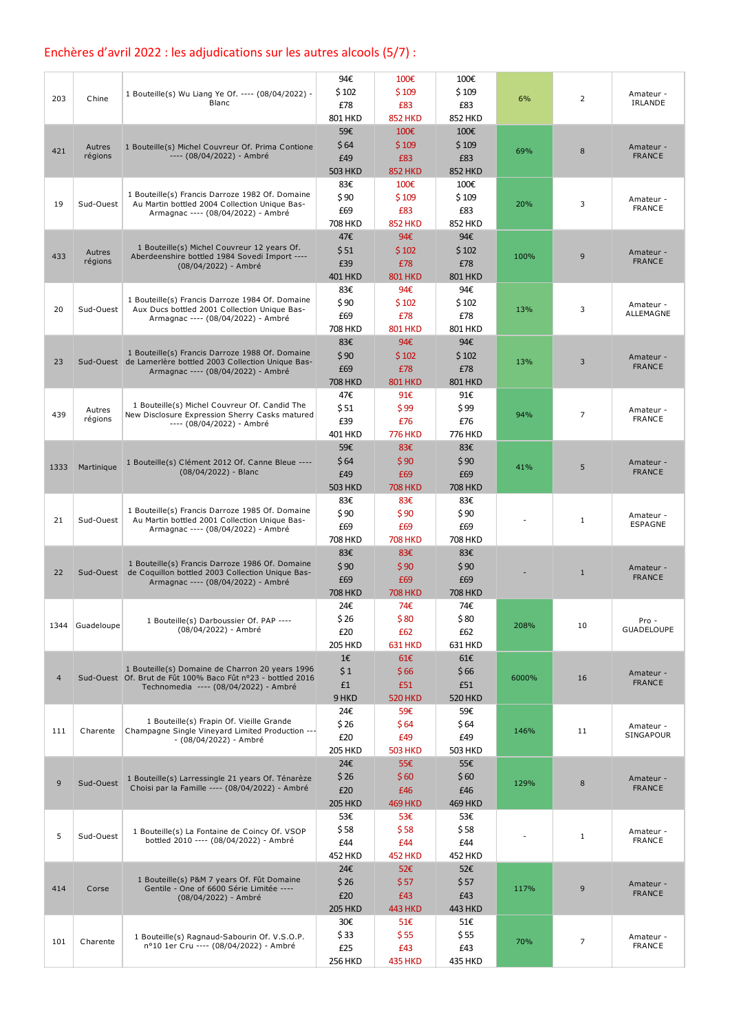## Enchères d'avril 2022 : les adjudications sur les autres alcools (5/7) :

| | | | | | | | | |
|---|---|---|---|---|---|---|---|---|
| 203 | Chine | 1 Bouteille(s) Wu Liang Ye Of. ---- (08/04/2022) - Blanc | 94€ $ 102 £78 801 HKD | 100€ $ 109 £83 852 HKD | 100€ $ 109 £83 852 HKD | 6% | 2 | Amateur - IRLANDE |
| 421 | Autres régions | 1 Bouteille(s) Michel Couvreur Of. Prima Contione ---- (08/04/2022) - Ambré | 59€ $ 64 £49 503 HKD | 100€ $ 109 £83 852 HKD | 100€ $ 109 £83 852 HKD | 69% | 8 | Amateur - FRANCE |
| 19 | Sud-Ouest | 1 Bouteille(s) Francis Darroze 1982 Of. Domaine Au Martin bottled 2004 Collection Unique Bas-Armagnac ---- (08/04/2022) - Ambré | 83€ $ 90 £69 708 HKD | 100€ $ 109 £83 852 HKD | 100€ $ 109 £83 852 HKD | 20% | 3 | Amateur - FRANCE |
| 433 | Autres régions | 1 Bouteille(s) Michel Couvreur 12 years Of. Aberdeenshire bottled 1984 Sovedi Import ---- (08/04/2022) - Ambré | 47€ $ 51 £39 401 HKD | 94€ $ 102 £78 801 HKD | 94€ $ 102 £78 801 HKD | 100% | 9 | Amateur - FRANCE |
| 20 | Sud-Ouest | 1 Bouteille(s) Francis Darroze 1984 Of. Domaine Aux Ducs bottled 2001 Collection Unique Bas-Armagnac ---- (08/04/2022) - Ambré | 83€ $ 90 £69 708 HKD | 94€ $ 102 £78 801 HKD | 94€ $ 102 £78 801 HKD | 13% | 3 | Amateur - ALLEMAGNE |
| 23 | Sud-Ouest | 1 Bouteille(s) Francis Darroze 1988 Of. Domaine de Lamerlère bottled 2003 Collection Unique Bas-Armagnac ---- (08/04/2022) - Ambré | 83€ $ 90 £69 708 HKD | 94€ $ 102 £78 801 HKD | 94€ $ 102 £78 801 HKD | 13% | 3 | Amateur - FRANCE |
| 439 | Autres régions | 1 Bouteille(s) Michel Couvreur Of. Candid The New Disclosure Expression Sherry Casks matured ---- (08/04/2022) - Ambré | 47€ $ 51 £39 401 HKD | 91€ $ 99 £76 776 HKD | 91€ $ 99 £76 776 HKD | 94% | 7 | Amateur - FRANCE |
| 1333 | Martinique | 1 Bouteille(s) Clément 2012 Of. Canne Bleue ---- (08/04/2022) - Blanc | 59€ $ 64 £49 503 HKD | 83€ $ 90 £69 708 HKD | 83€ $ 90 £69 708 HKD | 41% | 5 | Amateur - FRANCE |
| 21 | Sud-Ouest | 1 Bouteille(s) Francis Darroze 1985 Of. Domaine Au Martin bottled 2001 Collection Unique Bas-Armagnac ---- (08/04/2022) - Ambré | 83€ $ 90 £69 708 HKD | 83€ $ 90 £69 708 HKD | 83€ $ 90 £69 708 HKD | - | 1 | Amateur - ESPAGNE |
| 22 | Sud-Ouest | 1 Bouteille(s) Francis Darroze 1986 Of. Domaine de Coquillon bottled 2003 Collection Unique Bas-Armagnac ---- (08/04/2022) - Ambré | 83€ $ 90 £69 708 HKD | 83€ $ 90 £69 708 HKD | 83€ $ 90 £69 708 HKD | - | 1 | Amateur - FRANCE |
| 1344 | Guadeloupe | 1 Bouteille(s) Darboussier Of. PAP ---- (08/04/2022) - Ambré | 24€ $ 26 £20 205 HKD | 74€ $ 80 £62 631 HKD | 74€ $ 80 £62 631 HKD | 208% | 10 | Pro - GUADELOUPE |
| 4 | Sud-Ouest | 1 Bouteille(s) Domaine de Charron 20 years 1996 Of. Brut de Fût 100% Baco Fût n°23 - bottled 2016 Technomedia ---- (08/04/2022) - Ambré | 1€ $ 1 £1 9 HKD | 61€ $ 66 £51 520 HKD | 61€ $ 66 £51 520 HKD | 6000% | 16 | Amateur - FRANCE |
| 111 | Charente | 1 Bouteille(s) Frapin Of. Vieille Grande Champagne Single Vineyard Limited Production ---- (08/04/2022) - Ambré | 24€ $ 26 £20 205 HKD | 59€ $ 64 £49 503 HKD | 59€ $ 64 £49 503 HKD | 146% | 11 | Amateur - SINGAPOUR |
| 9 | Sud-Ouest | 1 Bouteille(s) Larressingle 21 years Of. Ténarèze Choisi par la Famille ---- (08/04/2022) - Ambré | 24€ $ 26 £20 205 HKD | 55€ $ 60 £46 469 HKD | 55€ $ 60 £46 469 HKD | 129% | 8 | Amateur - FRANCE |
| 5 | Sud-Ouest | 1 Bouteille(s) La Fontaine de Coincy Of. VSOP bottled 2010 ---- (08/04/2022) - Ambré | 53€ $ 58 £44 452 HKD | 53€ $ 58 £44 452 HKD | 53€ $ 58 £44 452 HKD | - | 1 | Amateur - FRANCE |
| 414 | Corse | 1 Bouteille(s) P&M 7 years Of. Fût Domaine Gentile - One of 6600 Série Limitée ---- (08/04/2022) - Ambré | 24€ $ 26 £20 205 HKD | 52€ $ 57 £43 443 HKD | 52€ $ 57 £43 443 HKD | 117% | 9 | Amateur - FRANCE |
| 101 | Charente | 1 Bouteille(s) Ragnaud-Sabourin Of. V.S.O.P. n°10 1er Cru ---- (08/04/2022) - Ambré | 30€ $ 33 £25 256 HKD | 51€ $ 55 £43 435 HKD | 51€ $ 55 £43 435 HKD | 70% | 7 | Amateur - FRANCE |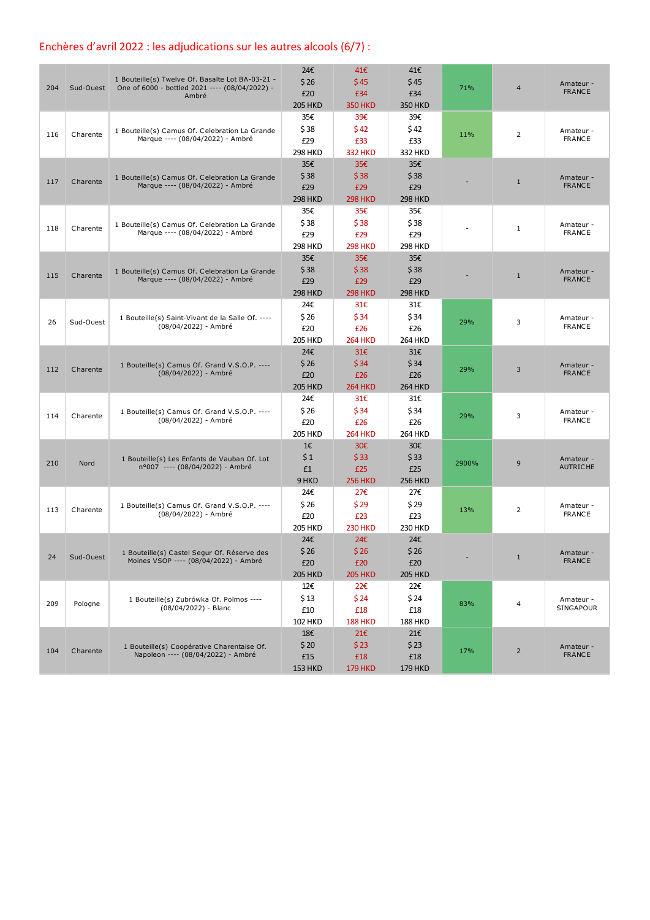## Enchères d'avril 2022 : les adjudications sur les autres alcools (6/7) :

| | | | | | | | | |
|---|---|---|---|---|---|---|---|---|
| 204 | Sud-Ouest | 1 Bouteille(s) Twelve Of. Basalte Lot BA-03-21 - One of 6000 - bottled 2021 ---- (08/04/2022) - Ambré | 24€ $ 26 £20 205 HKD | 41€ $ 45 £34 350 HKD | 41€ $ 45 £34 350 HKD | 71% | 4 | Amateur - FRANCE |
| 116 | Charente | 1 Bouteille(s) Camus Of. Celebration La Grande Marque ---- (08/04/2022) - Ambré | 35€ $ 38 £29 298 HKD | 39€ $ 42 £33 332 HKD | 39€ $ 42 £33 332 HKD | 11% | 2 | Amateur - FRANCE |
| 117 | Charente | 1 Bouteille(s) Camus Of. Celebration La Grande Marque ---- (08/04/2022) - Ambré | 35€ $ 38 £29 298 HKD | 35€ $ 38 £29 298 HKD | 35€ $ 38 £29 298 HKD | - | 1 | Amateur - FRANCE |
| 118 | Charente | 1 Bouteille(s) Camus Of. Celebration La Grande Marque ---- (08/04/2022) - Ambré | 35€ $ 38 £29 298 HKD | 35€ $ 38 £29 298 HKD | 35€ $ 38 £29 298 HKD | - | 1 | Amateur - FRANCE |
| 115 | Charente | 1 Bouteille(s) Camus Of. Celebration La Grande Marque ---- (08/04/2022) - Ambré | 35€ $ 38 £29 298 HKD | 35€ $ 38 £29 298 HKD | 35€ $ 38 £29 298 HKD | - | 1 | Amateur - FRANCE |
| 26 | Sud-Ouest | 1 Bouteille(s) Saint-Vivant de la Salle Of. ---- (08/04/2022) - Ambré | 24€ $ 26 £20 205 HKD | 31€ $ 34 £26 264 HKD | 31€ $ 34 £26 264 HKD | 29% | 3 | Amateur - FRANCE |
| 112 | Charente | 1 Bouteille(s) Camus Of. Grand V.S.O.P. ---- (08/04/2022) - Ambré | 24€ $ 26 £20 205 HKD | 31€ $ 34 £26 264 HKD | 31€ $ 34 £26 264 HKD | 29% | 3 | Amateur - FRANCE |
| 114 | Charente | 1 Bouteille(s) Camus Of. Grand V.S.O.P. ---- (08/04/2022) - Ambré | 24€ $ 26 £20 205 HKD | 31€ $ 34 £26 264 HKD | 31€ $ 34 £26 264 HKD | 29% | 3 | Amateur - FRANCE |
| 210 | Nord | 1 Bouteille(s) Les Enfants de Vauban Of. Lot n°007 ---- (08/04/2022) - Ambré | 1€ $ 1 £1 9 HKD | 30€ $ 33 £25 256 HKD | 30€ $ 33 £25 256 HKD | 2900% | 9 | Amateur - AUTRICHE |
| 113 | Charente | 1 Bouteille(s) Camus Of. Grand V.S.O.P. ---- (08/04/2022) - Ambré | 24€ $ 26 £20 205 HKD | 27€ $ 29 £23 230 HKD | 27€ $ 29 £23 230 HKD | 13% | 2 | Amateur - FRANCE |
| 24 | Sud-Ouest | 1 Bouteille(s) Castel Segur Of. Réserve des Moines VSOP ---- (08/04/2022) - Ambré | 24€ $ 26 £20 205 HKD | 24€ $ 26 £20 205 HKD | 24€ $ 26 £20 205 HKD | - | 1 | Amateur - FRANCE |
| 209 | Pologne | 1 Bouteille(s) Zubrówka Of. Polmos ---- (08/04/2022) - Blanc | 12€ $ 13 £10 102 HKD | 22€ $ 24 £18 188 HKD | 22€ $ 24 £18 188 HKD | 83% | 4 | Amateur - SINGAPOUR |
| 104 | Charente | 1 Bouteille(s) Coopérative Charentaise Of. Napoleon ---- (08/04/2022) - Ambré | 18€ $ 20 £15 153 HKD | 21€ $ 23 £18 179 HKD | 21€ $ 23 £18 179 HKD | 17% | 2 | Amateur - FRANCE |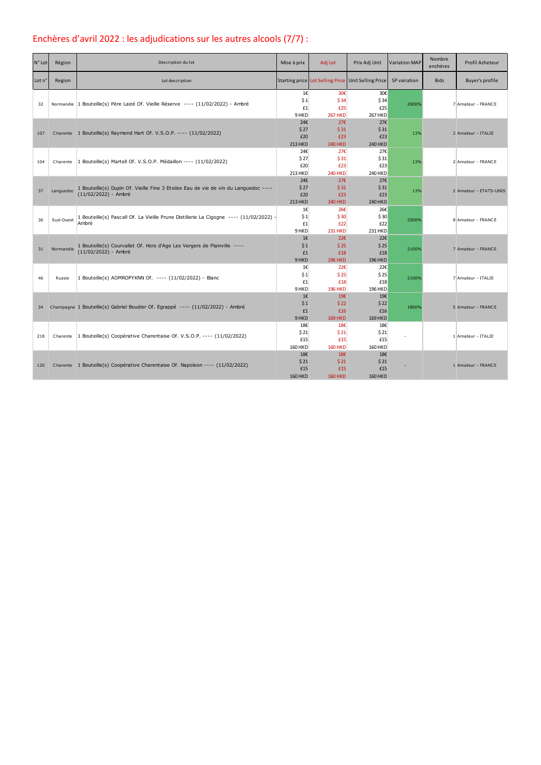## Enchères d'avril 2022 : les adjudications sur les autres alcools (7/7) :

| N° Lot | Région | Description du lot | Mise à prix | Adj Lot | Prix Adj Unit | Variation MAP | Nombre enchères | Profil Acheteur |
|---|---|---|---|---|---|---|---|---|
| Lot n° | Region | Lot description | Starting price | Lot Selling Price | Unit Selling Price | SP variation | Bids | Buyer's profile |
| 32 | Normandie | 1 Bouteille(s) Père Laizé Of. Vieille Réserve ---- (11/02/2022) - Ambré | 1€ <br> $ 1 <br> £1 <br> 9 HKD | 30€ <br> $ 34 <br> £25 <br> 267 HKD | 30€ <br> $ 34 <br> £25 <br> 267 HKD | 2900% | 7 | Amateur - FRANCE |
| 107 | Charente | 1 Bouteille(s) Raymond Hart Of. V.S.O.P. ---- (11/02/2022) | 24€ <br> $ 27 <br> £20 <br> 213 HKD | 27€ <br> $ 31 <br> £23 <br> 240 HKD | 27€ <br> $ 31 <br> £23 <br> 240 HKD | 13% | 2 | Amateur - ITALIE |
| 104 | Charente | 1 Bouteille(s) Martell Of. V.S.O.P. Médaillon ---- (11/02/2022) | 24€ <br> $ 27 <br> £20 <br> 213 HKD | 27€ <br> $ 31 <br> £23 <br> 240 HKD | 27€ <br> $ 31 <br> £23 <br> 240 HKD | 13% | 2 | Amateur - FRANCE |
| 37 | Languedoc | 1 Bouteille(s) Dupin Of. Vieille Fine 3 Etoiles Eau de vie de vin du Languedoc ---- (11/02/2022) - Ambré | 24€ <br> $ 27 <br> £20 <br> 213 HKD | 27€ <br> $ 31 <br> £23 <br> 240 HKD | 27€ <br> $ 31 <br> £23 <br> 240 HKD | 13% | 2 | Amateur - ETATS-UNIS |
| 36 | Sud-Ouest | 1 Bouteille(s) Pascall Of. La Vieille Prune Distillerie La Cigogne ---- (11/02/2022) - Ambré | 1€ <br> $ 1 <br> £1 <br> 9 HKD | 26€ <br> $ 30 <br> £22 <br> 231 HKD | 26€ <br> $ 30 <br> £22 <br> 231 HKD | 2500% | 8 | Amateur - FRANCE |
| 31 | Normandie | 1 Bouteille(s) Courvallet Of. Hors d'Age Les Vergers de Plainville ---- (11/02/2022) - Ambré | 1€ <br> $ 1 <br> £1 <br> 9 HKD | 22€ <br> $ 25 <br> £18 <br> 196 HKD | 22€ <br> $ 25 <br> £18 <br> 196 HKD | 2100% | 7 | Amateur - FRANCE |
| 46 | Russie | 1 Bouteille(s) AOMROPYKNN Of. ---- (11/02/2022) - Blanc | 1€ <br> $ 1 <br> £1 <br> 9 HKD | 22€ <br> $ 25 <br> £18 <br> 196 HKD | 22€ <br> $ 25 <br> £18 <br> 196 HKD | 2100% | 7 | Amateur - ITALIE |
| 34 | Champagne | 1 Bouteille(s) Gabriel Boudier Of. Egrappé ---- (11/02/2022) - Ambré | 1€ <br> $ 1 <br> £1 <br> 9 HKD | 19€ <br> $ 22 <br> £16 <br> 169 HKD | 19€ <br> $ 22 <br> £16 <br> 169 HKD | 1800% | 5 | Amateur - FRANCE |
| 218 | Charente | 1 Bouteille(s) Coopérative Charentaise Of. V.S.O.P. ---- (11/02/2022) | 18€ <br> $ 21 <br> £15 <br> 160 HKD | 18€ <br> $ 21 <br> £15 <br> 160 HKD | 18€ <br> $ 21 <br> £15 <br> 160 HKD | - | 1 | Amateur - ITALIE |
| 120 | Charente | 1 Bouteille(s) Coopérative Charentaise Of. Napoleon ---- (11/02/2022) | 18€ <br> $ 21 <br> £15 <br> 160 HKD | 18€ <br> $ 21 <br> £15 <br> 160 HKD | 18€ <br> $ 21 <br> £15 <br> 160 HKD | - | 1 | Amateur - FRANCE |